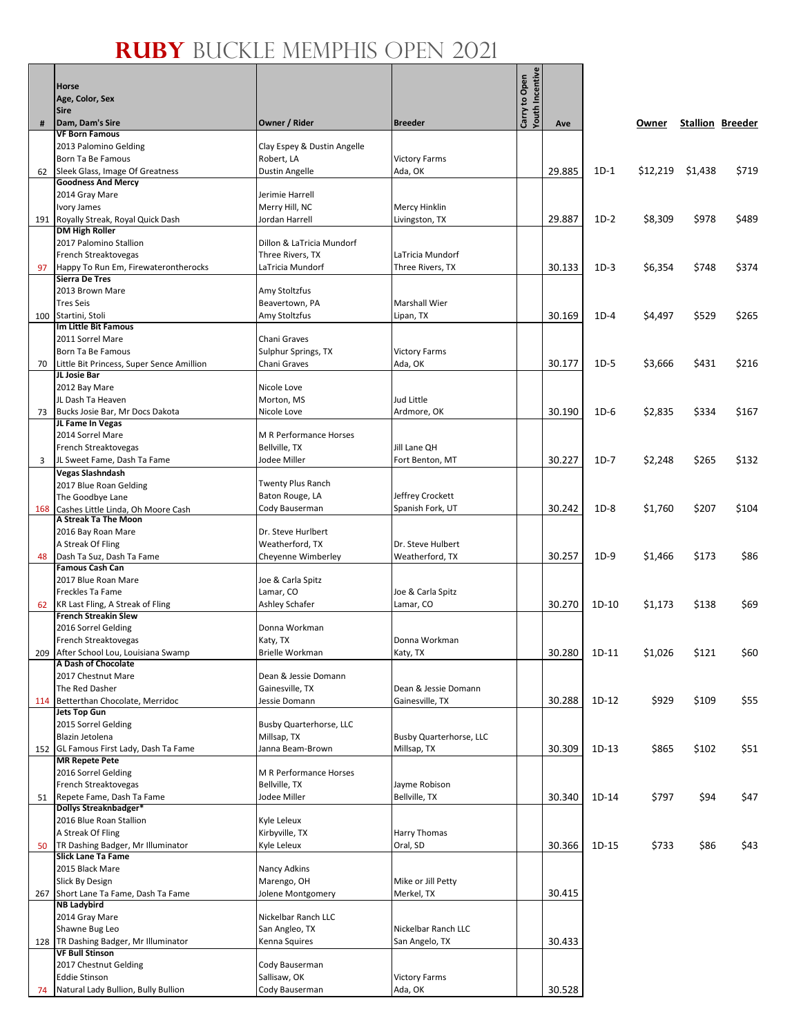# RUBY BUCKLE MEMPHIS OPEN 2021

| # | Horse<br>Age, Color, Sex<br>Sire<br>Dam, Dam's Sire | Owner / Rider | Breeder | Carry to Open | Youth Incentive | Ave | | Owner | Stallion | Breeder |
|---|---|---|---|---|---|---|---|---|---|---|
| 62 | **VF Born Famous**<br>2013 Palomino Gelding<br>Born Ta Be Famous<br>Sleek Glass, Image Of Greatness | Clay Espey & Dustin Angelle<br>Robert, LA<br>Dustin Angelle | Victory Farms<br>Ada, OK | | | 29.885 | 1D-1 | $12,219 | $1,438 | $719 |
| 191 | **Goodness And Mercy**<br>2014 Gray Mare<br>Ivory James<br>Royally Streak, Royal Quick Dash | Jerimie Harrell<br>Merry Hill, NC<br>Jordan Harrell | Mercy Hinklin<br>Livingston, TX | | | 29.887 | 1D-2 | $8,309 | $978 | $489 |
| 97 | **DM High Roller**<br>2017 Palomino Stallion<br>French Streaktovegas<br>Happy To Run Em, Firewaterontherocks | Dillon & LaTricia Mundorf<br>Three Rivers, TX<br>LaTricia Mundorf | LaTricia Mundorf<br>Three Rivers, TX | | | 30.133 | 1D-3 | $6,354 | $748 | $374 |
| 100 | **Sierra De Tres**<br>2013 Brown Mare<br>Tres Seis<br>Startini, Stoli | Amy Stoltzfus<br>Beavertown, PA<br>Amy Stoltzfus | Marshall Wier<br>Lipan, TX | | | 30.169 | 1D-4 | $4,497 | $529 | $265 |
| 70 | **Im Little Bit Famous**<br>2011 Sorrel Mare<br>Born Ta Be Famous<br>Little Bit Princess, Super Sence Amillion | Chani Graves<br>Sulphur Springs, TX<br>Chani Graves | Victory Farms<br>Ada, OK | | | 30.177 | 1D-5 | $3,666 | $431 | $216 |
| 73 | **JL Josie Bar**<br>2012 Bay Mare<br>JL Dash Ta Heaven<br>Bucks Josie Bar, Mr Docs Dakota | Nicole Love<br>Morton, MS<br>Nicole Love | Jud Little<br>Ardmore, OK | | | 30.190 | 1D-6 | $2,835 | $334 | $167 |
| 3 | **JL Fame In Vegas**<br>2014 Sorrel Mare<br>French Streaktovegas<br>JL Sweet Fame, Dash Ta Fame | M R Performance Horses<br>Bellville, TX<br>Jodee Miller | Jill Lane QH<br>Fort Benton, MT | | | 30.227 | 1D-7 | $2,248 | $265 | $132 |
| 168 | **Vegas Slashndash**<br>2017 Blue Roan Gelding<br>The Goodbye Lane<br>Cashes Little Linda, Oh Moore Cash | Twenty Plus Ranch<br>Baton Rouge, LA<br>Cody Bauserman | Jeffrey Crockett<br>Spanish Fork, UT | | | 30.242 | 1D-8 | $1,760 | $207 | $104 |
| 48 | **A Streak Ta The Moon**<br>2016 Bay Roan Mare<br>A Streak Of Fling<br>Dash Ta Suz, Dash Ta Fame | Dr. Steve Hurlbert<br>Weatherford, TX<br>Cheyenne Wimberley | Dr. Steve Hulbert<br>Weatherford, TX | | | 30.257 | 1D-9 | $1,466 | $173 | $86 |
| 62 | **Famous Cash Can**<br>2017 Blue Roan Mare<br>Freckles Ta Fame<br>KR Last Fling, A Streak of Fling | Joe & Carla Spitz<br>Lamar, CO<br>Ashley Schafer | Joe & Carla Spitz<br>Lamar, CO | | | 30.270 | 1D-10 | $1,173 | $138 | $69 |
| 209 | **French Streakin Slew**<br>2016 Sorrel Gelding<br>French Streaktovegas<br>After School Lou, Louisiana Swamp | Donna Workman<br>Katy, TX<br>Brielle Workman | Donna Workman<br>Katy, TX | | | 30.280 | 1D-11 | $1,026 | $121 | $60 |
| 114 | **A Dash of Chocolate**<br>2017 Chestnut Mare<br>The Red Dasher<br>Betterthan Chocolate, Merridoc | Dean & Jessie Domann<br>Gainesville, TX<br>Jessie Domann | Dean & Jessie Domann<br>Gainesville, TX | | | 30.288 | 1D-12 | $929 | $109 | $55 |
| 152 | **Jets Top Gun**<br>2015 Sorrel Gelding<br>Blazin Jetolena<br>GL Famous First Lady, Dash Ta Fame | Busby Quarterhorse, LLC<br>Millsap, TX<br>Janna Beam-Brown | Busby Quarterhorse, LLC<br>Millsap, TX | | | 30.309 | 1D-13 | $865 | $102 | $51 |
| 51 | **MR Repete Pete**<br>2016 Sorrel Gelding<br>French Streaktovegas<br>Repete Fame, Dash Ta Fame | M R Performance Horses<br>Bellville, TX<br>Jodee Miller | Jayme Robison<br>Bellville, TX | | | 30.340 | 1D-14 | $797 | $94 | $47 |
| 50 | **Dollys Streaknbadger***<br>2016 Blue Roan Stallion<br>A Streak Of Fling<br>TR Dashing Badger, Mr Illuminator | Kyle Leleux<br>Kirbyville, TX<br>Kyle Leleux | Harry Thomas<br>Oral, SD | | | 30.366 | 1D-15 | $733 | $86 | $43 |
| 267 | **Slick Lane Ta Fame**<br>2015 Black Mare<br>Slick By Design<br>Short Lane Ta Fame, Dash Ta Fame | Nancy Adkins<br>Marengo, OH<br>Jolene Montgomery | Mike or Jill Petty<br>Merkel, TX | | | 30.415 | | | | |
| 128 | **NB Ladybird**<br>2014 Gray Mare<br>Shawne Bug Leo<br>TR Dashing Badger, Mr Illuminator | Nickelbar Ranch LLC<br>San Angleo, TX<br>Kenna Squires | Nickelbar Ranch LLC<br>San Angelo, TX | | | 30.433 | | | | |
| 74 | **VF Bull Stinson**<br>2017 Chestnut Gelding<br>Eddie Stinson<br>Natural Lady Bullion, Bully Bullion | Cody Bauserman<br>Sallisaw, OK<br>Cody Bauserman | Victory Farms<br>Ada, OK | | | 30.528 | | | | |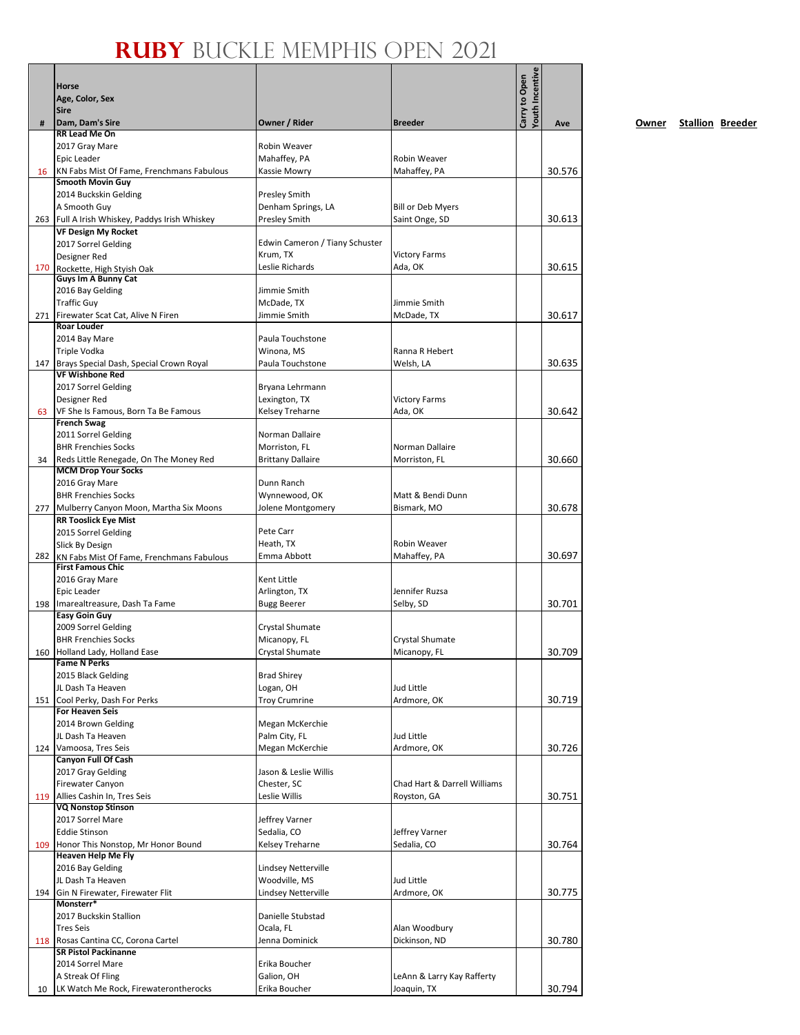# RUBY BUCKLE MEMPHIS OPEN 2021

| # | Horse<br>Age, Color, Sex<br>Sire<br>Dam, Dam's Sire | Owner / Rider | Breeder | Carry to Open | Youth Incentive | Ave |
|---|---|---|---|---|---|---|
| 16 | **RR Lead Me On**<br>2017 Gray Mare<br>Epic Leader<br>KN Fabs Mist Of Fame, Frenchmans Fabulous | Robin Weaver<br>Mahaffey, PA<br>Kassie Mowry | Robin Weaver<br>Mahaffey, PA | | | 30.576 |
| 263 | **Smooth Movin Guy**<br>2014 Buckskin Gelding<br>A Smooth Guy<br>Full A Irish Whiskey, Paddys Irish Whiskey | Presley Smith<br>Denham Springs, LA<br>Presley Smith | Bill or Deb Myers<br>Saint Onge, SD | | | 30.613 |
| 170 | **VF Design My Rocket**<br>2017 Sorrel Gelding<br>Designer Red<br>Rockette, High Styish Oak | Edwin Cameron / Tiany Schuster<br>Krum, TX<br>Leslie Richards | Victory Farms<br>Ada, OK | | | 30.615 |
| 271 | **Guys Im A Bunny Cat**<br>2016 Bay Gelding<br>Traffic Guy<br>Firewater Scat Cat, Alive N Firen | Jimmie Smith<br>McDade, TX<br>Jimmie Smith | Jimmie Smith<br>McDade, TX | | | 30.617 |
| 147 | **Roar Louder**<br>2014 Bay Mare<br>Triple Vodka<br>Brays Special Dash, Special Crown Royal | Paula Touchstone<br>Winona, MS<br>Paula Touchstone | Ranna R Hebert<br>Welsh, LA | | | 30.635 |
| 63 | **VF Wishbone Red**<br>2017 Sorrel Gelding<br>Designer Red<br>VF She Is Famous, Born Ta Be Famous | Bryana Lehrmann<br>Lexington, TX<br>Kelsey Treharne | Victory Farms<br>Ada, OK | | | 30.642 |
| 34 | **French Swag**<br>2011 Sorrel Gelding<br>BHR Frenchies Socks<br>Reds Little Renegade, On The Money Red | Norman Dallaire<br>Morriston, FL<br>Brittany Dallaire | Norman Dallaire<br>Morriston, FL | | | 30.660 |
| 277 | **MCM Drop Your Socks**<br>2016 Gray Mare<br>BHR Frenchies Socks<br>Mulberry Canyon Moon, Martha Six Moons | Dunn Ranch<br>Wynnewood, OK<br>Jolene Montgomery | Matt & Bendi Dunn<br>Bismark, MO | | | 30.678 |
| 282 | **RR Tooslick Eye Mist**<br>2015 Sorrel Gelding<br>Slick By Design<br>KN Fabs Mist Of Fame, Frenchmans Fabulous | Pete Carr<br>Heath, TX<br>Emma Abbott | Robin Weaver<br>Mahaffey, PA | | | 30.697 |
| 198 | **First Famous Chic**<br>2016 Gray Mare<br>Epic Leader<br>Imarealtreasure, Dash Ta Fame | Kent Little<br>Arlington, TX<br>Bugg Beerer | Jennifer Ruzsa<br>Selby, SD | | | 30.701 |
| 160 | **Easy Goin Guy**<br>2009 Sorrel Gelding<br>BHR Frenchies Socks<br>Holland Lady, Holland Ease | Crystal Shumate<br>Micanopy, FL<br>Crystal Shumate | Crystal Shumate<br>Micanopy, FL | | | 30.709 |
| 151 | **Fame N Perks**<br>2015 Black Gelding<br>JL Dash Ta Heaven<br>Cool Perky, Dash For Perks | Brad Shirey<br>Logan, OH<br>Troy Crumrine | Jud Little<br>Ardmore, OK | | | 30.719 |
| 124 | **For Heaven Seis**<br>2014 Brown Gelding<br>JL Dash Ta Heaven<br>Vamoosa, Tres Seis | Megan McKerchie<br>Palm City, FL<br>Megan McKerchie | Jud Little<br>Ardmore, OK | | | 30.726 |
| 119 | **Canyon Full Of Cash**<br>2017 Gray Gelding<br>Firewater Canyon<br>Allies Cashin In, Tres Seis | Jason & Leslie Willis<br>Chester, SC<br>Leslie Willis | Chad Hart & Darrell Williams<br>Royston, GA | | | 30.751 |
| 109 | **VQ Nonstop Stinson**<br>2017 Sorrel Mare<br>Eddie Stinson<br>Honor This Nonstop, Mr Honor Bound | Jeffrey Varner<br>Sedalia, CO<br>Kelsey Treharne | Jeffrey Varner<br>Sedalia, CO | | | 30.764 |
| 194 | **Heaven Help Me Fly**<br>2016 Bay Gelding<br>JL Dash Ta Heaven<br>Gin N Firewater, Firewater Flit | Lindsey Netterville<br>Woodville, MS<br>Lindsey Netterville | Jud Little<br>Ardmore, OK | | | 30.775 |
| 118 | **Monsterr***<br>2017 Buckskin Stallion<br>Tres Seis<br>Rosas Cantina CC, Corona Cartel | Danielle Stubstad<br>Ocala, FL<br>Jenna Dominick | Alan Woodbury<br>Dickinson, ND | | | 30.780 |
| 10 | **SR Pistol Packinanne**<br>2014 Sorrel Mare<br>A Streak Of Fling<br>LK Watch Me Rock, Firewaterontherocks | Erika Boucher<br>Galion, OH<br>Erika Boucher | LeAnn & Larry Kay Rafferty<br>Joaquin, TX | | | 30.794 |

**Owner** **Stallion** **Breeder**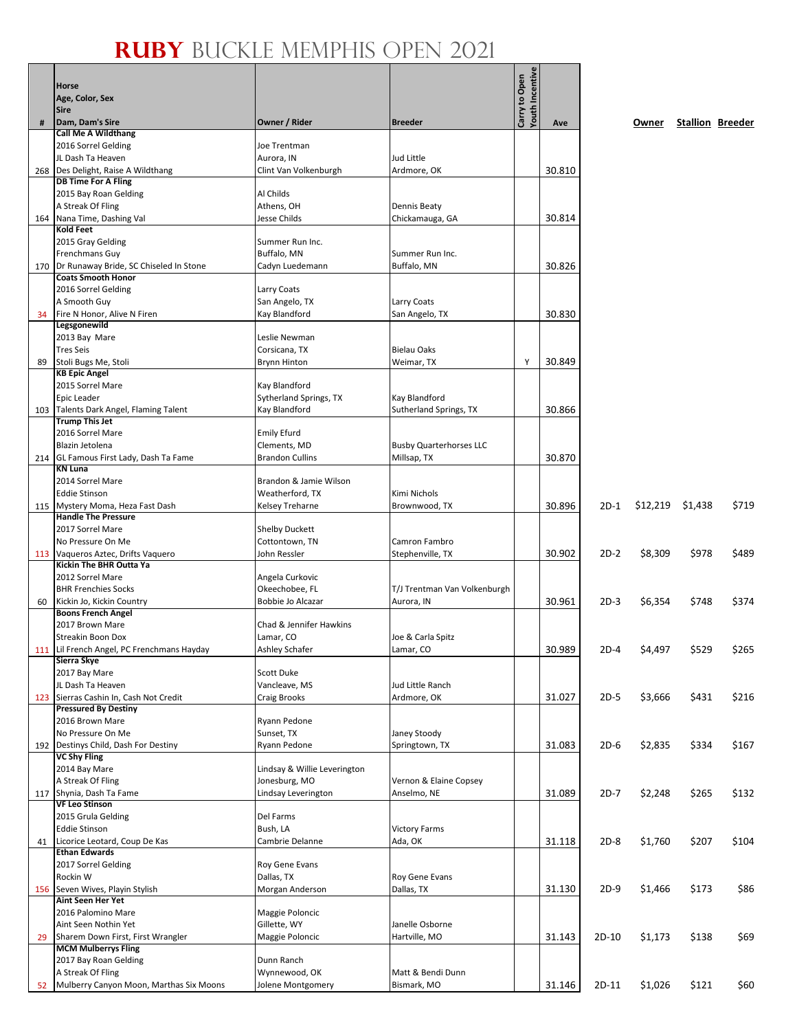# RUBY BUCKLE MEMPHIS OPEN 2021

| # | Horse<br>Age, Color, Sex<br>Sire<br>Dam, Dam's Sire | Owner / Rider | Breeder | Carry to Open<br>Youth Incentive | Ave | | Owner | Stallion | Breeder |
|---|---|---|---|---|---|---|---|---|---|
| 268 | **Call Me A Wildthang**<br>2016 Sorrel Gelding<br>JL Dash Ta Heaven<br>Des Delight, Raise A Wildthang | Joe Trentman<br>Aurora, IN<br>Clint Van Volkenburgh | Jud Little<br>Ardmore, OK | | 30.810 | | | | |
| 164 | **DB Time For A Fling**<br>2015 Bay Roan Gelding<br>A Streak Of Fling<br>Nana Time, Dashing Val | Al Childs<br>Athens, OH<br>Jesse Childs | Dennis Beaty<br>Chickamauga, GA | | 30.814 | | | | |
| 170 | **Kold Feet**<br>2015 Gray Gelding<br>Frenchmans Guy<br>Dr Runaway Bride, SC Chiseled In Stone | Summer Run Inc.<br>Buffalo, MN<br>Cadyn Luedemann | Summer Run Inc.<br>Buffalo, MN | | 30.826 | | | | |
| 34 | **Coats Smooth Honor**<br>2016 Sorrel Gelding<br>A Smooth Guy<br>Fire N Honor, Alive N Firen | Larry Coats<br>San Angelo, TX<br>Kay Blandford | Larry Coats<br>San Angelo, TX | | 30.830 | | | | |
| 89 | **Legsgonewild**<br>2013 Bay Mare<br>Tres Seis<br>Stoli Bugs Me, Stoli | Leslie Newman<br>Corsicana, TX<br>Brynn Hinton | Bielau Oaks<br>Weimar, TX | Y | 30.849 | | | | |
| 103 | **KB Epic Angel**<br>2015 Sorrel Mare<br>Epic Leader<br>Talents Dark Angel, Flaming Talent | Kay Blandford<br>Sytherland Springs, TX<br>Kay Blandford | Kay Blandford<br>Sutherland Springs, TX | | 30.866 | | | | |
| 214 | **Trump This Jet**<br>2016 Sorrel Mare<br>Blazin Jetolena<br>GL Famous First Lady, Dash Ta Fame | Emily Efurd<br>Clements, MD<br>Brandon Cullins | Busby Quarterhorses LLC<br>Millsap, TX | | 30.870 | | | | |
| 115 | **KN Luna**<br>2014 Sorrel Mare<br>Eddie Stinson<br>Mystery Moma, Heza Fast Dash | Brandon & Jamie Wilson<br>Weatherford, TX<br>Kelsey Treharne | Kimi Nichols<br>Brownwood, TX | | 30.896 | 2D-1 | $12,219 | $1,438 | $719 |
| 113 | **Handle The Pressure**<br>2017 Sorrel Mare<br>No Pressure On Me<br>Vaqueros Aztec, Drifts Vaquero | Shelby Duckett<br>Cottontown, TN<br>John Ressler | Camron Fambro<br>Stephenville, TX | | 30.902 | 2D-2 | $8,309 | $978 | $489 |
| 60 | **Kickin The BHR Outta Ya**<br>2012 Sorrel Mare<br>BHR Frenchies Socks<br>Kickin Jo, Kickin Country | Angela Curkovic<br>Okeechobee, FL<br>Bobbie Jo Alcazar | T/J Trentman Van Volkenburgh<br>Aurora, IN | | 30.961 | 2D-3 | $6,354 | $748 | $374 |
| 111 | **Boons French Angel**<br>2017 Brown Mare<br>Streakin Boon Dox<br>Lil French Angel, PC Frenchmans Hayday | Chad & Jennifer Hawkins<br>Lamar, CO<br>Ashley Schafer | Joe & Carla Spitz<br>Lamar, CO | | 30.989 | 2D-4 | $4,497 | $529 | $265 |
| 123 | **Sierra Skye**<br>2017 Bay Mare<br>JL Dash Ta Heaven<br>Sierras Cashin In, Cash Not Credit | Scott Duke<br>Vancleave, MS<br>Craig Brooks | Jud Little Ranch<br>Ardmore, OK | | 31.027 | 2D-5 | $3,666 | $431 | $216 |
| 192 | **Pressured By Destiny**<br>2016 Brown Mare<br>No Pressure On Me<br>Destinys Child, Dash For Destiny | Ryann Pedone<br>Sunset, TX<br>Ryann Pedone | Janey Stoody<br>Springtown, TX | | 31.083 | 2D-6 | $2,835 | $334 | $167 |
| 117 | **VC Shy Fling**<br>2014 Bay Mare<br>A Streak Of Fling<br>Shynia, Dash Ta Fame | Lindsay & Willie Leverington<br>Jonesburg, MO<br>Lindsay Leverington | Vernon & Elaine Copsey<br>Anselmo, NE | | 31.089 | 2D-7 | $2,248 | $265 | $132 |
| 41 | **VF Leo Stinson**<br>2015 Grula Gelding<br>Eddie Stinson<br>Licorice Leotard, Coup De Kas | Del Farms<br>Bush, LA<br>Cambrie Delanne | Victory Farms<br>Ada, OK | | 31.118 | 2D-8 | $1,760 | $207 | $104 |
| 156 | **Ethan Edwards**<br>2017 Sorrel Gelding<br>Rockin W<br>Seven Wives, Playin Stylish | Roy Gene Evans<br>Dallas, TX<br>Morgan Anderson | Roy Gene Evans<br>Dallas, TX | | 31.130 | 2D-9 | $1,466 | $173 | $86 |
| 29 | **Aint Seen Her Yet**<br>2016 Palomino Mare<br>Aint Seen Nothin Yet<br>Sharem Down First, First Wrangler | Maggie Poloncic<br>Gillette, WY<br>Maggie Poloncic | Janelle Osborne<br>Hartville, MO | | 31.143 | 2D-10 | $1,173 | $138 | $69 |
| 52 | **MCM Mulberrys Fling**<br>2017 Bay Roan Gelding<br>A Streak Of Fling<br>Mulberry Canyon Moon, Marthas Six Moons | Dunn Ranch<br>Wynnewood, OK<br>Jolene Montgomery | Matt & Bendi Dunn<br>Bismark, MO | | 31.146 | 2D-11 | $1,026 | $121 | $60 |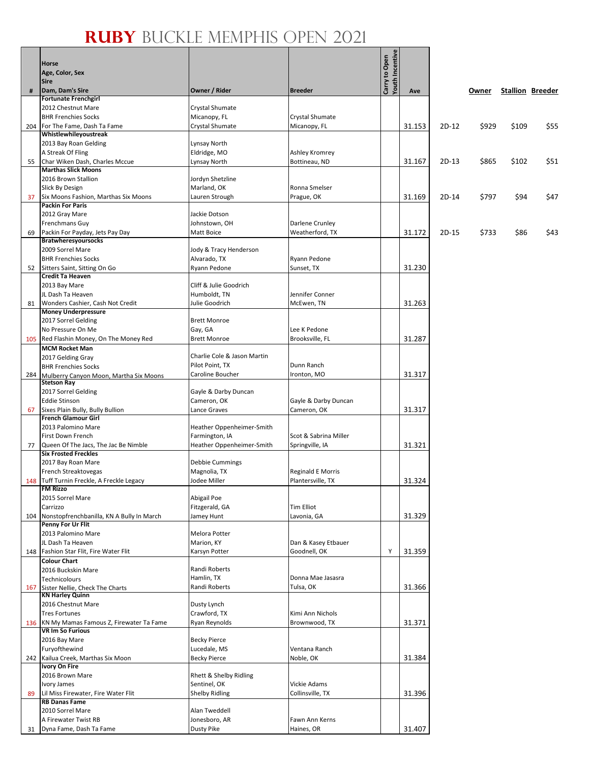# RUBY BUCKLE MEMPHIS OPEN 2021

| # | Horse<br>Age, Color, Sex<br>Sire<br>Dam, Dam's Sire | Owner / Rider | Breeder | Carry to Open | Youth Incentive | Ave | | Owner | Stallion | Breeder |
|---|---|---|---|---|---|---|---|---|---|---|
| 204 | **Fortunate Frenchgirl**<br>2012 Chestnut Mare<br>BHR Frenchies Socks<br>For The Fame, Dash Ta Fame | Crystal Shumate<br>Micanopy, FL<br>Crystal Shumate | Crystal Shumate<br>Micanopy, FL | | | 31.153 | 2D-12 | $929 | $109 | $55 |
| 55 | **Whistlewhileyoustreak**<br>2013 Bay Roan Gelding<br>A Streak Of Fling<br>Char Wiken Dash, Charles Mccue | Lynsay North<br>Eldridge, MO<br>Lynsay North | Ashley Kromrey<br>Bottineau, ND | | | 31.167 | 2D-13 | $865 | $102 | $51 |
| 37 | **Marthas Slick Moons**<br>2016 Brown Stallion<br>Slick By Design<br>Six Moons Fashion, Marthas Six Moons | Jordyn Shetzline<br>Marland, OK<br>Lauren Strough | Ronna Smelser<br>Prague, OK | | | 31.169 | 2D-14 | $797 | $94 | $47 |
| 69 | **Packin For Paris**<br>2012 Gray Mare<br>Frenchmans Guy<br>Packin For Payday, Jets Pay Day | Jackie Dotson<br>Johnstown, OH<br>Matt Boice | Darlene Crunley<br>Weatherford, TX | | | 31.172 | 2D-15 | $733 | $86 | $43 |
| 52 | **Bratwheresyoursocks**<br>2009 Sorrel Mare<br>BHR Frenchies Socks<br>Sitters Saint, Sitting On Go | Jody & Tracy Henderson<br>Alvarado, TX<br>Ryann Pedone | Ryann Pedone<br>Sunset, TX | | | 31.230 | | | | |
| 81 | **Credit Ta Heaven**<br>2013 Bay Mare<br>JL Dash Ta Heaven<br>Wonders Cashier, Cash Not Credit | Cliff & Julie Goodrich<br>Humboldt, TN<br>Julie Goodrich | Jennifer Conner<br>McEwen, TN | | | 31.263 | | | | |
| 105 | **Money Underpressure**<br>2017 Sorrel Gelding<br>No Pressure On Me<br>Red Flashin Money, On The Money Red | Brett Monroe<br>Gay, GA<br>Brett Monroe | Lee K Pedone<br>Brooksville, FL | | | 31.287 | | | | |
| 284 | **MCM Rocket Man**<br>2017 Gelding Gray<br>BHR Frenchies Socks<br>Mulberry Canyon Moon, Martha Six Moons | Charlie Cole & Jason Martin<br>Pilot Point, TX<br>Caroline Boucher | Dunn Ranch<br>Ironton, MO | | | 31.317 | | | | |
| 67 | **Stetson Ray**<br>2017 Sorrel Gelding<br>Eddie Stinson<br>Sixes Plain Bully, Bully Bullion | Gayle & Darby Duncan<br>Cameron, OK<br>Lance Graves | Gayle & Darby Duncan<br>Cameron, OK | | | 31.317 | | | | |
| 77 | **French Glamour Girl**<br>2013 Palomino Mare<br>First Down French<br>Queen Of The Jacs, The Jac Be Nimble | Heather Oppenheimer-Smith<br>Farmington, IA<br>Heather Oppenheimer-Smith | Scot & Sabrina Miller<br>Springville, IA | | | 31.321 | | | | |
| 148 | **Six Frosted Freckles**<br>2017 Bay Roan Mare<br>French Streaktovegas<br>Tuff Turnin Freckle, A Freckle Legacy | Debbie Cummings<br>Magnolia, TX<br>Jodee Miller | Reginald E Morris<br>Plantersville, TX | | | 31.324 | | | | |
| 104 | **FM Rizzo**<br>2015 Sorrel Mare<br>Carrizzo<br>Nonstopfrenchbanilla, KN A Bully In March | Abigail Poe<br>Fitzgerald, GA<br>Jamey Hunt | Tim Elliot<br>Lavonia, GA | | | 31.329 | | | | |
| 148 | **Penny For Ur Flit**<br>2013 Palomino Mare<br>JL Dash Ta Heaven<br>Fashion Star Flit, Fire Water Flit | Melora Potter<br>Marion, KY<br>Karsyn Potter | Dan & Kasey Etbauer<br>Goodnell, OK | | Y | 31.359 | | | | |
| 167 | **Colour Chart**<br>2016 Buckskin Mare<br>Technicolours<br>Sister Nellie, Check The Charts | Randi Roberts<br>Hamlin, TX<br>Randi Roberts | Donna Mae Jasasra<br>Tulsa, OK | | | 31.366 | | | | |
| 136 | **KN Harley Quinn**<br>2016 Chestnut Mare<br>Tres Fortunes<br>KN My Mamas Famous Z, Firewater Ta Fame | Dusty Lynch<br>Crawford, TX<br>Ryan Reynolds | Kimi Ann Nichols<br>Brownwood, TX | | | 31.371 | | | | |
| 242 | **VR Im So Furious**<br>2016 Bay Mare<br>Furyofthewind<br>Kailua Creek, Marthas Six Moon | Becky Pierce<br>Lucedale, MS<br>Becky Pierce | Ventana Ranch<br>Noble, OK | | | 31.384 | | | | |
| 89 | **Ivory On Fire**<br>2016 Brown Mare<br>Ivory James<br>Lil Miss Firewater, Fire Water Flit | Rhett & Shelby Ridling<br>Sentinel, OK<br>Shelby Ridling | Vickie Adams<br>Collinsville, TX | | | 31.396 | | | | |
| 31 | **RB Danas Fame**<br>2010 Sorrel Mare<br>A Firewater Twist RB<br>Dyna Fame, Dash Ta Fame | Alan Tweddell<br>Jonesboro, AR<br>Dusty Pike | Fawn Ann Kerns<br>Haines, OR | | | 31.407 | | | | |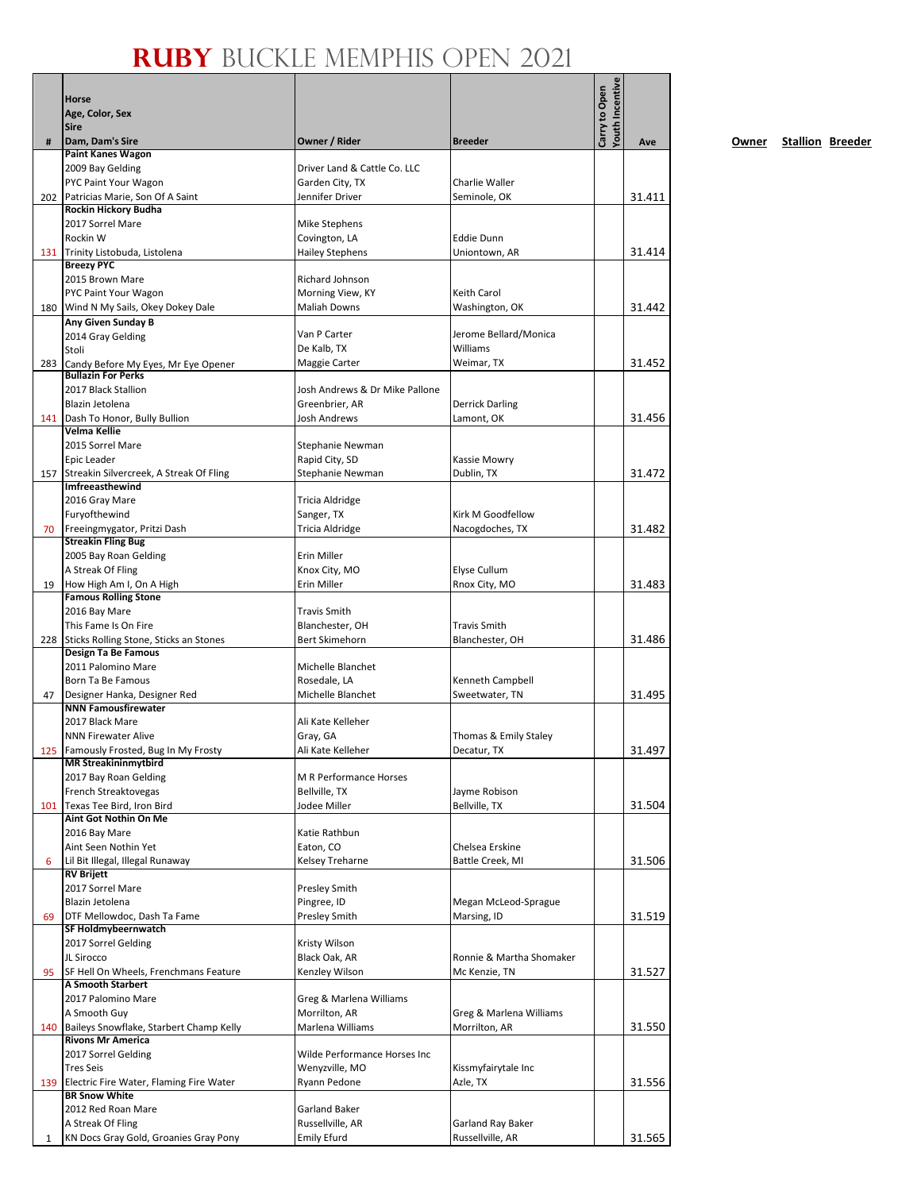# RUBY BUCKLE MEMPHIS OPEN 2021

| # | Horse<br>Age, Color, Sex<br>Sire<br>Dam, Dam's Sire | Owner / Rider | Breeder | Carry to Open | Youth Incentive | Ave |
|---|---|---|---|---|---|---|
| 202 | **Paint Kanes Wagon**<br>2009 Bay Gelding<br>PYC Paint Your Wagon<br>Patricias Marie, Son Of A Saint | Driver Land & Cattle Co. LLC<br>Garden City, TX<br>Jennifer Driver | Charlie Waller<br>Seminole, OK | | | 31.411 |
| 131 | **Rockin Hickory Budha**<br>2017 Sorrel Mare<br>Rockin W<br>Trinity Listobuda, Listolena | Mike Stephens<br>Covington, LA<br>Hailey Stephens | Eddie Dunn<br>Uniontown, AR | | | 31.414 |
| 180 | **Breezy PYC**<br>2015 Brown Mare<br>PYC Paint Your Wagon<br>Wind N My Sails, Okey Dokey Dale | Richard Johnson<br>Morning View, KY<br>Maliah Downs | Keith Carol<br>Washington, OK | | | 31.442 |
| 283 | **Any Given Sunday B**<br>2014 Gray Gelding<br>Stoli<br>Candy Before My Eyes, Mr Eye Opener | Van P Carter<br>De Kalb, TX<br>Maggie Carter | Jerome Bellard/Monica Williams<br>Weimar, TX | | | 31.452 |
| 141 | **Bullazin For Perks**<br>2017 Black Stallion<br>Blazin Jetolena<br>Dash To Honor, Bully Bullion | Josh Andrews & Dr Mike Pallone<br>Greenbrier, AR<br>Josh Andrews | Derrick Darling<br>Lamont, OK | | | 31.456 |
| 157 | **Velma Kellie**<br>2015 Sorrel Mare<br>Epic Leader<br>Streakin Silvercreek, A Streak Of Fling | Stephanie Newman<br>Rapid City, SD<br>Stephanie Newman | Kassie Mowry<br>Dublin, TX | | | 31.472 |
| 70 | **Imfreeasthewind**<br>2016 Gray Mare<br>Furyofthewind<br>Freeingmygator, Pritzi Dash | Tricia Aldridge<br>Sanger, TX<br>Tricia Aldridge | Kirk M Goodfellow<br>Nacogdoches, TX | | | 31.482 |
| 19 | **Streakin Fling Bug**<br>2005 Bay Roan Gelding<br>A Streak Of Fling<br>How High Am I, On A High | Erin Miller<br>Knox City, MO<br>Erin Miller | Elyse Cullum<br>Rnox City, MO | | | 31.483 |
| 228 | **Famous Rolling Stone**<br>2016 Bay Mare<br>This Fame Is On Fire<br>Sticks Rolling Stone, Sticks an Stones | Travis Smith<br>Blanchester, OH<br>Bert Skimehorn | Travis Smith<br>Blanchester, OH | | | 31.486 |
| 47 | **Design Ta Be Famous**<br>2011 Palomino Mare<br>Born Ta Be Famous<br>Designer Hanka, Designer Red | Michelle Blanchet<br>Rosedale, LA<br>Michelle Blanchet | Kenneth Campbell<br>Sweetwater, TN | | | 31.495 |
| 125 | **NNN Famousfirewater**<br>2017 Black Mare<br>NNN Firewater Alive<br>Famously Frosted, Bug In My Frosty | Ali Kate Kelleher<br>Gray, GA<br>Ali Kate Kelleher | Thomas & Emily Staley<br>Decatur, TX | | | 31.497 |
| 101 | **MR Streakininmytbird**<br>2017 Bay Roan Gelding<br>French Streaktovegas<br>Texas Tee Bird, Iron Bird | M R Performance Horses<br>Bellville, TX<br>Jodee Miller | Jayme Robison<br>Bellville, TX | | | 31.504 |
| 6 | **Aint Got Nothin On Me**<br>2016 Bay Mare<br>Aint Seen Nothin Yet<br>Lil Bit Illegal, Illegal Runaway | Katie Rathbun<br>Eaton, CO<br>Kelsey Treharne | Chelsea Erskine<br>Battle Creek, MI | | | 31.506 |
| 69 | **RV Brijett**<br>2017 Sorrel Mare<br>Blazin Jetolena<br>DTF Mellowdoc, Dash Ta Fame | Presley Smith<br>Pingree, ID<br>Presley Smith | Megan McLeod-Sprague<br>Marsing, ID | | | 31.519 |
| 95 | **SF Holdmybeernwatch**<br>2017 Sorrel Gelding<br>JL Sirocco<br>SF Hell On Wheels, Frenchmans Feature | Kristy Wilson<br>Black Oak, AR<br>Kenzley Wilson | Ronnie & Martha Shomaker<br>Mc Kenzie, TN | | | 31.527 |
| 140 | **A Smooth Starbert**<br>2017 Palomino Mare<br>A Smooth Guy<br>Baileys Snowflake, Starbert Champ Kelly | Greg & Marlena Williams<br>Morrilton, AR<br>Marlena Williams | Greg & Marlena Williams<br>Morrilton, AR | | | 31.550 |
| 139 | **Rivons Mr America**<br>2017 Sorrel Gelding<br>Tres Seis<br>Electric Fire Water, Flaming Fire Water | Wilde Performance Horses Inc<br>Wenyzville, MO<br>Ryann Pedone | Kissmyfairytale Inc<br>Azle, TX | | | 31.556 |
| 1 | **BR Snow White**<br>2012 Red Roan Mare<br>A Streak Of Fling<br>KN Docs Gray Gold, Groanies Gray Pony | Garland Baker<br>Russellville, AR<br>Emily Efurd | Garland Ray Baker<br>Russellville, AR | | | 31.565 |

**Owner** **Stallion** **Breeder**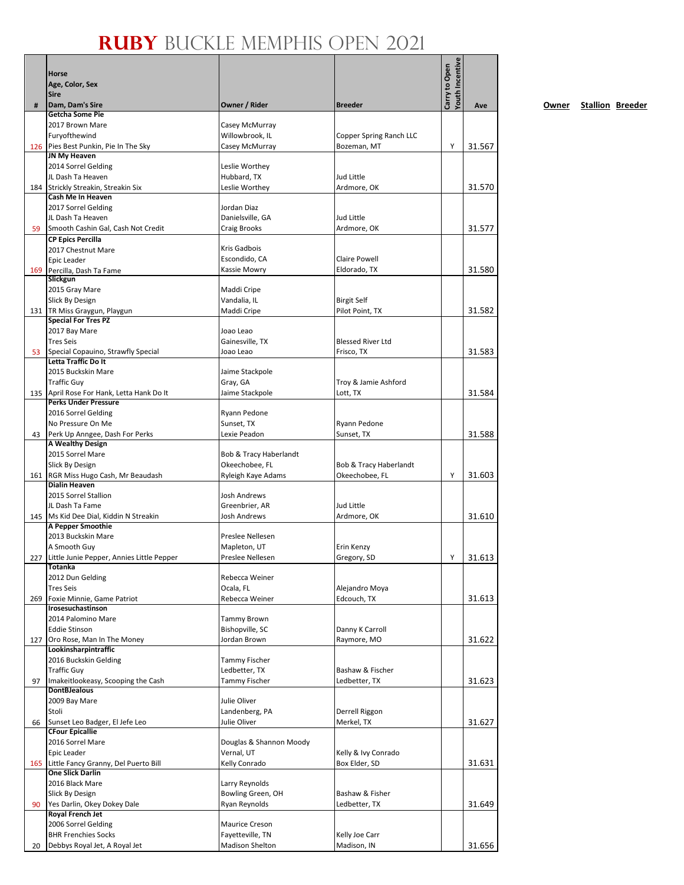# RUBY BUCKLE MEMPHIS OPEN 2021

| # | Horse<br>Age, Color, Sex<br>Sire<br>Dam, Dam's Sire | Owner / Rider | Breeder | Carry to Open | Youth Incentive | Ave | Owner | Stallion | Breeder |
|---|---|---|---|---|---|---|---|---|---|
| 126 | **Getcha Some Pie**<br>2017 Brown Mare<br>Furyofthewind<br>Pies Best Punkin, Pie In The Sky | Casey McMurray<br>Willowbrook, IL<br>Casey McMurray | Copper Spring Ranch LLC<br>Bozeman, MT | | Y | 31.567 | | | |
| 184 | **JN My Heaven**<br>2014 Sorrel Gelding<br>JL Dash Ta Heaven<br>Strickly Streakin, Streakin Six | Leslie Worthey<br>Hubbard, TX<br>Leslie Worthey | Jud Little<br>Ardmore, OK | | | 31.570 | | | |
| 59 | **Cash Me In Heaven**<br>2017 Sorrel Gelding<br>JL Dash Ta Heaven<br>Smooth Cashin Gal, Cash Not Credit | Jordan Diaz<br>Danielsville, GA<br>Craig Brooks | Jud Little<br>Ardmore, OK | | | 31.577 | | | |
| 169 | **CP Epics Percilla**<br>2017 Chestnut Mare<br>Epic Leader<br>Percilla, Dash Ta Fame | Kris Gadbois<br>Escondido, CA<br>Kassie Mowry | Claire Powell<br>Eldorado, TX | | | 31.580 | | | |
| 131 | **Slickgun**<br>2015 Gray Mare<br>Slick By Design<br>TR Miss Graygun, Playgun | Maddi Cripe<br>Vandalia, IL<br>Maddi Cripe | Birgit Self<br>Pilot Point, TX | | | 31.582 | | | |
| 53 | **Special For Tres PZ**<br>2017 Bay Mare<br>Tres Seis<br>Special Copauino, Strawfly Special | Joao Leao<br>Gainesville, TX<br>Joao Leao | Blessed River Ltd<br>Frisco, TX | | | 31.583 | | | |
| 135 | **Letta Traffic Do It**<br>2015 Buckskin Mare<br>Traffic Guy<br>April Rose For Hank, Letta Hank Do It | Jaime Stackpole<br>Gray, GA<br>Jaime Stackpole | Troy & Jamie Ashford<br>Lott, TX | | | 31.584 | | | |
| 43 | **Perks Under Pressure**<br>2016 Sorrel Gelding<br>No Pressure On Me<br>Perk Up Anngee, Dash For Perks | Ryann Pedone<br>Sunset, TX<br>Lexie Peadon | Ryann Pedone<br>Sunset, TX | | | 31.588 | | | |
| 161 | **A Wealthy Design**<br>2015 Sorrel Mare<br>Slick By Design<br>RGR Miss Hugo Cash, Mr Beaudash | Bob & Tracy Haberlandt<br>Okeechobee, FL<br>Ryleigh Kaye Adams | Bob & Tracy Haberlandt<br>Okeechobee, FL | | Y | 31.603 | | | |
| 145 | **Dialin Heaven**<br>2015 Sorrel Stallion<br>JL Dash Ta Fame<br>Ms Kid Dee Dial, Kiddin N Streakin | Josh Andrews<br>Greenbrier, AR<br>Josh Andrews | Jud Little<br>Ardmore, OK | | | 31.610 | | | |
| 227 | **A Pepper Smoothie**<br>2013 Buckskin Mare<br>A Smooth Guy<br>Little Junie Pepper, Annies Little Pepper | Preslee Nellesen<br>Mapleton, UT<br>Preslee Nellesen | Erin Kenzy<br>Gregory, SD | | Y | 31.613 | | | |
| 269 | **Totanka**<br>2012 Dun Gelding<br>Tres Seis<br>Foxie Minnie, Game Patriot | Rebecca Weiner<br>Ocala, FL<br>Rebecca Weiner | Alejandro Moya<br>Edcouch, TX | | | 31.613 | | | |
| 127 | **Irosesuchastinson**<br>2014 Palomino Mare<br>Eddie Stinson<br>Oro Rose, Man In The Money | Tammy Brown<br>Bishopville, SC<br>Jordan Brown | Danny K Carroll<br>Raymore, MO | | | 31.622 | | | |
| 97 | **Lookinsharpintraffic**<br>2016 Buckskin Gelding<br>Traffic Guy<br>Imakeitlookeasy, Scooping the Cash | Tammy Fischer<br>Ledbetter, TX<br>Tammy Fischer | Bashaw & Fischer<br>Ledbetter, TX | | | 31.623 | | | |
| 66 | **DontBJealous**<br>2009 Bay Mare<br>Stoli<br>Sunset Leo Badger, El Jefe Leo | Julie Oliver<br>Landenberg, PA<br>Julie Oliver | Derrell Riggon<br>Merkel, TX | | | 31.627 | | | |
| 165 | **CFour Epicallie**<br>2016 Sorrel Mare<br>Epic Leader<br>Little Fancy Granny, Del Puerto Bill | Douglas & Shannon Moody<br>Vernal, UT<br>Kelly Conrado | Kelly & Ivy Conrado<br>Box Elder, SD | | | 31.631 | | | |
| 90 | **One Slick Darlin**<br>2016 Black Mare<br>Slick By Design<br>Yes Darlin, Okey Dokey Dale | Larry Reynolds<br>Bowling Green, OH<br>Ryan Reynolds | Bashaw & Fisher<br>Ledbetter, TX | | | 31.649 | | | |
| 20 | **Royal French Jet**<br>2006 Sorrel Gelding<br>BHR Frenchies Socks<br>Debbys Royal Jet, A Royal Jet | Maurice Creson<br>Fayetteville, TN<br>Madison Shelton | Kelly Joe Carr<br>Madison, IN | | | 31.656 | | | |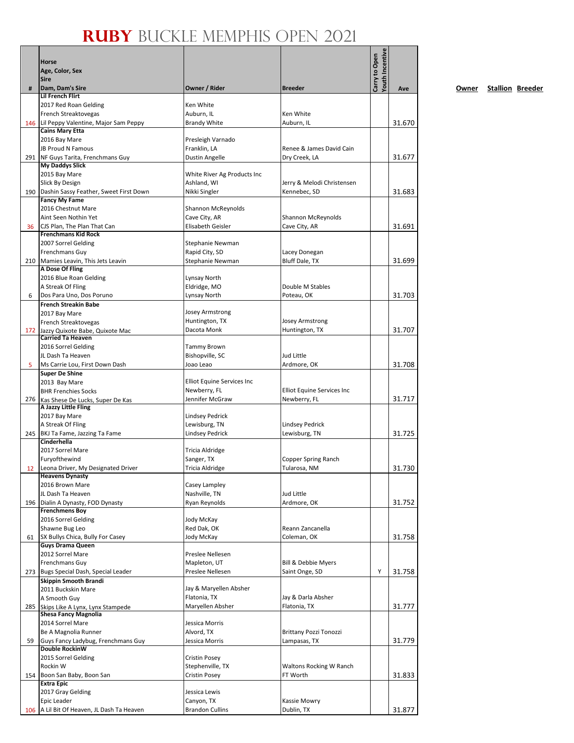# RUBY BUCKLE MEMPHIS OPEN 2021

| # | Horse<br>Age, Color, Sex<br>Sire<br>Dam, Dam's Sire | Owner / Rider | Breeder | Carry to Open | Youth Incentive | Ave |
|---|---|---|---|---|---|---|
| 146 | **Lil French Flirt**<br>2017 Red Roan Gelding<br>French Streaktovegas<br>Lil Peppy Valentine, Major Sam Peppy | Ken White<br>Auburn, IL<br>Brandy White | Ken White<br>Auburn, IL | | | 31.670 |
| 291 | **Cains Mary Etta**<br>2016 Bay Mare<br>JB Proud N Famous<br>NF Guys Tarita, Frenchmans Guy | Presleigh Varnado<br>Franklin, LA<br>Dustin Angelle | Renee & James David Cain<br>Dry Creek, LA | | | 31.677 |
| 190 | **My Daddys Slick**<br>2015 Bay Mare<br>Slick By Design<br>Dashin Sassy Feather, Sweet First Down | White River Ag Products Inc<br>Ashland, WI<br>Nikki Singler | Jerry & Melodi Christensen<br>Kennebec, SD | | | 31.683 |
| 36 | **Fancy My Fame**<br>2016 Chestnut Mare<br>Aint Seen Nothin Yet<br>CJS Plan, The Plan That Can | Shannon McReynolds<br>Cave City, AR<br>Elisabeth Geisler | Shannon McReynolds<br>Cave City, AR | | | 31.691 |
| 210 | **Frenchmans Kid Rock**<br>2007 Sorrel Gelding<br>Frenchmans Guy<br>Mamies Leavin, This Jets Leavin | Stephanie Newman<br>Rapid City, SD<br>Stephanie Newman | Lacey Donegan<br>Bluff Dale, TX | | | 31.699 |
| 6 | **A Dose Of Fling**<br>2016 Blue Roan Gelding<br>A Streak Of Fling<br>Dos Para Uno, Dos Poruno | Lynsay North<br>Eldridge, MO<br>Lynsay North | Double M Stables<br>Poteau, OK | | | 31.703 |
| 172 | **French Streakin Babe**<br>2017 Bay Mare<br>French Streaktovegas<br>Jazzy Quixote Babe, Quixote Mac | Josey Armstrong<br>Huntington, TX<br>Dacota Monk | Josey Armstrong<br>Huntington, TX | | | 31.707 |
| 5 | **Carried Ta Heaven**<br>2016 Sorrel Gelding<br>JL Dash Ta Heaven<br>Ms Carrie Lou, First Down Dash | Tammy Brown<br>Bishopville, SC<br>Joao Leao | Jud Little<br>Ardmore, OK | | | 31.708 |
| 276 | **Super De Shine**<br>2013 Bay Mare<br>BHR Frenchies Socks<br>Kas Shese De Lucks, Super De Kas | Elliot Equine Services Inc<br>Newberry, FL<br>Jennifer McGraw | Elliot Equine Services Inc<br>Newberry, FL | | | 31.717 |
| 245 | **A Jazzy Little Fling**<br>2017 Bay Mare<br>A Streak Of Fling<br>BKJ Ta Fame, Jazzing Ta Fame | Lindsey Pedrick<br>Lewisburg, TN<br>Lindsey Pedrick | Lindsey Pedrick<br>Lewisburg, TN | | | 31.725 |
| 12 | **Cinderhella**<br>2017 Sorrel Mare<br>Furyofthewind<br>Leona Driver, My Designated Driver | Tricia Aldridge<br>Sanger, TX<br>Tricia Aldridge | Copper Spring Ranch<br>Tularosa, NM | | | 31.730 |
| 196 | **Heavens Dynasty**<br>2016 Brown Mare<br>JL Dash Ta Heaven<br>Dialin A Dynasty, FOD Dynasty | Casey Lampley<br>Nashville, TN<br>Ryan Reynolds | Jud Little<br>Ardmore, OK | | | 31.752 |
| 61 | **Frenchmens Boy**<br>2016 Sorrel Gelding<br>Shawne Bug Leo<br>SX Bullys Chica, Bully For Casey | Jody McKay<br>Red Dak, OK<br>Jody McKay | Reann Zancanella<br>Coleman, OK | | | 31.758 |
| 273 | **Guys Drama Queen**<br>2012 Sorrel Mare<br>Frenchmans Guy<br>Bugs Special Dash, Special Leader | Preslee Nellesen<br>Mapleton, UT<br>Preslee Nellesen | Bill & Debbie Myers<br>Saint Onge, SD | | Y | 31.758 |
| 285 | **Skippin Smooth Brandi**<br>2011 Buckskin Mare<br>A Smooth Guy<br>Skips Like A Lynx, Lynx Stampede | Jay & Maryellen Absher<br>Flatonia, TX<br>Maryellen Absher | Jay & Darla Absher<br>Flatonia, TX | | | 31.777 |
| 59 | **Shesa Fancy Magnolia**<br>2014 Sorrel Mare<br>Be A Magnolia Runner<br>Guys Fancy Ladybug, Frenchmans Guy | Jessica Morris<br>Alvord, TX<br>Jessica Morris | Brittany Pozzi Tonozzi<br>Lampasas, TX | | | 31.779 |
| 154 | **Double RockinW**<br>2015 Sorrel Gelding<br>Rockin W<br>Boon San Baby, Boon San | Cristin Posey<br>Stephenville, TX<br>Cristin Posey | Waltons Rocking W Ranch<br>FT Worth | | | 31.833 |
| 106 | **Extra Epic**<br>2017 Gray Gelding<br>Epic Leader<br>A Lil Bit Of Heaven, JL Dash Ta Heaven | Jessica Lewis<br>Canyon, TX<br>Brandon Cullins | Kassie Mowry<br>Dublin, TX | | | 31.877 |

**Owner** **Stallion** **Breeder**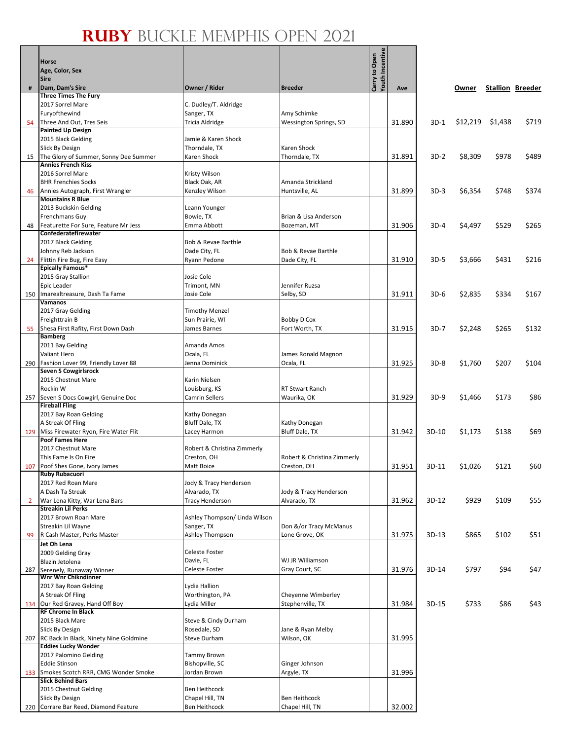# RUBY BUCKLE MEMPHIS OPEN 2021

| # | Horse<br>Age, Color, Sex<br>Sire<br>Dam, Dam's Sire | Owner / Rider | Breeder | Carry to Open | Youth Incentive | Ave | | Owner | Stallion | Breeder |
|---|---|---|---|---|---|---|---|---|---|---|
| 54 | **Three Times The Fury**<br>2017 Sorrel Mare<br>Furyofthewind<br>Three And Out, Tres Seis | C. Dudley/T. Aldridge<br>Sanger, TX<br>Tricia Aldridge | Amy Schimke<br>Wessington Springs, SD | | | 31.890 | 3D-1 | $12,219 | $1,438 | $719 |
| 15 | **Painted Up Design**<br>2015 Black Gelding<br>Slick By Design<br>The Glory of Summer, Sonny Dee Summer | Jamie & Karen Shock<br>Thorndale, TX<br>Karen Shock | Karen Shock<br>Thorndale, TX | | | 31.891 | 3D-2 | $8,309 | $978 | $489 |
| 46 | **Annies French Kiss**<br>2016 Sorrel Mare<br>BHR Frenchies Socks<br>Annies Autograph, First Wrangler | Kristy Wilson<br>Black Oak, AR<br>Kenzley Wilson | Amanda Strickland<br>Huntsville, AL | | | 31.899 | 3D-3 | $6,354 | $748 | $374 |
| 48 | **Mountains R Blue**<br>2013 Buckskin Gelding<br>Frenchmans Guy<br>Featurette For Sure, Feature Mr Jess | Leann Younger<br>Bowie, TX<br>Emma Abbott | Brian & Lisa Anderson<br>Bozeman, MT | | | 31.906 | 3D-4 | $4,497 | $529 | $265 |
| 24 | **Confederatefirewater**<br>2017 Black Gelding<br>Johnny Reb Jackson<br>Flittin Fire Bug, Fire Easy | Bob & Revae Barthle<br>Dade City, FL<br>Ryann Pedone | Bob & Revae Barthle<br>Dade City, FL | | | 31.910 | 3D-5 | $3,666 | $431 | $216 |
| 150 | **Epically Famous***<br>2015 Gray Stallion<br>Epic Leader<br>Imarealtreasure, Dash Ta Fame | Josie Cole<br>Trimont, MN<br>Josie Cole | Jennifer Ruzsa<br>Selby, SD | | | 31.911 | 3D-6 | $2,835 | $334 | $167 |
| 55 | **Vamanos**<br>2017 Gray Gelding<br>Freighttrain B<br>Shesa First Rafity, First Down Dash | Timothy Menzel<br>Sun Prairie, WI<br>James Barnes | Bobby D Cox<br>Fort Worth, TX | | | 31.915 | 3D-7 | $2,248 | $265 | $132 |
| 290 | **Bamberg**<br>2011 Bay Gelding<br>Valiant Hero<br>Fashion Lover 99, Friendly Lover 88 | Amanda Amos<br>Ocala, FL<br>Jenna Dominick | James Ronald Magnon<br>Ocala, FL | | | 31.925 | 3D-8 | $1,760 | $207 | $104 |
| 257 | **Seven S Cowgirlsrock**<br>2015 Chestnut Mare<br>Rockin W<br>Seven S Docs Cowgirl, Genuine Doc | Karin Nielsen<br>Louisburg, KS<br>Camrin Sellers | RT Stwart Ranch<br>Waurika, OK | | | 31.929 | 3D-9 | $1,466 | $173 | $86 |
| 129 | **Fireball Fling**<br>2017 Bay Roan Gelding<br>A Streak Of Fling<br>Miss Firewater Ryon, Fire Water Flit | Kathy Donegan<br>Bluff Dale, TX<br>Lacey Harmon | Kathy Donegan<br>Bluff Dale, TX | | | 31.942 | 3D-10 | $1,173 | $138 | $69 |
| 107 | **Poof Fames Here**<br>2017 Chestnut Mare<br>This Fame Is On Fire<br>Poof Shes Gone, Ivory James | Robert & Christina Zimmerly<br>Creston, OH<br>Matt Boice | Robert & Christina Zimmerly<br>Creston, OH | | | 31.951 | 3D-11 | $1,026 | $121 | $60 |
| 2 | **Ruby Rubacuori**<br>2017 Red Roan Mare<br>A Dash Ta Streak<br>War Lena Kitty, War Lena Bars | Jody & Tracy Henderson<br>Alvarado, TX<br>Tracy Henderson | Jody & Tracy Henderson<br>Alvarado, TX | | | 31.962 | 3D-12 | $929 | $109 | $55 |
| 99 | **Streakin Lil Perks**<br>2017 Brown Roan Mare<br>Streakin Lil Wayne<br>R Cash Master, Perks Master | Ashley Thompson/ Linda Wilson<br>Sanger, TX<br>Ashley Thompson | Don &/or Tracy McManus<br>Lone Grove, OK | | | 31.975 | 3D-13 | $865 | $102 | $51 |
| 287 | **Jet Oh Lena**<br>2009 Gelding Gray<br>Blazin Jetolena<br>Serenely, Runaway Winner | Celeste Foster<br>Davie, FL<br>Celeste Foster | WJ JR Williamson<br>Gray Court, SC | | | 31.976 | 3D-14 | $797 | $94 | $47 |
| 134 | **Wnr Wnr Chikndinner**<br>2017 Bay Roan Gelding<br>A Streak Of Fling<br>Our Red Gravey, Hand Off Boy | Lydia Hallion<br>Worthington, PA<br>Lydia Miller | Cheyenne Wimberley<br>Stephenville, TX | | | 31.984 | 3D-15 | $733 | $86 | $43 |
| 207 | **RF Chrome In Black**<br>2015 Black Mare<br>Slick By Design<br>RC Back In Black, Ninety Nine Goldmine | Steve & Cindy Durham<br>Rosedale, SD<br>Steve Durham | Jane & Ryan Melby<br>Wilson, OK | | | 31.995 | | | | |
| 133 | **Eddies Lucky Wonder**<br>2017 Palomino Gelding<br>Eddie Stinson<br>Smokes Scotch RRR, CMG Wonder Smoke | Tammy Brown<br>Bishopville, SC<br>Jordan Brown | Ginger Johnson<br>Argyle, TX | | | 31.996 | | | | |
| 220 | **Slick Behind Bars**<br>2015 Chestnut Gelding<br>Slick By Design<br>Corrare Bar Reed, Diamond Feature | Ben Heithcock<br>Chapel Hill, TN<br>Ben Heithcock | Ben Heithcock<br>Chapel Hill, TN | | | 32.002 | | | | |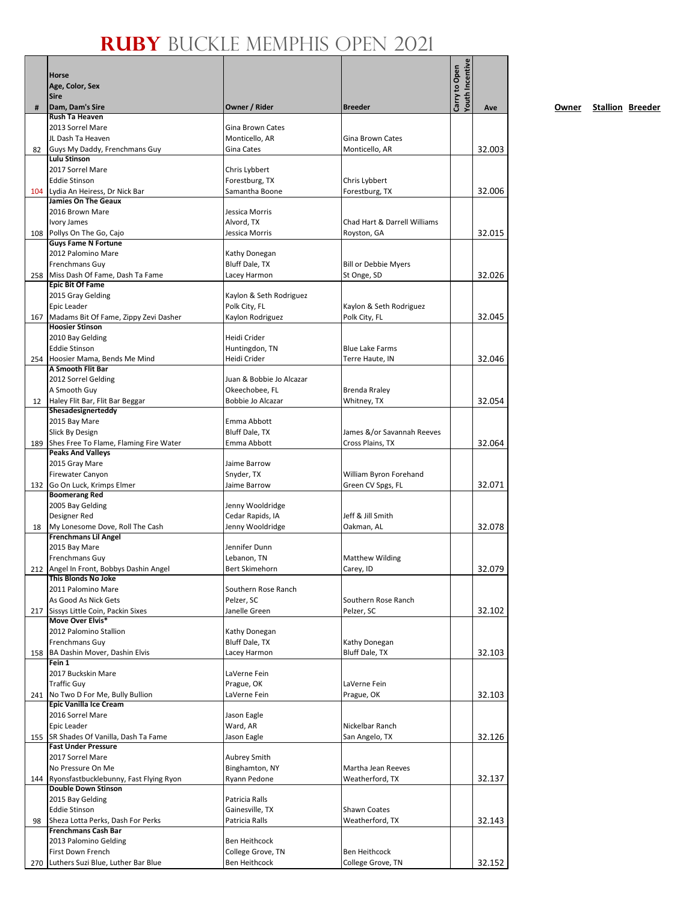# RUBY BUCKLE MEMPHIS OPEN 2021

| # | Horse<br>Age, Color, Sex<br>Sire<br>Dam, Dam's Sire | Owner / Rider | Breeder | Carry to Open | Youth Incentive | Ave | Owner | Stallion | Breeder |
|---|---|---|---|---|---|---|---|---|---|
| 82 | **Rush Ta Heaven**<br>2013 Sorrel Mare<br>JL Dash Ta Heaven<br>Guys My Daddy, Frenchmans Guy | Gina Brown Cates<br>Monticello, AR<br>Gina Cates | Gina Brown Cates<br>Monticello, AR | | | 32.003 | | | |
| 104 | **Lulu Stinson**<br>2017 Sorrel Mare<br>Eddie Stinson<br>Lydia An Heiress, Dr Nick Bar | Chris Lybbert<br>Forestburg, TX<br>Samantha Boone | Chris Lybbert<br>Forestburg, TX | | | 32.006 | | | |
| 108 | **Jamies On The Geaux**<br>2016 Brown Mare<br>Ivory James<br>Pollys On The Go, Cajo | Jessica Morris<br>Alvord, TX<br>Jessica Morris | Chad Hart & Darrell Williams<br>Royston, GA | | | 32.015 | | | |
| 258 | **Guys Fame N Fortune**<br>2012 Palomino Mare<br>Frenchmans Guy<br>Miss Dash Of Fame, Dash Ta Fame | Kathy Donegan<br>Bluff Dale, TX<br>Lacey Harmon | Bill or Debbie Myers<br>St Onge, SD | | | 32.026 | | | |
| 167 | **Epic Bit Of Fame**<br>2015 Gray Gelding<br>Epic Leader<br>Madams Bit Of Fame, Zippy Zevi Dasher | Kaylon & Seth Rodriguez<br>Polk City, FL<br>Kaylon Rodriguez | Kaylon & Seth Rodriguez<br>Polk City, FL | | | 32.045 | | | |
| 254 | **Hoosier Stinson**<br>2010 Bay Gelding<br>Eddie Stinson<br>Hoosier Mama, Bends Me Mind | Heidi Crider<br>Huntingdon, TN<br>Heidi Crider | Blue Lake Farms<br>Terre Haute, IN | | | 32.046 | | | |
| 12 | **A Smooth Flit Bar**<br>2012 Sorrel Gelding<br>A Smooth Guy<br>Haley Flit Bar, Flit Bar Beggar | Juan & Bobbie Jo Alcazar<br>Okeechobee, FL<br>Bobbie Jo Alcazar | Brenda Rraley<br>Whitney, TX | | | 32.054 | | | |
| 189 | **Shesadesignerteddy**<br>2015 Bay Mare<br>Slick By Design<br>Shes Free To Flame, Flaming Fire Water | Emma Abbott<br>Bluff Dale, TX<br>Emma Abbott | James &/or Savannah Reeves<br>Cross Plains, TX | | | 32.064 | | | |
| 132 | **Peaks And Valleys**<br>2015 Gray Mare<br>Firewater Canyon<br>Go On Luck, Krimps Elmer | Jaime Barrow<br>Snyder, TX<br>Jaime Barrow | William Byron Forehand<br>Green CV Spgs, FL | | | 32.071 | | | |
| 18 | **Boomerang Red**<br>2005 Bay Gelding<br>Designer Red<br>My Lonesome Dove, Roll The Cash | Jenny Wooldridge<br>Cedar Rapids, IA<br>Jenny Wooldridge | Jeff & Jill Smith<br>Oakman, AL | | | 32.078 | | | |
| 212 | **Frenchmans Lil Angel**<br>2015 Bay Mare<br>Frenchmans Guy<br>Angel In Front, Bobbys Dashin Angel | Jennifer Dunn<br>Lebanon, TN<br>Bert Skimehorn | Matthew Wilding<br>Carey, ID | | | 32.079 | | | |
| 217 | **This Blonds No Joke**<br>2011 Palomino Mare<br>As Good As Nick Gets<br>Sissys Little Coin, Packin Sixes | Southern Rose Ranch<br>Pelzer, SC<br>Janelle Green | Southern Rose Ranch<br>Pelzer, SC | | | 32.102 | | | |
| 158 | **Move Over Elvis***<br>2012 Palomino Stallion<br>Frenchmans Guy<br>BA Dashin Mover, Dashin Elvis | Kathy Donegan<br>Bluff Dale, TX<br>Lacey Harmon | Kathy Donegan<br>Bluff Dale, TX | | | 32.103 | | | |
| 241 | **Fein 1**<br>2017 Buckskin Mare<br>Traffic Guy<br>No Two D For Me, Bully Bullion | LaVerne Fein<br>Prague, OK<br>LaVerne Fein | LaVerne Fein<br>Prague, OK | | | 32.103 | | | |
| 155 | **Epic Vanilla Ice Cream**<br>2016 Sorrel Mare<br>Epic Leader<br>SR Shades Of Vanilla, Dash Ta Fame | Jason Eagle<br>Ward, AR<br>Jason Eagle | Nickelbar Ranch<br>San Angelo, TX | | | 32.126 | | | |
| 144 | **Fast Under Pressure**<br>2017 Sorrel Mare<br>No Pressure On Me<br>Ryonsfastbucklebunny, Fast Flying Ryon | Aubrey Smith<br>Binghamton, NY<br>Ryann Pedone | Martha Jean Reeves<br>Weatherford, TX | | | 32.137 | | | |
| 98 | **Double Down Stinson**<br>2015 Bay Gelding<br>Eddie Stinson<br>Sheza Lotta Perks, Dash For Perks | Patricia Ralls<br>Gainesville, TX<br>Patricia Ralls | Shawn Coates<br>Weatherford, TX | | | 32.143 | | | |
| 270 | **Frenchmans Cash Bar**<br>2013 Palomino Gelding<br>First Down French<br>Luthers Suzi Blue, Luther Bar Blue | Ben Heithcock<br>College Grove, TN<br>Ben Heithcock | Ben Heithcock<br>College Grove, TN | | | 32.152 | | | |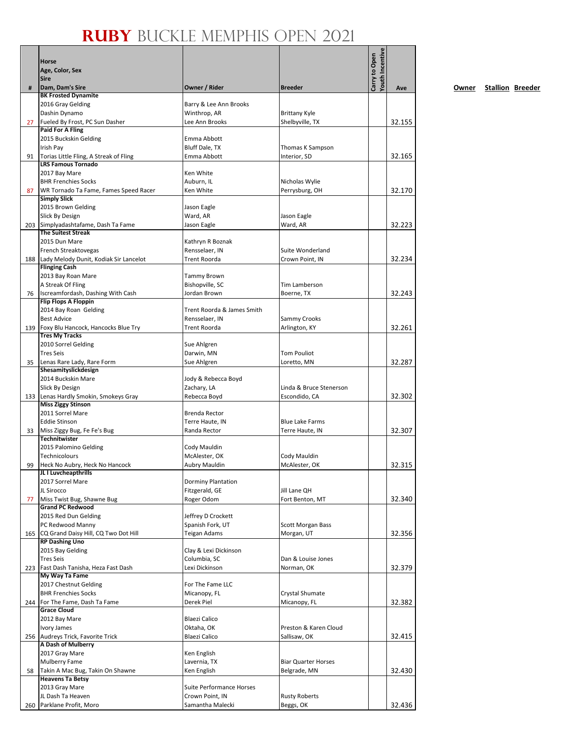# RUBY BUCKLE MEMPHIS OPEN 2021

| # | Horse<br>Age, Color, Sex<br>Sire<br>Dam, Dam's Sire | Owner / Rider | Breeder | Carry to Open | Youth Incentive | Ave | Owner | Stallion | Breeder |
|---|---|---|---|---|---|---|---|---|---|
| 27 | **BK Frosted Dynamite**<br>2016 Gray Gelding<br>Dashin Dynamo<br>Fueled By Frost, PC Sun Dasher | Barry & Lee Ann Brooks<br>Winthrop, AR<br>Lee Ann Brooks | Brittany Kyle<br>Shelbyville, TX | | | 32.155 | | | |
| 91 | **Paid For A Fling**<br>2015 Buckskin Gelding<br>Irish Pay<br>Torias Little Fling, A Streak of Fling | Emma Abbott<br>Bluff Dale, TX<br>Emma Abbott | Thomas K Sampson<br>Interior, SD | | | 32.165 | | | |
| 87 | **LRS Famous Tornado**<br>2017 Bay Mare<br>BHR Frenchies Socks<br>WR Tornado Ta Fame, Fames Speed Racer | Ken White<br>Auburn, IL<br>Ken White | Nicholas Wylie<br>Perrysburg, OH | | | 32.170 | | | |
| 203 | **Simply Slick**<br>2015 Brown Gelding<br>Slick By Design<br>Simplyadashtafame, Dash Ta Fame | Jason Eagle<br>Ward, AR<br>Jason Eagle | Jason Eagle<br>Ward, AR | | | 32.223 | | | |
| 188 | **The Suitest Streak**<br>2015 Dun Mare<br>French Streaktovegas<br>Lady Melody Dunit, Kodiak Sir Lancelot | Kathryn R Boznak<br>Rensselaer, IN<br>Trent Roorda | Suite Wonderland<br>Crown Point, IN | | | 32.234 | | | |
| 76 | **Flinging Cash**<br>2013 Bay Roan Mare<br>A Streak Of Fling<br>Iscreamfordash, Dashing With Cash | Tammy Brown<br>Bishopville, SC<br>Jordan Brown | Tim Lamberson<br>Boerne, TX | | | 32.243 | | | |
| 139 | **Flip Flops A Floppin**<br>2014 Bay Roan Gelding<br>Best Advice<br>Foxy Blu Hancock, Hancocks Blue Try | Trent Roorda & James Smith<br>Rensselaer, IN<br>Trent Roorda | Sammy Crooks<br>Arlington, KY | | | 32.261 | | | |
| 35 | **Tres My Tracks**<br>2010 Sorrel Gelding<br>Tres Seis<br>Lenas Rare Lady, Rare Form | Sue Ahlgren<br>Darwin, MN<br>Sue Ahlgren | Tom Pouliot<br>Loretto, MN | | | 32.287 | | | |
| 133 | **Shesamityslickdesign**<br>2014 Buckskin Mare<br>Slick By Design<br>Lenas Hardly Smokin, Smokeys Gray | Jody & Rebecca Boyd<br>Zachary, LA<br>Rebecca Boyd | Linda & Bruce Stenerson<br>Escondido, CA | | | 32.302 | | | |
| 33 | **Miss Ziggy Stinson**<br>2011 Sorrel Mare<br>Eddie Stinson<br>Miss Ziggy Bug, Fe Fe's Bug | Brenda Rector<br>Terre Haute, IN<br>Randa Rector | Blue Lake Farms<br>Terre Haute, IN | | | 32.307 | | | |
| 99 | **Technitwister**<br>2015 Palomino Gelding<br>Technicolours<br>Heck No Aubry, Heck No Hancock | Cody Mauldin<br>McAlester, OK<br>Aubry Mauldin | Cody Mauldin<br>McAlester, OK | | | 32.315 | | | |
| 77 | **JL I Luvcheapthrills**<br>2017 Sorrel Mare<br>JL Sirocco<br>Miss Twist Bug, Shawne Bug | Dorminy Plantation<br>Fitzgerald, GE<br>Roger Odom | Jill Lane QH<br>Fort Benton, MT | | | 32.340 | | | |
| 165 | **Grand PC Redwood**<br>2015 Red Dun Gelding<br>PC Redwood Manny<br>CQ Grand Daisy Hill, CQ Two Dot Hill | Jeffrey D Crockett<br>Spanish Fork, UT<br>Teigan Adams | Scott Morgan Bass<br>Morgan, UT | | | 32.356 | | | |
| 223 | **RP Dashing Uno**<br>2015 Bay Gelding<br>Tres Seis<br>Fast Dash Tanisha, Heza Fast Dash | Clay & Lexi Dickinson<br>Columbia, SC<br>Lexi Dickinson | Dan & Louise Jones<br>Norman, OK | | | 32.379 | | | |
| 244 | **My Way Ta Fame**<br>2017 Chestnut Gelding<br>BHR Frenchies Socks<br>For The Fame, Dash Ta Fame | For The Fame LLC<br>Micanopy, FL<br>Derek Piel | Crystal Shumate<br>Micanopy, FL | | | 32.382 | | | |
| 256 | **Grace Cloud**<br>2012 Bay Mare<br>Ivory James<br>Audreys Trick, Favorite Trick | Blaezi Calico<br>Oktaha, OK<br>Blaezi Calico | Preston & Karen Cloud<br>Sallisaw, OK | | | 32.415 | | | |
| 58 | **A Dash of Mulberry**<br>2017 Gray Mare<br>Mulberry Fame<br>Takin A Mac Bug, Takin On Shawne | Ken English<br>Lavernia, TX<br>Ken English | Biar Quarter Horses<br>Belgrade, MN | | | 32.430 | | | |
| 260 | **Heavens Ta Betsy**<br>2013 Gray Mare<br>JL Dash Ta Heaven<br>Parklane Profit, Moro | Suite Performance Horses<br>Crown Point, IN<br>Samantha Malecki | Rusty Roberts<br>Beggs, OK | | | 32.436 | | | |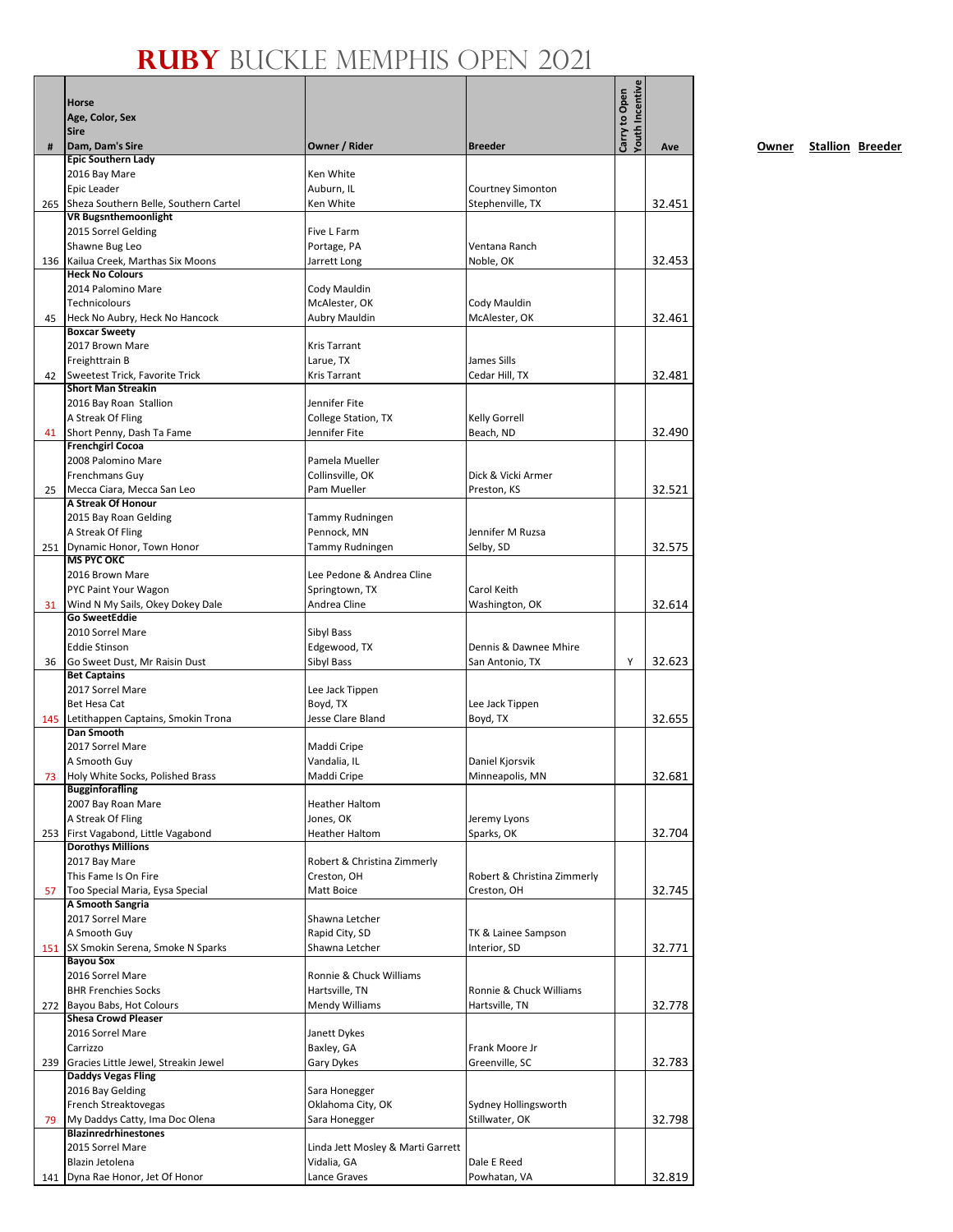# RUBY BUCKLE MEMPHIS OPEN 2021

| # | Horse<br>Age, Color, Sex<br>Sire<br>Dam, Dam's Sire | Owner / Rider | Breeder | Carry to Open | Youth Incentive | Ave |
|---|---|---|---|---|---|---|
| 265 | **Epic Southern Lady**<br>2016 Bay Mare<br>Epic Leader<br>Sheza Southern Belle, Southern Cartel | Ken White<br>Auburn, IL<br>Ken White | Courtney Simonton<br>Stephenville, TX | | | 32.451 |
| 136 | **VR Bugsnthemoonlight**<br>2015 Sorrel Gelding<br>Shawne Bug Leo<br>Kailua Creek, Marthas Six Moons | Five L Farm<br>Portage, PA<br>Jarrett Long | Ventana Ranch<br>Noble, OK | | | 32.453 |
| 45 | **Heck No Colours**<br>2014 Palomino Mare<br>Technicolours<br>Heck No Aubry, Heck No Hancock | Cody Mauldin<br>McAlester, OK<br>Aubry Mauldin | Cody Mauldin<br>McAlester, OK | | | 32.461 |
| 42 | **Boxcar Sweety**<br>2017 Brown Mare<br>Freighttrain B<br>Sweetest Trick, Favorite Trick | Kris Tarrant<br>Larue, TX<br>Kris Tarrant | James Sills<br>Cedar Hill, TX | | | 32.481 |
| 41 | **Short Man Streakin**<br>2016 Bay Roan Stallion<br>A Streak Of Fling<br>Short Penny, Dash Ta Fame | Jennifer Fite<br>College Station, TX<br>Jennifer Fite | Kelly Gorrell<br>Beach, ND | | | 32.490 |
| 25 | **Frenchgirl Cocoa**<br>2008 Palomino Mare<br>Frenchmans Guy<br>Mecca Ciara, Mecca San Leo | Pamela Mueller<br>Collinsville, OK<br>Pam Mueller | Dick & Vicki Armer<br>Preston, KS | | | 32.521 |
| 251 | **A Streak Of Honour**<br>2015 Bay Roan Gelding<br>A Streak Of Fling<br>Dynamic Honor, Town Honor | Tammy Rudningen<br>Pennock, MN<br>Tammy Rudningen | Jennifer M Ruzsa<br>Selby, SD | | | 32.575 |
| 31 | **MS PYC OKC**<br>2016 Brown Mare<br>PYC Paint Your Wagon<br>Wind N My Sails, Okey Dokey Dale | Lee Pedone & Andrea Cline<br>Springtown, TX<br>Andrea Cline | Carol Keith<br>Washington, OK | | | 32.614 |
| 36 | **Go SweetEddie**<br>2010 Sorrel Mare<br>Eddie Stinson<br>Go Sweet Dust, Mr Raisin Dust | Sibyl Bass<br>Edgewood, TX<br>Sibyl Bass | Dennis & Dawnee Mhire<br>San Antonio, TX | | Y | 32.623 |
| 145 | **Bet Captains**<br>2017 Sorrel Mare<br>Bet Hesa Cat<br>Letithappen Captains, Smokin Trona | Lee Jack Tippen<br>Boyd, TX<br>Jesse Clare Bland | Lee Jack Tippen<br>Boyd, TX | | | 32.655 |
| 73 | **Dan Smooth**<br>2017 Sorrel Mare<br>A Smooth Guy<br>Holy White Socks, Polished Brass | Maddi Cripe<br>Vandalia, IL<br>Maddi Cripe | Daniel Kjorsvik<br>Minneapolis, MN | | | 32.681 |
| 253 | **Bugginforafling**<br>2007 Bay Roan Mare<br>A Streak Of Fling<br>First Vagabond, Little Vagabond | Heather Haltom<br>Jones, OK<br>Heather Haltom | Jeremy Lyons<br>Sparks, OK | | | 32.704 |
| 57 | **Dorothys Millions**<br>2017 Bay Mare<br>This Fame Is On Fire<br>Too Special Maria, Eysa Special | Robert & Christina Zimmerly<br>Creston, OH<br>Matt Boice | Robert & Christina Zimmerly<br>Creston, OH | | | 32.745 |
| 151 | **A Smooth Sangria**<br>2017 Sorrel Mare<br>A Smooth Guy<br>SX Smokin Serena, Smoke N Sparks | Shawna Letcher<br>Rapid City, SD<br>Shawna Letcher | TK & Lainee Sampson<br>Interior, SD | | | 32.771 |
| 272 | **Bayou Sox**<br>2016 Sorrel Mare<br>BHR Frenchies Socks<br>Bayou Babs, Hot Colours | Ronnie & Chuck Williams<br>Hartsville, TN<br>Mendy Williams | Ronnie & Chuck Williams<br>Hartsville, TN | | | 32.778 |
| 239 | **Shesa Crowd Pleaser**<br>2016 Sorrel Mare<br>Carrizzo<br>Gracies Little Jewel, Streakin Jewel | Janett Dykes<br>Baxley, GA<br>Gary Dykes | Frank Moore Jr<br>Greenville, SC | | | 32.783 |
| 79 | **Daddys Vegas Fling**<br>2016 Bay Gelding<br>French Streaktovegas<br>My Daddys Catty, Ima Doc Olena | Sara Honegger<br>Oklahoma City, OK<br>Sara Honegger | Sydney Hollingsworth<br>Stillwater, OK | | | 32.798 |
| 141 | **Blazinredrhinestones**<br>2015 Sorrel Mare<br>Blazin Jetolena<br>Dyna Rae Honor, Jet Of Honor | Linda Jett Mosley & Marti Garrett<br>Vidalia, GA<br>Lance Graves | Dale E Reed<br>Powhatan, VA | | | 32.819 |

**Owner** **Stallion** **Breeder**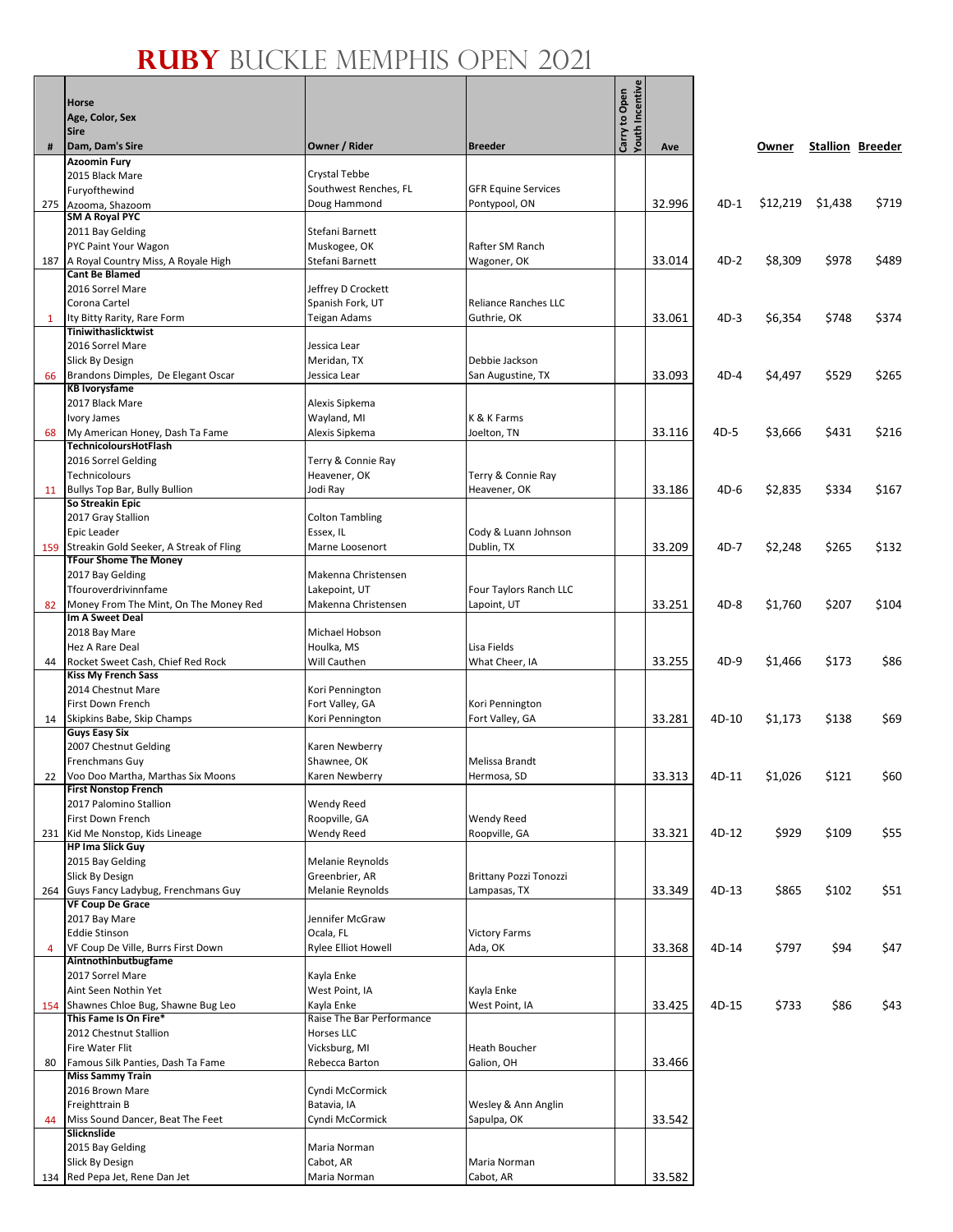# RUBY BUCKLE MEMPHIS OPEN 2021

| # | Horse<br>Age, Color, Sex<br>Sire<br>Dam, Dam's Sire | Owner / Rider | Breeder | Carry to Open | Youth Incentive | Ave | | Owner | Stallion | Breeder |
|---|---|---|---|---|---|---|---|---|---|---|
| 275 | **Azoomin Fury**<br>2015 Black Mare<br>Furyofthewind<br>Azooma, Shazoom | Crystal Tebbe<br>Southwest Renches, FL<br>Doug Hammond | GFR Equine Services<br>Pontypool, ON | | | 32.996 | 4D-1 | $12,219 | $1,438 | $719 |
| 187 | **SM A Royal PYC**<br>2011 Bay Gelding<br>PYC Paint Your Wagon<br>A Royal Country Miss, A Royale High | Stefani Barnett<br>Muskogee, OK<br>Stefani Barnett | Rafter SM Ranch<br>Wagoner, OK | | | 33.014 | 4D-2 | $8,309 | $978 | $489 |
| 1 | **Cant Be Blamed**<br>2016 Sorrel Mare<br>Corona Cartel<br>Ity Bitty Rarity, Rare Form | Jeffrey D Crockett<br>Spanish Fork, UT<br>Teigan Adams | Reliance Ranches LLC<br>Guthrie, OK | | | 33.061 | 4D-3 | $6,354 | $748 | $374 |
| 66 | **Tiniwithaslicktwist**<br>2016 Sorrel Mare<br>Slick By Design<br>Brandons Dimples, De Elegant Oscar | Jessica Lear<br>Meridan, TX<br>Jessica Lear | Debbie Jackson<br>San Augustine, TX | | | 33.093 | 4D-4 | $4,497 | $529 | $265 |
| 68 | **KB Ivorysfame**<br>2017 Black Mare<br>Ivory James<br>My American Honey, Dash Ta Fame | Alexis Sipkema<br>Wayland, MI<br>Alexis Sipkema | K & K Farms<br>Joelton, TN | | | 33.116 | 4D-5 | $3,666 | $431 | $216 |
| 11 | **TechnicoloursHotFlash**<br>2016 Sorrel Gelding<br>Technicolours<br>Bullys Top Bar, Bully Bullion | Terry & Connie Ray<br>Heavener, OK<br>Jodi Ray | Terry & Connie Ray<br>Heavener, OK | | | 33.186 | 4D-6 | $2,835 | $334 | $167 |
| 159 | **So Streakin Epic**<br>2017 Gray Stallion<br>Epic Leader<br>Streakin Gold Seeker, A Streak of Fling | Colton Tambling<br>Essex, IL<br>Marne Loosenort | Cody & Luann Johnson<br>Dublin, TX | | | 33.209 | 4D-7 | $2,248 | $265 | $132 |
| 82 | **TFour Shome The Money**<br>2017 Bay Gelding<br>Tfouroverdrivinnfame<br>Money From The Mint, On The Money Red | Makenna Christensen<br>Lakepoint, UT<br>Makenna Christensen | Four Taylors Ranch LLC<br>Lapoint, UT | | | 33.251 | 4D-8 | $1,760 | $207 | $104 |
| 44 | **Im A Sweet Deal**<br>2018 Bay Mare<br>Hez A Rare Deal<br>Rocket Sweet Cash, Chief Red Rock | Michael Hobson<br>Houlka, MS<br>Will Cauthen | Lisa Fields<br>What Cheer, IA | | | 33.255 | 4D-9 | $1,466 | $173 | $86 |
| 14 | **Kiss My French Sass**<br>2014 Chestnut Mare<br>First Down French<br>Skipkins Babe, Skip Champs | Kori Pennington<br>Fort Valley, GA<br>Kori Pennington | Kori Pennington<br>Fort Valley, GA | | | 33.281 | 4D-10 | $1,173 | $138 | $69 |
| 22 | **Guys Easy Six**<br>2007 Chestnut Gelding<br>Frenchmans Guy<br>Voo Doo Martha, Marthas Six Moons | Karen Newberry<br>Shawnee, OK<br>Karen Newberry | Melissa Brandt<br>Hermosa, SD | | | 33.313 | 4D-11 | $1,026 | $121 | $60 |
| 231 | **First Nonstop French**<br>2017 Palomino Stallion<br>First Down French<br>Kid Me Nonstop, Kids Lineage | Wendy Reed<br>Roopville, GA<br>Wendy Reed | Wendy Reed<br>Roopville, GA | | | 33.321 | 4D-12 | $929 | $109 | $55 |
| 264 | **HP Ima Slick Guy**<br>2015 Bay Gelding<br>Slick By Design<br>Guys Fancy Ladybug, Frenchmans Guy | Melanie Reynolds<br>Greenbrier, AR<br>Melanie Reynolds | Brittany Pozzi Tonozzi<br>Lampasas, TX | | | 33.349 | 4D-13 | $865 | $102 | $51 |
| 4 | **VF Coup De Grace**<br>2017 Bay Mare<br>Eddie Stinson<br>VF Coup De Ville, Burrs First Down | Jennifer McGraw<br>Ocala, FL<br>Rylee Elliot Howell | Victory Farms<br>Ada, OK | | | 33.368 | 4D-14 | $797 | $94 | $47 |
| 154 | **Aintnothinbutbugfame**<br>2017 Sorrel Mare<br>Aint Seen Nothin Yet<br>Shawnes Chloe Bug, Shawne Bug Leo | Kayla Enke<br>West Point, IA<br>Kayla Enke | Kayla Enke<br>West Point, IA | | | 33.425 | 4D-15 | $733 | $86 | $43 |
| 80 | **This Fame Is On Fire***<br>2012 Chestnut Stallion<br>Fire Water Flit<br>Famous Silk Panties, Dash Ta Fame | Raise The Bar Performance Horses LLC<br>Vicksburg, MI<br>Rebecca Barton | Heath Boucher<br>Galion, OH | | | 33.466 | | | | |
| 44 | **Miss Sammy Train**<br>2016 Brown Mare<br>Freighttrain B<br>Miss Sound Dancer, Beat The Feet | Cyndi McCormick<br>Batavia, IA<br>Cyndi McCormick | Wesley & Ann Anglin<br>Sapulpa, OK | | | 33.542 | | | | |
| 134 | **Slicknslide**<br>2015 Bay Gelding<br>Slick By Design<br>Red Pepa Jet, Rene Dan Jet | Maria Norman<br>Cabot, AR<br>Maria Norman | Maria Norman<br>Cabot, AR | | | 33.582 | | | | |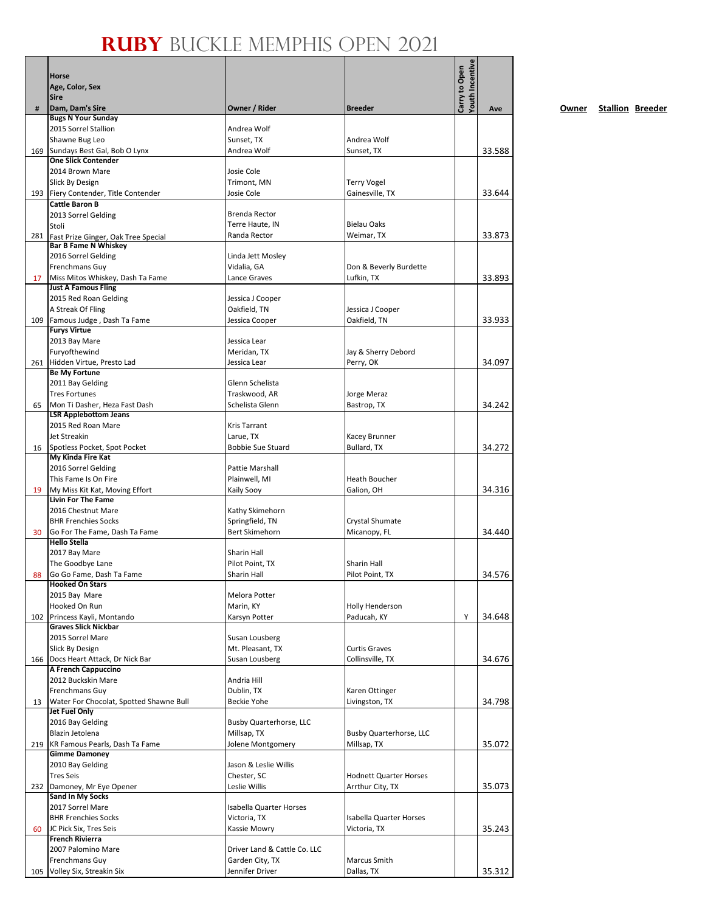# RUBY BUCKLE MEMPHIS OPEN 2021

| # | Horse<br>Age, Color, Sex<br>Sire<br>Dam, Dam's Sire | Owner / Rider | Breeder | Carry to Open | Youth Incentive | Ave |
|---|---|---|---|---|---|---|
| 169 | **Bugs N Your Sunday**<br>2015 Sorrel Stallion<br>Shawne Bug Leo<br>Sundays Best Gal, Bob O Lynx | Andrea Wolf<br>Sunset, TX<br>Andrea Wolf | Andrea Wolf<br>Sunset, TX | | | 33.588 |
| 193 | **One Slick Contender**<br>2014 Brown Mare<br>Slick By Design<br>Fiery Contender, Title Contender | Josie Cole<br>Trimont, MN<br>Josie Cole | Terry Vogel<br>Gainesville, TX | | | 33.644 |
| 281 | **Cattle Baron B**<br>2013 Sorrel Gelding<br>Stoli<br>Fast Prize Ginger, Oak Tree Special | Brenda Rector<br>Terre Haute, IN<br>Randa Rector | Bielau Oaks<br>Weimar, TX | | | 33.873 |
| 17 | **Bar B Fame N Whiskey**<br>2016 Sorrel Gelding<br>Frenchmans Guy<br>Miss Mitos Whiskey, Dash Ta Fame | Linda Jett Mosley<br>Vidalia, GA<br>Lance Graves | Don & Beverly Burdette<br>Lufkin, TX | | | 33.893 |
| 109 | **Just A Famous Fling**<br>2015 Red Roan Gelding<br>A Streak Of Fling<br>Famous Judge , Dash Ta Fame | Jessica J Cooper<br>Oakfield, TN<br>Jessica Cooper | Jessica J Cooper<br>Oakfield, TN | | | 33.933 |
| 261 | **Furys Virtue**<br>2013 Bay Mare<br>Furyofthewind<br>Hidden Virtue, Presto Lad | Jessica Lear<br>Meridan, TX<br>Jessica Lear | Jay & Sherry Debord<br>Perry, OK | | | 34.097 |
| 65 | **Be My Fortune**<br>2011 Bay Gelding<br>Tres Fortunes<br>Mon Ti Dasher, Heza Fast Dash | Glenn Schelista<br>Traskwood, AR<br>Schelista Glenn | Jorge Meraz<br>Bastrop, TX | | | 34.242 |
| 16 | **LSR Applebottom Jeans**<br>2015 Red Roan Mare<br>Jet Streakin<br>Spotless Pocket, Spot Pocket | Kris Tarrant<br>Larue, TX<br>Bobbie Sue Stuard | Kacey Brunner<br>Bullard, TX | | | 34.272 |
| 19 | **My Kinda Fire Kat**<br>2016 Sorrel Gelding<br>This Fame Is On Fire<br>My Miss Kit Kat, Moving Effort | Pattie Marshall<br>Plainwell, MI<br>Kaily Sooy | Heath Boucher<br>Galion, OH | | | 34.316 |
| 30 | **Livin For The Fame**<br>2016 Chestnut Mare<br>BHR Frenchies Socks<br>Go For The Fame, Dash Ta Fame | Kathy Skimehorn<br>Springfield, TN<br>Bert Skimehorn | Crystal Shumate<br>Micanopy, FL | | | 34.440 |
| 88 | **Hello Stella**<br>2017 Bay Mare<br>The Goodbye Lane<br>Go Go Fame, Dash Ta Fame | Sharin Hall<br>Pilot Point, TX<br>Sharin Hall | Sharin Hall<br>Pilot Point, TX | | | 34.576 |
| 102 | **Hooked On Stars**<br>2015 Bay Mare<br>Hooked On Run<br>Princess Kayli, Montando | Melora Potter<br>Marin, KY<br>Karsyn Potter | Holly Henderson<br>Paducah, KY | Y | | 34.648 |
| 166 | **Graves Slick Nickbar**<br>2015 Sorrel Mare<br>Slick By Design<br>Docs Heart Attack, Dr Nick Bar | Susan Lousberg<br>Mt. Pleasant, TX<br>Susan Lousberg | Curtis Graves<br>Collinsville, TX | | | 34.676 |
| 13 | **A French Cappuccino**<br>2012 Buckskin Mare<br>Frenchmans Guy<br>Water For Chocolat, Spotted Shawne Bull | Andria Hill<br>Dublin, TX<br>Beckie Yohe | Karen Ottinger<br>Livingston, TX | | | 34.798 |
| 219 | **Jet Fuel Only**<br>2016 Bay Gelding<br>Blazin Jetolena<br>KR Famous Pearls, Dash Ta Fame | Busby Quarterhorse, LLC<br>Millsap, TX<br>Jolene Montgomery | Busby Quarterhorse, LLC<br>Millsap, TX | | | 35.072 |
| 232 | **Gimme Damoney**<br>2010 Bay Gelding<br>Tres Seis<br>Damoney, Mr Eye Opener | Jason & Leslie Willis<br>Chester, SC<br>Leslie Willis | Hodnett Quarter Horses<br>Arrthur City, TX | | | 35.073 |
| 60 | **Sand In My Socks**<br>2017 Sorrel Mare<br>BHR Frenchies Socks<br>JC Pick Six, Tres Seis | Isabella Quarter Horses<br>Victoria, TX<br>Kassie Mowry | Isabella Quarter Horses<br>Victoria, TX | | | 35.243 |
| 105 | **French Rivierra**<br>2007 Palomino Mare<br>Frenchmans Guy<br>Volley Six, Streakin Six | Driver Land & Cattle Co. LLC<br>Garden City, TX<br>Jennifer Driver | Marcus Smith<br>Dallas, TX | | | 35.312 |

**Owner** **Stallion** **Breeder**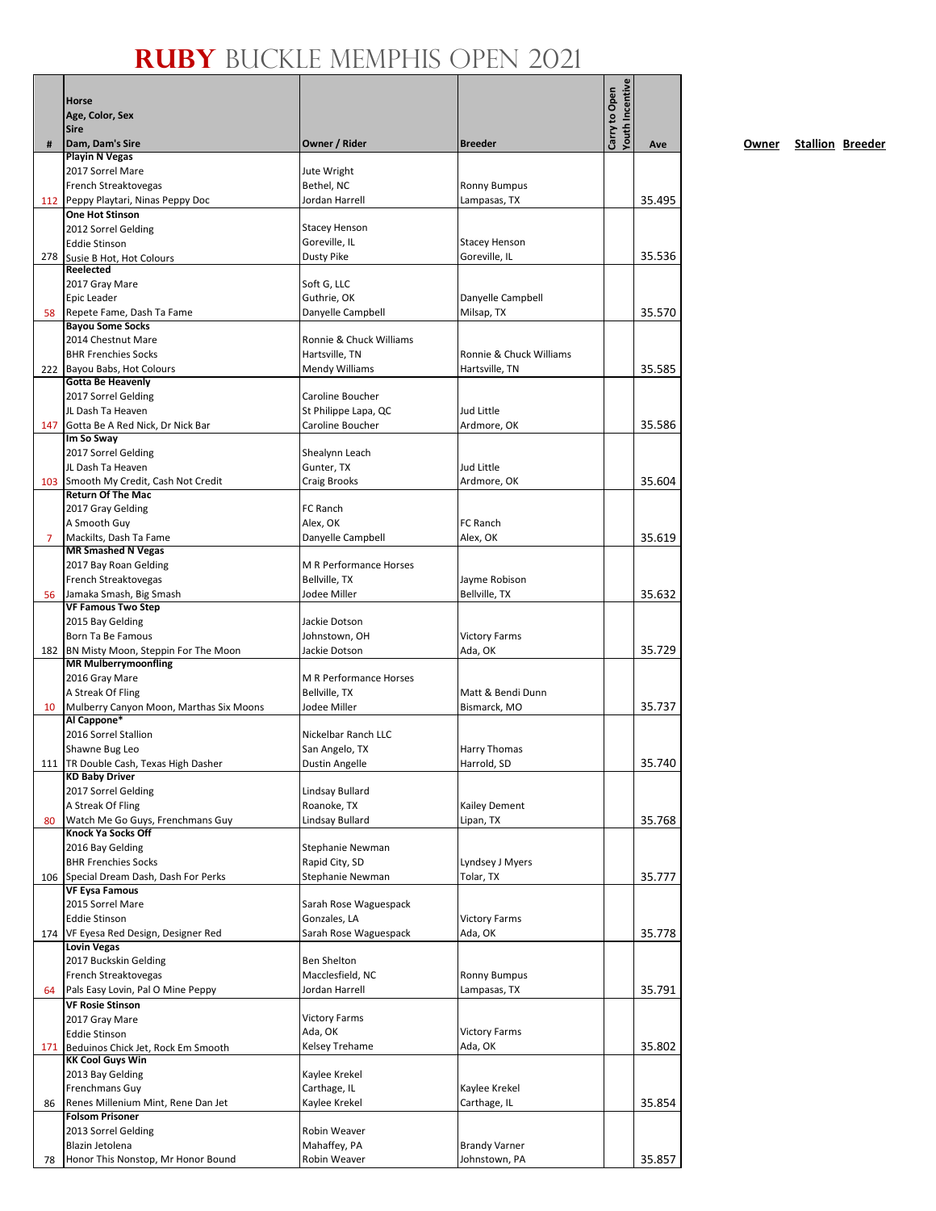# RUBY BUCKLE MEMPHIS OPEN 2021

| # | Horse<br>Age, Color, Sex<br>Sire<br>Dam, Dam's Sire | Owner / Rider | Breeder | Carry to Open | Youth Incentive | Ave |
|---|---|---|---|---|---|---|
| 112 | **Playin N Vegas**<br>2017 Sorrel Mare<br>French Streaktovegas<br>Peppy Playtari, Ninas Peppy Doc | Jute Wright<br>Bethel, NC<br>Jordan Harrell | Ronny Bumpus<br>Lampasas, TX | | | 35.495 |
| 278 | **One Hot Stinson**<br>2012 Sorrel Gelding<br>Eddie Stinson<br>Susie B Hot, Hot Colours | Stacey Henson<br>Goreville, IL<br>Dusty Pike | Stacey Henson<br>Goreville, IL | | | 35.536 |
| 58 | **Reelected**<br>2017 Gray Mare<br>Epic Leader<br>Repete Fame, Dash Ta Fame | Soft G, LLC<br>Guthrie, OK<br>Danyelle Campbell | Danyelle Campbell<br>Milsap, TX | | | 35.570 |
| 222 | **Bayou Some Socks**<br>2014 Chestnut Mare<br>BHR Frenchies Socks<br>Bayou Babs, Hot Colours | Ronnie & Chuck Williams<br>Hartsville, TN<br>Mendy Williams | Ronnie & Chuck Williams<br>Hartsville, TN | | | 35.585 |
| 147 | **Gotta Be Heavenly**<br>2017 Sorrel Gelding<br>JL Dash Ta Heaven<br>Gotta Be A Red Nick, Dr Nick Bar | Caroline Boucher<br>St Philippe Lapa, QC<br>Caroline Boucher | Jud Little<br>Ardmore, OK | | | 35.586 |
| 103 | **Im So Sway**<br>2017 Sorrel Gelding<br>JL Dash Ta Heaven<br>Smooth My Credit, Cash Not Credit | Shealynn Leach<br>Gunter, TX<br>Craig Brooks | Jud Little<br>Ardmore, OK | | | 35.604 |
| 7 | **Return Of The Mac**<br>2017 Gray Gelding<br>A Smooth Guy<br>Mackilts, Dash Ta Fame | FC Ranch<br>Alex, OK<br>Danyelle Campbell | FC Ranch<br>Alex, OK | | | 35.619 |
| 56 | **MR Smashed N Vegas**<br>2017 Bay Roan Gelding<br>French Streaktovegas<br>Jamaka Smash, Big Smash | M R Performance Horses<br>Bellville, TX<br>Jodee Miller | Jayme Robison<br>Bellville, TX | | | 35.632 |
| 182 | **VF Famous Two Step**<br>2015 Bay Gelding<br>Born Ta Be Famous<br>BN Misty Moon, Steppin For The Moon | Jackie Dotson<br>Johnstown, OH<br>Jackie Dotson | Victory Farms<br>Ada, OK | | | 35.729 |
| 10 | **MR Mulberrymoonfling**<br>2016 Gray Mare<br>A Streak Of Fling<br>Mulberry Canyon Moon, Marthas Six Moons | M R Performance Horses<br>Bellville, TX<br>Jodee Miller | Matt & Bendi Dunn<br>Bismarck, MO | | | 35.737 |
| 111 | **Al Cappone***<br>2016 Sorrel Stallion<br>Shawne Bug Leo<br>TR Double Cash, Texas High Dasher | Nickelbar Ranch LLC<br>San Angelo, TX<br>Dustin Angelle | Harry Thomas<br>Harrold, SD | | | 35.740 |
| 80 | **KD Baby Driver**<br>2017 Sorrel Gelding<br>A Streak Of Fling<br>Watch Me Go Guys, Frenchmans Guy | Lindsay Bullard<br>Roanoke, TX<br>Lindsay Bullard | Kailey Dement<br>Lipan, TX | | | 35.768 |
| 106 | **Knock Ya Socks Off**<br>2016 Bay Gelding<br>BHR Frenchies Socks<br>Special Dream Dash, Dash For Perks | Stephanie Newman<br>Rapid City, SD<br>Stephanie Newman | Lyndsey J Myers<br>Tolar, TX | | | 35.777 |
| 174 | **VF Eysa Famous**<br>2015 Sorrel Mare<br>Eddie Stinson<br>VF Eyesa Red Design, Designer Red | Sarah Rose Waguespack<br>Gonzales, LA<br>Sarah Rose Waguespack | Victory Farms<br>Ada, OK | | | 35.778 |
| 64 | **Lovin Vegas**<br>2017 Buckskin Gelding<br>French Streaktovegas<br>Pals Easy Lovin, Pal O Mine Peppy | Ben Shelton<br>Macclesfield, NC<br>Jordan Harrell | Ronny Bumpus<br>Lampasas, TX | | | 35.791 |
| 171 | **VF Rosie Stinson**<br>2017 Gray Mare<br>Eddie Stinson<br>Beduinos Chick Jet, Rock Em Smooth | Victory Farms<br>Ada, OK<br>Kelsey Trehame | Victory Farms<br>Ada, OK | | | 35.802 |
| 86 | **KK Cool Guys Win**<br>2013 Bay Gelding<br>Frenchmans Guy<br>Renes Millenium Mint, Rene Dan Jet | Kaylee Krekel<br>Carthage, IL<br>Kaylee Krekel | Kaylee Krekel<br>Carthage, IL | | | 35.854 |
| 78 | **Folsom Prisoner**<br>2013 Sorrel Gelding<br>Blazin Jetolena<br>Honor This Nonstop, Mr Honor Bound | Robin Weaver<br>Mahaffey, PA<br>Robin Weaver | Brandy Varner<br>Johnstown, PA | | | 35.857 |

Owner Stallion Breeder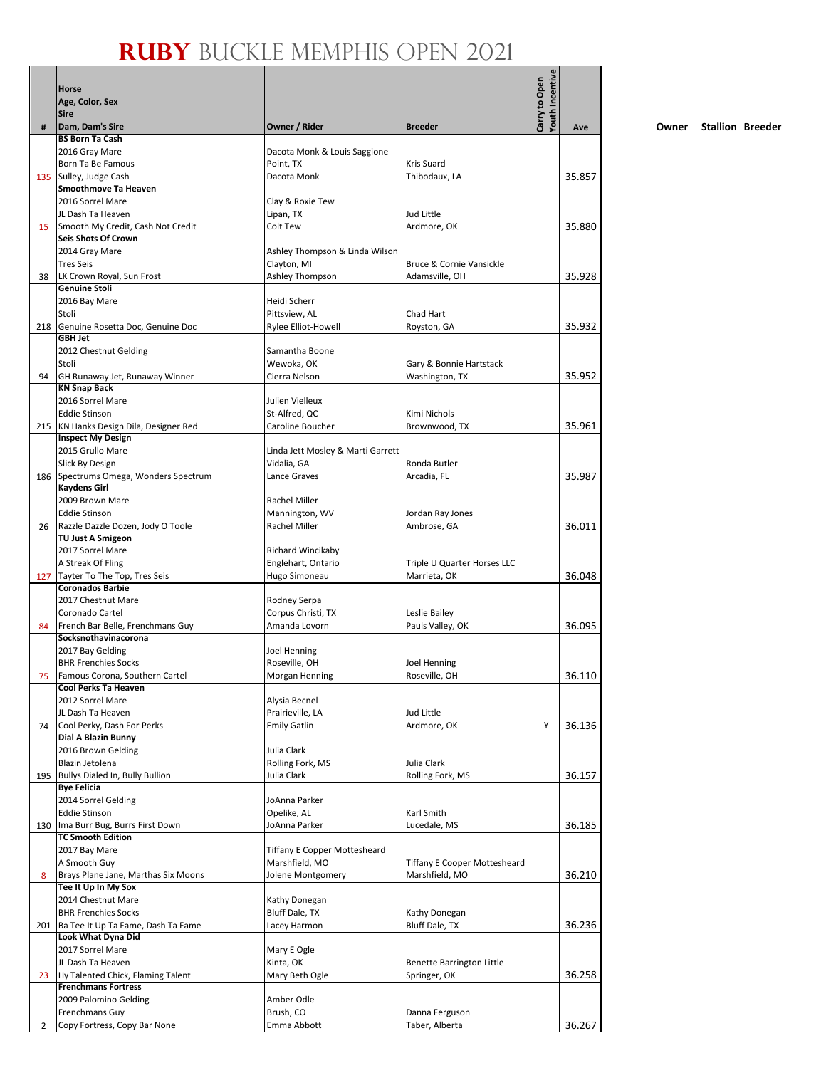# RUBY BUCKLE MEMPHIS OPEN 2021

| # | Horse<br>Age, Color, Sex<br>Sire<br>Dam, Dam's Sire | Owner / Rider | Breeder | Carry to Open | Youth Incentive | Ave |
|---|---|---|---|---|---|---|
| 135 | **BS Born Ta Cash**<br>2016 Gray Mare<br>Born Ta Be Famous<br>Sulley, Judge Cash | Dacota Monk & Louis Saggione<br>Point, TX<br>Dacota Monk | Kris Suard<br>Thibodaux, LA | | | 35.857 |
| 15 | **Smoothmove Ta Heaven**<br>2016 Sorrel Mare<br>JL Dash Ta Heaven<br>Smooth My Credit, Cash Not Credit | Clay & Roxie Tew<br>Lipan, TX<br>Colt Tew | Jud Little<br>Ardmore, OK | | | 35.880 |
| 38 | **Seis Shots Of Crown**<br>2014 Gray Mare<br>Tres Seis<br>LK Crown Royal, Sun Frost | Ashley Thompson & Linda Wilson<br>Clayton, MI<br>Ashley Thompson | Bruce & Cornie Vansickle<br>Adamsville, OH | | | 35.928 |
| 218 | **Genuine Stoli**<br>2016 Bay Mare<br>Stoli<br>Genuine Rosetta Doc, Genuine Doc | Heidi Scherr<br>Pittsview, AL<br>Rylee Elliot-Howell | Chad Hart<br>Royston, GA | | | 35.932 |
| 94 | **GBH Jet**<br>2012 Chestnut Gelding<br>Stoli<br>GH Runaway Jet, Runaway Winner | Samantha Boone<br>Wewoka, OK<br>Cierra Nelson | Gary & Bonnie Hartstack<br>Washington, TX | | | 35.952 |
| 215 | **KN Snap Back**<br>2016 Sorrel Mare<br>Eddie Stinson<br>KN Hanks Design Dila, Designer Red | Julien Vielleux<br>St-Alfred, QC<br>Caroline Boucher | Kimi Nichols<br>Brownwood, TX | | | 35.961 |
| 186 | **Inspect My Design**<br>2015 Grullo Mare<br>Slick By Design<br>Spectrums Omega, Wonders Spectrum | Linda Jett Mosley & Marti Garrett<br>Vidalia, GA<br>Lance Graves | Ronda Butler<br>Arcadia, FL | | | 35.987 |
| 26 | **Kaydens Girl**<br>2009 Brown Mare<br>Eddie Stinson<br>Razzle Dazzle Dozen, Jody O Toole | Rachel Miller<br>Mannington, WV<br>Rachel Miller | Jordan Ray Jones<br>Ambrose, GA | | | 36.011 |
| 127 | **TU Just A Smigeon**<br>2017 Sorrel Mare<br>A Streak Of Fling<br>Tayter To The Top, Tres Seis | Richard Wincikaby<br>Englehart, Ontario<br>Hugo Simoneau | Triple U Quarter Horses LLC<br>Marrieta, OK | | | 36.048 |
| 84 | **Coronados Barbie**<br>2017 Chestnut Mare<br>Coronado Cartel<br>French Bar Belle, Frenchmans Guy | Rodney Serpa<br>Corpus Christi, TX<br>Amanda Lovorn | Leslie Bailey<br>Pauls Valley, OK | | | 36.095 |
| 75 | **Socksnothavinacorona**<br>2017 Bay Gelding<br>BHR Frenchies Socks<br>Famous Corona, Southern Cartel | Joel Henning<br>Roseville, OH<br>Morgan Henning | Joel Henning<br>Roseville, OH | | | 36.110 |
| 74 | **Cool Perks Ta Heaven**<br>2012 Sorrel Mare<br>JL Dash Ta Heaven<br>Cool Perky, Dash For Perks | Alysia Becnel<br>Prairieville, LA<br>Emily Gatlin | Jud Little<br>Ardmore, OK | Y | | 36.136 |
| 195 | **Dial A Blazin Bunny**<br>2016 Brown Gelding<br>Blazin Jetolena<br>Bullys Dialed In, Bully Bullion | Julia Clark<br>Rolling Fork, MS<br>Julia Clark | Julia Clark<br>Rolling Fork, MS | | | 36.157 |
| 130 | **Bye Felicia**<br>2014 Sorrel Gelding<br>Eddie Stinson<br>Ima Burr Bug, Burrs First Down | JoAnna Parker<br>Opelike, AL<br>JoAnna Parker | Karl Smith<br>Lucedale, MS | | | 36.185 |
| 8 | **TC Smooth Edition**<br>2017 Bay Mare<br>A Smooth Guy<br>Brays Plane Jane, Marthas Six Moons | Tiffany E Copper Mottesheard<br>Marshfield, MO<br>Jolene Montgomery | Tiffany E Cooper Mottesheard<br>Marshfield, MO | | | 36.210 |
| 201 | **Tee It Up In My Sox**<br>2014 Chestnut Mare<br>BHR Frenchies Socks<br>Ba Tee It Up Ta Fame, Dash Ta Fame | Kathy Donegan<br>Bluff Dale, TX<br>Lacey Harmon | Kathy Donegan<br>Bluff Dale, TX | | | 36.236 |
| 23 | **Look What Dyna Did**<br>2017 Sorrel Mare<br>JL Dash Ta Heaven<br>Hy Talented Chick, Flaming Talent | Mary E Ogle<br>Kinta, OK<br>Mary Beth Ogle | Benette Barrington Little<br>Springer, OK | | | 36.258 |
| 2 | **Frenchmans Fortress**<br>2009 Palomino Gelding<br>Frenchmans Guy<br>Copy Fortress, Copy Bar None | Amber Odle<br>Brush, CO<br>Emma Abbott | Danna Ferguson<br>Taber, Alberta | | | 36.267 |

**Owner** **Stallion** **Breeder**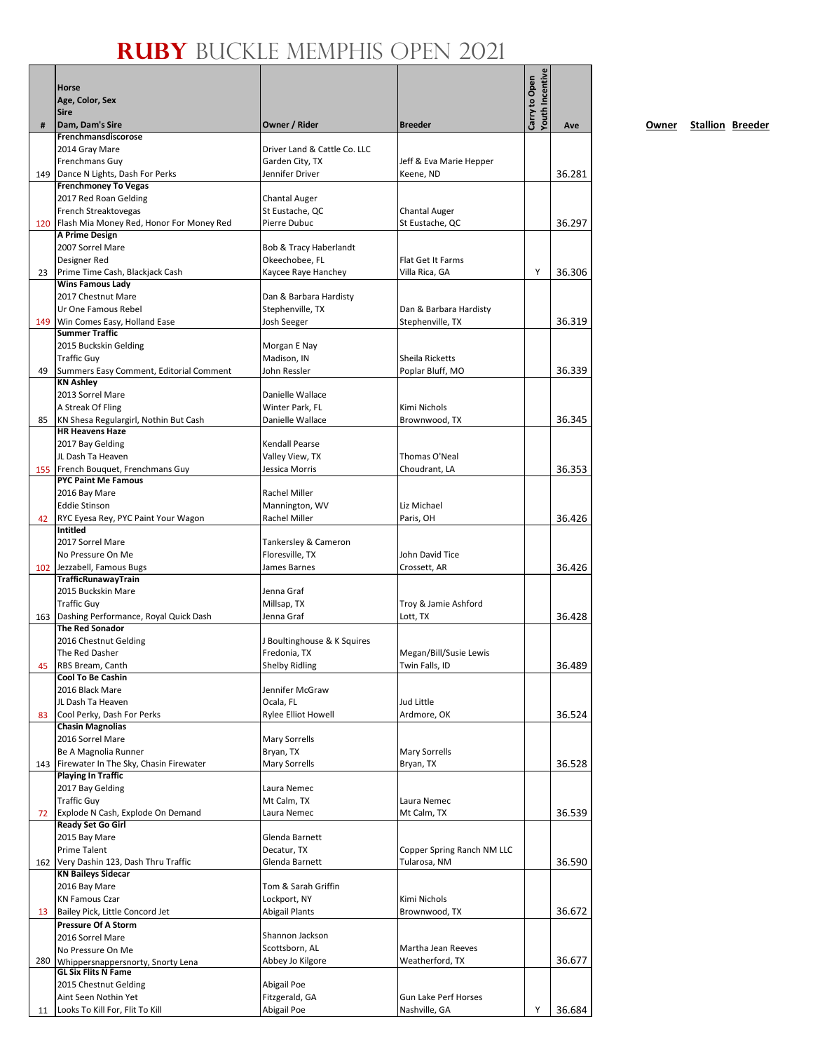# RUBY BUCKLE MEMPHIS OPEN 2021

| # | Horse<br>Age, Color, Sex<br>Sire<br>Dam, Dam's Sire | Owner / Rider | Breeder | Carry to Open | Youth Incentive | Ave |
|---|---|---|---|---|---|---|
| 149 | **Frenchmansdiscorose**<br>2014 Gray Mare<br>Frenchmans Guy<br>Dance N Lights, Dash For Perks | Driver Land & Cattle Co. LLC<br>Garden City, TX<br>Jennifer Driver | Jeff & Eva Marie Hepper<br>Keene, ND | | | 36.281 |
| 120 | **Frenchmoney To Vegas**<br>2017 Red Roan Gelding<br>French Streaktovegas<br>Flash Mia Money Red, Honor For Money Red | Chantal Auger<br>St Eustache, QC<br>Pierre Dubuc | Chantal Auger<br>St Eustache, QC | | | 36.297 |
| 23 | **A Prime Design**<br>2007 Sorrel Mare<br>Designer Red<br>Prime Time Cash, Blackjack Cash | Bob & Tracy Haberlandt<br>Okeechobee, FL<br>Kaycee Raye Hanchey | Flat Get It Farms<br>Villa Rica, GA | | Y | 36.306 |
| 149 | **Wins Famous Lady**<br>2017 Chestnut Mare<br>Ur One Famous Rebel<br>Win Comes Easy, Holland Ease | Dan & Barbara Hardisty<br>Stephenville, TX<br>Josh Seeger | Dan & Barbara Hardisty<br>Stephenville, TX | | | 36.319 |
| 49 | **Summer Traffic**<br>2015 Buckskin Gelding<br>Traffic Guy<br>Summers Easy Comment, Editorial Comment | Morgan E Nay<br>Madison, IN<br>John Ressler | Sheila Ricketts<br>Poplar Bluff, MO | | | 36.339 |
| 85 | **KN Ashley**<br>2013 Sorrel Mare<br>A Streak Of Fling<br>KN Shesa Regulargirl, Nothin But Cash | Danielle Wallace<br>Winter Park, FL<br>Danielle Wallace | Kimi Nichols<br>Brownwood, TX | | | 36.345 |
| 155 | **HR Heavens Haze**<br>2017 Bay Gelding<br>JL Dash Ta Heaven<br>French Bouquet, Frenchmans Guy | Kendall Pearse<br>Valley View, TX<br>Jessica Morris | Thomas O'Neal<br>Choudrant, LA | | | 36.353 |
| 42 | **PYC Paint Me Famous**<br>2016 Bay Mare<br>Eddie Stinson<br>RYC Eyesa Rey, PYC Paint Your Wagon | Rachel Miller<br>Mannington, WV<br>Rachel Miller | Liz Michael<br>Paris, OH | | | 36.426 |
| 102 | **Intitled**<br>2017 Sorrel Mare<br>No Pressure On Me<br>Jezzabell, Famous Bugs | Tankersley & Cameron<br>Floresville, TX<br>James Barnes | John David Tice<br>Crossett, AR | | | 36.426 |
| 163 | **TrafficRunawayTrain**<br>2015 Buckskin Mare<br>Traffic Guy<br>Dashing Performance, Royal Quick Dash | Jenna Graf<br>Millsap, TX<br>Jenna Graf | Troy & Jamie Ashford<br>Lott, TX | | | 36.428 |
| 45 | **The Red Sonador**<br>2016 Chestnut Gelding<br>The Red Dasher<br>RBS Bream, Canth | J Boultinghouse & K Squires<br>Fredonia, TX<br>Shelby Ridling | Megan/Bill/Susie Lewis<br>Twin Falls, ID | | | 36.489 |
| 83 | **Cool To Be Cashin**<br>2016 Black Mare<br>JL Dash Ta Heaven<br>Cool Perky, Dash For Perks | Jennifer McGraw<br>Ocala, FL<br>Rylee Elliot Howell | Jud Little<br>Ardmore, OK | | | 36.524 |
| 143 | **Chasin Magnolias**<br>2016 Sorrel Mare<br>Be A Magnolia Runner<br>Firewater In The Sky, Chasin Firewater | Mary Sorrells<br>Bryan, TX<br>Mary Sorrells | Mary Sorrells<br>Bryan, TX | | | 36.528 |
| 72 | **Playing In Traffic**<br>2017 Bay Gelding<br>Traffic Guy<br>Explode N Cash, Explode On Demand | Laura Nemec<br>Mt Calm, TX<br>Laura Nemec | Laura Nemec<br>Mt Calm, TX | | | 36.539 |
| 162 | **Ready Set Go Girl**<br>2015 Bay Mare<br>Prime Talent<br>Very Dashin 123, Dash Thru Traffic | Glenda Barnett<br>Decatur, TX<br>Glenda Barnett | Copper Spring Ranch NM LLC<br>Tularosa, NM | | | 36.590 |
| 13 | **KN Baileys Sidecar**<br>2016 Bay Mare<br>KN Famous Czar<br>Bailey Pick, Little Concord Jet | Tom & Sarah Griffin<br>Lockport, NY<br>Abigail Plants | Kimi Nichols<br>Brownwood, TX | | | 36.672 |
| 280 | **Pressure Of A Storm**<br>2016 Sorrel Mare<br>No Pressure On Me<br>Whippersnappersnorty, Snorty Lena | Shannon Jackson<br>Scottsborn, AL<br>Abbey Jo Kilgore | Martha Jean Reeves<br>Weatherford, TX | | | 36.677 |
| 11 | **GL Six Flits N Fame**<br>2015 Chestnut Gelding<br>Aint Seen Nothin Yet<br>Looks To Kill For, Flit To Kill | Abigail Poe<br>Fitzgerald, GA<br>Abigail Poe | Gun Lake Perf Horses<br>Nashville, GA | | Y | 36.684 |

**Owner** **Stallion** **Breeder**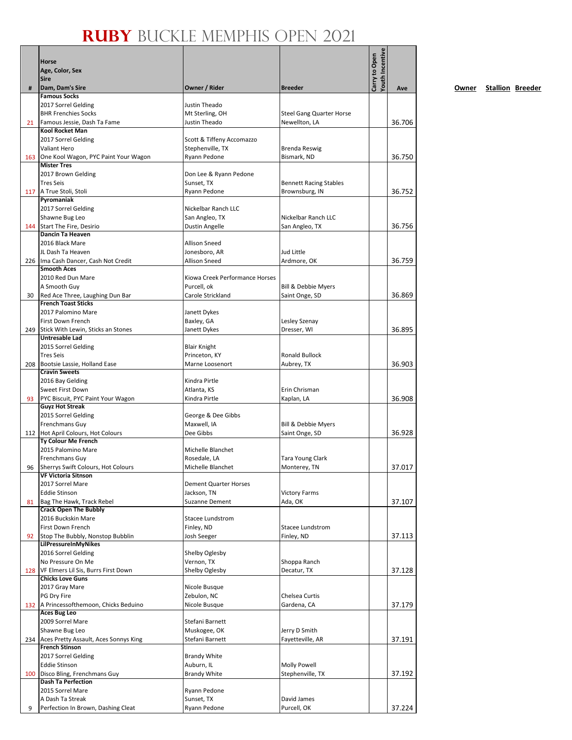# RUBY BUCKLE MEMPHIS OPEN 2021

| # | Horse<br>Age, Color, Sex<br>Sire<br>Dam, Dam's Sire | Owner / Rider | Breeder | Carry to Open | Youth Incentive | Ave | Owner | Stallion | Breeder |
|---|---|---|---|---|---|---|---|---|---|
| 21 | **Famous Socks**<br>2017 Sorrel Gelding<br>BHR Frenchies Socks<br>Famous Jessie, Dash Ta Fame | Justin Theado<br>Mt Sterling, OH<br>Justin Theado | Steel Gang Quarter Horse<br>Newellton, LA | | | 36.706 | | | |
| 163 | **Kool Rocket Man**<br>2017 Sorrel Gelding<br>Valiant Hero<br>One Kool Wagon, PYC Paint Your Wagon | Scott & Tiffeny Accomazzo<br>Stephenville, TX<br>Ryann Pedone | Brenda Reswig<br>Bismark, ND | | | 36.750 | | | |
| 117 | **Mister Tres**<br>2017 Brown Gelding<br>Tres Seis<br>A True Stoli, Stoli | Don Lee & Ryann Pedone<br>Sunset, TX<br>Ryann Pedone | Bennett Racing Stables<br>Brownsburg, IN | | | 36.752 | | | |
| 144 | **Pyromaniak**<br>2017 Sorrel Gelding<br>Shawne Bug Leo<br>Start The Fire, Desirio | Nickelbar Ranch LLC<br>San Angleo, TX<br>Dustin Angelle | Nickelbar Ranch LLC<br>San Angleo, TX | | | 36.756 | | | |
| 226 | **Dancin Ta Heaven**<br>2016 Black Mare<br>JL Dash Ta Heaven<br>Ima Cash Dancer, Cash Not Credit | Allison Sneed<br>Jonesboro, AR<br>Allison Sneed | Jud Little<br>Ardmore, OK | | | 36.759 | | | |
| 30 | **Smooth Aces**<br>2010 Red Dun Mare<br>A Smooth Guy<br>Red Ace Three, Laughing Dun Bar | Kiowa Creek Performance Horses<br>Purcell, ok<br>Carole Strickland | Bill & Debbie Myers<br>Saint Onge, SD | | | 36.869 | | | |
| 249 | **French Toast Sticks**<br>2017 Palomino Mare<br>First Down French<br>Stick With Lewin, Sticks an Stones | Janett Dykes<br>Baxley, GA<br>Janett Dykes | Lesley Szenay<br>Dresser, WI | | | 36.895 | | | |
| 208 | **Untresable Lad**<br>2015 Sorrel Gelding<br>Tres Seis<br>Bootsie Lassie, Holland Ease | Blair Knight<br>Princeton, KY<br>Marne Loosenort | Ronald Bullock<br>Aubrey, TX | | | 36.903 | | | |
| 93 | **Cravin Sweets**<br>2016 Bay Gelding<br>Sweet First Down<br>PYC Biscuit, PYC Paint Your Wagon | Kindra Pirtle<br>Atlanta, KS<br>Kindra Pirtle | Erin Chrisman<br>Kaplan, LA | | | 36.908 | | | |
| 112 | **Guyz Hot Streak**<br>2015 Sorrel Gelding<br>Frenchmans Guy<br>Hot April Colours, Hot Colours | George & Dee Gibbs<br>Maxwell, IA<br>Dee Gibbs | Bill & Debbie Myers<br>Saint Onge, SD | | | 36.928 | | | |
| 96 | **Ty Colour Me French**<br>2015 Palomino Mare<br>Frenchmans Guy<br>Sherrys Swift Colours, Hot Colours | Michelle Blanchet<br>Rosedale, LA<br>Michelle Blanchet | Tara Young Clark<br>Monterey, TN | | | 37.017 | | | |
| 81 | **VF Victoria Sitnson**<br>2017 Sorrel Mare<br>Eddie Stinson<br>Bag The Hawk, Track Rebel | Dement Quarter Horses<br>Jackson, TN<br>Suzanne Dement | Victory Farms<br>Ada, OK | | | 37.107 | | | |
| 92 | **Crack Open The Bubbly**<br>2016 Buckskin Mare<br>First Down French<br>Stop The Bubbly, Nonstop Bubblin | Stacee Lundstrom<br>Finley, ND<br>Josh Seeger | Stacee Lundstrom<br>Finley, ND | | | 37.113 | | | |
| 128 | **LilPressureInMyNikes**<br>2016 Sorrel Gelding<br>No Pressure On Me<br>VF Elmers Lil Sis, Burrs First Down | Shelby Oglesby<br>Vernon, TX<br>Shelby Oglesby | Shoppa Ranch<br>Decatur, TX | | | 37.128 | | | |
| 132 | **Chicks Love Guns**<br>2017 Gray Mare<br>PG Dry Fire<br>A Princessofthemoon, Chicks Beduino | Nicole Busque<br>Zebulon, NC<br>Nicole Busque | Chelsea Curtis<br>Gardena, CA | | | 37.179 | | | |
| 234 | **Aces Bug Leo**<br>2009 Sorrel Mare<br>Shawne Bug Leo<br>Aces Pretty Assault, Aces Sonnys King | Stefani Barnett<br>Muskogee, OK<br>Stefani Barnett | Jerry D Smith<br>Fayetteville, AR | | | 37.191 | | | |
| 100 | **French Stinson**<br>2017 Sorrel Gelding<br>Eddie Stinson<br>Disco Bling, Frenchmans Guy | Brandy White<br>Auburn, IL<br>Brandy White | Molly Powell<br>Stephenville, TX | | | 37.192 | | | |
| 9 | **Dash Ta Perfection**<br>2015 Sorrel Mare<br>A Dash Ta Streak<br>Perfection In Brown, Dashing Cleat | Ryann Pedone<br>Sunset, TX<br>Ryann Pedone | David James<br>Purcell, OK | | | 37.224 | | | |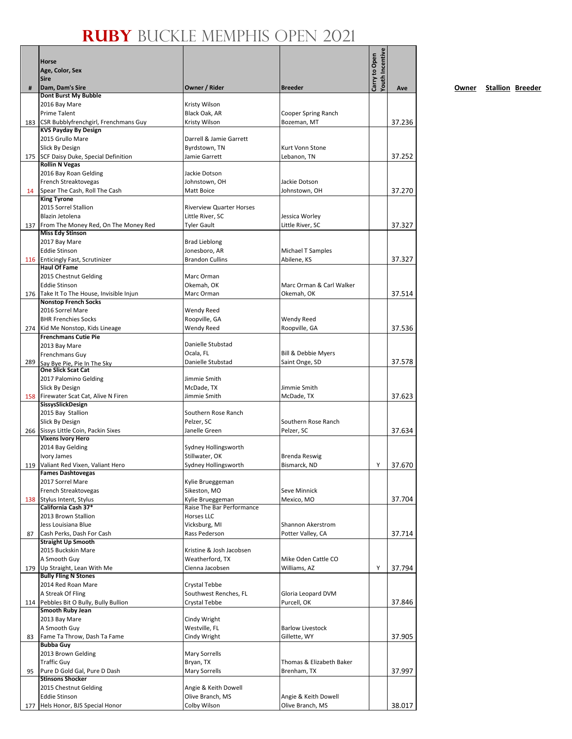# RUBY BUCKLE MEMPHIS OPEN 2021

| # | Horse<br>Age, Color, Sex<br>Sire<br>Dam, Dam's Sire | Owner / Rider | Breeder | Carry to Open | Youth Incentive | Ave | Owner | Stallion | Breeder |
|---|---|---|---|---|---|---|---|---|---|
| 183 | **Dont Burst My Bubble**<br>2016 Bay Mare<br>Prime Talent<br>CSR Bubblyfrenchgirl, Frenchmans Guy | Kristy Wilson<br>Black Oak, AR<br>Kristy Wilson | Cooper Spring Ranch<br>Bozeman, MT | | | 37.236 | | | |
| 175 | **KVS Payday By Design**<br>2015 Grullo Mare<br>Slick By Design<br>SCF Daisy Duke, Special Definition | Darrell & Jamie Garrett<br>Byrdstown, TN<br>Jamie Garrett | Kurt Vonn Stone<br>Lebanon, TN | | | 37.252 | | | |
| 14 | **Rollin N Vegas**<br>2016 Bay Roan Gelding<br>French Streaktovegas<br>Spear The Cash, Roll The Cash | Jackie Dotson<br>Johnstown, OH<br>Matt Boice | Jackie Dotson<br>Johnstown, OH | | | 37.270 | | | |
| 137 | **King Tyrone**<br>2015 Sorrel Stallion<br>Blazin Jetolena<br>From The Money Red, On The Money Red | Riverview Quarter Horses<br>Little River, SC<br>Tyler Gault | Jessica Worley<br>Little River, SC | | | 37.327 | | | |
| 116 | **Miss Edy Stinson**<br>2017 Bay Mare<br>Eddie Stinson<br>Enticingly Fast, Scrutinizer | Brad Lieblong<br>Jonesboro, AR<br>Brandon Cullins | Michael T Samples<br>Abilene, KS | | | 37.327 | | | |
| 176 | **Haul Of Fame**<br>2015 Chestnut Gelding<br>Eddie Stinson<br>Take It To The House, Invisible Injun | Marc Orman<br>Okemah, OK<br>Marc Orman | Marc Orman & Carl Walker<br>Okemah, OK | | | 37.514 | | | |
| 274 | **Nonstop French Socks**<br>2016 Sorrel Mare<br>BHR Frenchies Socks<br>Kid Me Nonstop, Kids Lineage | Wendy Reed<br>Roopville, GA<br>Wendy Reed | Wendy Reed<br>Roopville, GA | | | 37.536 | | | |
| 289 | **Frenchmans Cutie Pie**<br>2013 Bay Mare<br>Frenchmans Guy<br>Say Bye Pie, Pie In The Sky | Danielle Stubstad<br>Ocala, FL<br>Danielle Stubstad | Bill & Debbie Myers<br>Saint Onge, SD | | | 37.578 | | | |
| 158 | **One Slick Scat Cat**<br>2017 Palomino Gelding<br>Slick By Design<br>Firewater Scat Cat, Alive N Firen | Jimmie Smith<br>McDade, TX<br>Jimmie Smith | Jimmie Smith<br>McDade, TX | | | 37.623 | | | |
| 266 | **SissysSlickDesign**<br>2015 Bay Stallion<br>Slick By Design<br>Sissys Little Coin, Packin Sixes | Southern Rose Ranch<br>Pelzer, SC<br>Janelle Green | Southern Rose Ranch<br>Pelzer, SC | | | 37.634 | | | |
| 119 | **Vixens Ivory Hero**<br>2014 Bay Gelding<br>Ivory James<br>Valiant Red Vixen, Valiant Hero | Sydney Hollingsworth<br>Stillwater, OK<br>Sydney Hollingsworth | Brenda Reswig<br>Bismarck, ND | | Y | 37.670 | | | |
| 138 | **Fames Dashtovegas**<br>2017 Sorrel Mare<br>French Streaktovegas<br>Stylus Intent, Stylus | Kylie Brueggeman<br>Sikeston, MO<br>Kylie Brueggeman | Seve Minnick<br>Mexico, MO | | | 37.704 | | | |
| 87 | **California Cash 37***<br>2013 Brown Stallion<br>Jess Louisiana Blue<br>Cash Perks, Dash For Cash | Raise The Bar Performance Horses LLC<br>Vicksburg, MI<br>Rass Pederson | Shannon Akerstrom<br>Potter Valley, CA | | | 37.714 | | | |
| 179 | **Straight Up Smooth**<br>2015 Buckskin Mare<br>A Smooth Guy<br>Up Straight, Lean With Me | Kristine & Josh Jacobsen<br>Weatherford, TX<br>Cienna Jacobsen | Mike Oden Cattle CO<br>Williams, AZ | | Y | 37.794 | | | |
| 114 | **Bully Fling N Stones**<br>2014 Red Roan Mare<br>A Streak Of Fling<br>Pebbles Bit O Bully, Bully Bullion | Crystal Tebbe<br>Southwest Renches, FL<br>Crystal Tebbe | Gloria Leopard DVM<br>Purcell, OK | | | 37.846 | | | |
| 83 | **Smooth Ruby Jean**<br>2013 Bay Mare<br>A Smooth Guy<br>Fame Ta Throw, Dash Ta Fame | Cindy Wright<br>Westville, FL<br>Cindy Wright | Barlow Livestock<br>Gillette, WY | | | 37.905 | | | |
| 95 | **Bubba Guy**<br>2013 Brown Gelding<br>Traffic Guy<br>Pure D Gold Gal, Pure D Dash | Mary Sorrells<br>Bryan, TX<br>Mary Sorrells | Thomas & Elizabeth Baker<br>Brenham, TX | | | 37.997 | | | |
| 177 | **Stinsons Shocker**<br>2015 Chestnut Gelding<br>Eddie Stinson<br>Hels Honor, BJS Special Honor | Angie & Keith Dowell<br>Olive Branch, MS<br>Colby Wilson | Angie & Keith Dowell<br>Olive Branch, MS | | | 38.017 | | | |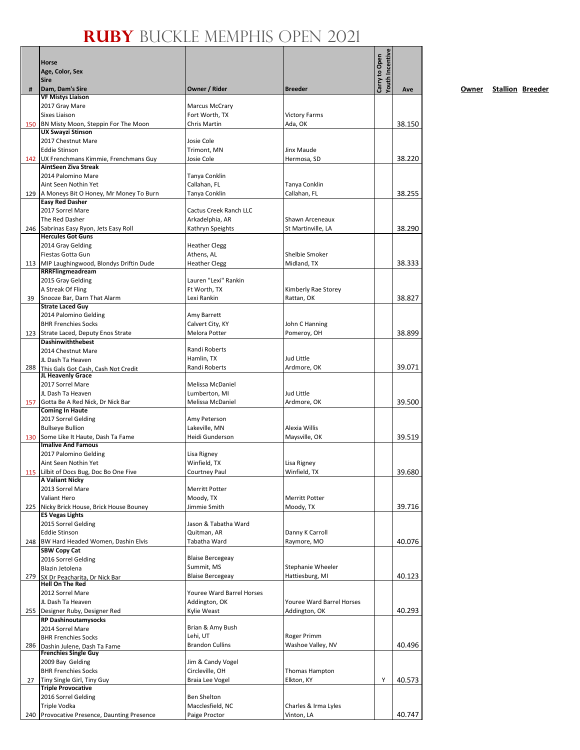# RUBY BUCKLE MEMPHIS OPEN 2021

| # | Horse<br>Age, Color, Sex<br>Sire<br>Dam, Dam's Sire | Owner / Rider | Breeder | Carry to Open | Youth Incentive | Ave |
|---|---|---|---|---|---|---|
| 150 | **VF Mistys Liaison**<br>2017 Gray Mare<br>Sixes Liaison<br>BN Misty Moon, Steppin For The Moon | Marcus McCrary<br>Fort Worth, TX<br>Chris Martin | Victory Farms<br>Ada, OK | | | 38.150 |
| 142 | **UX Swayzi Stinson**<br>2017 Chestnut Mare<br>Eddie Stinson<br>UX Frenchmans Kimmie, Frenchmans Guy | Josie Cole<br>Trimont, MN<br>Josie Cole | Jinx Maude<br>Hermosa, SD | | | 38.220 |
| 129 | **AintSeen Ziva Streak**<br>2014 Palomino Mare<br>Aint Seen Nothin Yet<br>A Moneys Bit O Honey, Mr Money To Burn | Tanya Conklin<br>Callahan, FL<br>Tanya Conklin | Tanya Conklin<br>Callahan, FL | | | 38.255 |
| 246 | **Easy Red Dasher**<br>2017 Sorrel Mare<br>The Red Dasher<br>Sabrinas Easy Ryon, Jets Easy Roll | Cactus Creek Ranch LLC<br>Arkadelphia, AR<br>Kathryn Speights | Shawn Arceneaux<br>St Martinville, LA | | | 38.290 |
| 113 | **Hercules Got Guns**<br>2014 Gray Gelding<br>Fiestas Gotta Gun<br>MIP Laughingwood, Blondys Driftin Dude | Heather Clegg<br>Athens, AL<br>Heather Clegg | Shelbie Smoker<br>Midland, TX | | | 38.333 |
| 39 | **RRRFlingmeadream**<br>2015 Gray Gelding<br>A Streak Of Fling<br>Snooze Bar, Darn That Alarm | Lauren "Lexi" Rankin<br>Ft Worth, TX<br>Lexi Rankin | Kimberly Rae Storey<br>Rattan, OK | | | 38.827 |
| 123 | **Strate Laced Guy**<br>2014 Palomino Gelding<br>BHR Frenchies Socks<br>Strate Laced, Deputy Enos Strate | Amy Barrett<br>Calvert City, KY<br>Melora Potter | John C Hanning<br>Pomeroy, OH | | | 38.899 |
| 288 | **Dashinwiththebest**<br>2014 Chestnut Mare<br>JL Dash Ta Heaven<br>This Gals Got Cash, Cash Not Credit | Randi Roberts<br>Hamlin, TX<br>Randi Roberts | Jud Little<br>Ardmore, OK | | | 39.071 |
| 157 | **JL Heavenly Grace**<br>2017 Sorrel Mare<br>JL Dash Ta Heaven<br>Gotta Be A Red Nick, Dr Nick Bar | Melissa McDaniel<br>Lumberton, MI<br>Melissa McDaniel | Jud Little<br>Ardmore, OK | | | 39.500 |
| 130 | **Coming In Haute**<br>2017 Sorrel Gelding<br>Bullseye Bullion<br>Some Like It Haute, Dash Ta Fame | Amy Peterson<br>Lakeville, MN<br>Heidi Gunderson | Alexia Willis<br>Maysville, OK | | | 39.519 |
| 115 | **Imalive And Famous**<br>2017 Palomino Gelding<br>Aint Seen Nothin Yet<br>Lilbit of Docs Bug, Doc Bo One Five | Lisa Rigney<br>Winfield, TX<br>Courtney Paul | Lisa Rigney<br>Winfield, TX | | | 39.680 |
| 225 | **A Valiant Nicky**<br>2013 Sorrel Mare<br>Valiant Hero<br>Nicky Brick House, Brick House Bouney | Merritt Potter<br>Moody, TX<br>Jimmie Smith | Merritt Potter<br>Moody, TX | | | 39.716 |
| 248 | **ES Vegas Lights**<br>2015 Sorrel Gelding<br>Eddie Stinson<br>BW Hard Headed Women, Dashin Elvis | Jason & Tabatha Ward<br>Quitman, AR<br>Tabatha Ward | Danny K Carroll<br>Raymore, MO | | | 40.076 |
| 279 | **SBW Copy Cat**<br>2016 Sorrel Gelding<br>Blazin Jetolena<br>SX Dr Peacharita, Dr Nick Bar | Blaise Bercegeay<br>Summit, MS<br>Blaise Bercegeay | Stephanie Wheeler<br>Hattiesburg, MI | | | 40.123 |
| 255 | **Hell On The Red**<br>2012 Sorrel Mare<br>JL Dash Ta Heaven<br>Designer Ruby, Designer Red | Youree Ward Barrel Horses<br>Addington, OK<br>Kylie Weast | Youree Ward Barrel Horses<br>Addington, OK | | | 40.293 |
| 286 | **RP Dashinoutamysocks**<br>2014 Sorrel Mare<br>BHR Frenchies Socks<br>Dashin Julene, Dash Ta Fame | Brian & Amy Bush<br>Lehi, UT<br>Brandon Cullins | Roger Primm<br>Washoe Valley, NV | | | 40.496 |
| 27 | **Frenchies Single Guy**<br>2009 Bay Gelding<br>BHR Frenchies Socks<br>Tiny Single Girl, Tiny Guy | Jim & Candy Vogel<br>Circleville, OH<br>Braia Lee Vogel | Thomas Hampton<br>Elkton, KY | Y | | 40.573 |
| 240 | **Triple Provocative**<br>2016 Sorrel Gelding<br>Triple Vodka<br>Provocative Presence, Daunting Presence | Ben Shelton<br>Macclesfield, NC<br>Paige Proctor | Charles & Irma Lyles<br>Vinton, LA | | | 40.747 |

**Owner** **Stallion** **Breeder**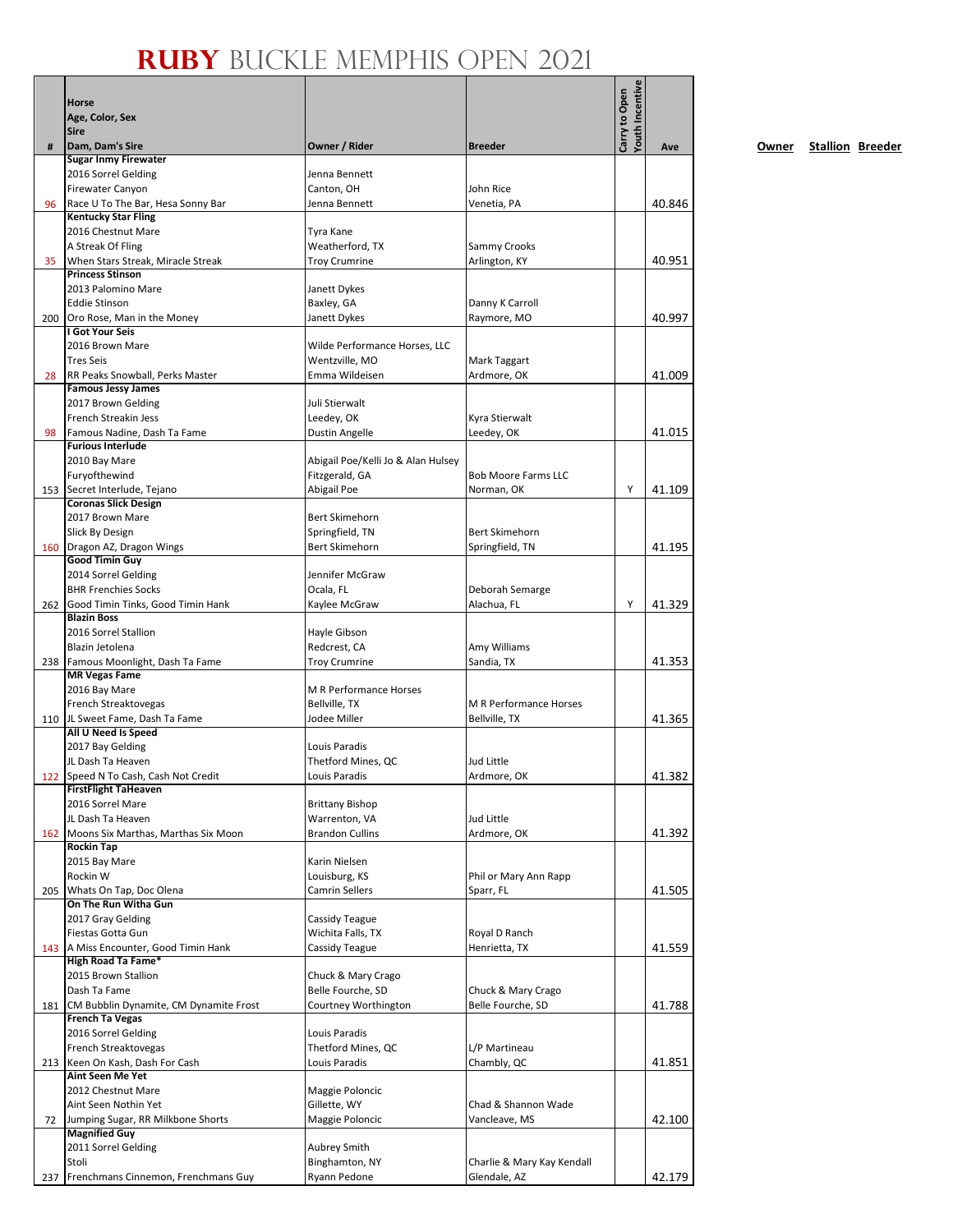# RUBY BUCKLE MEMPHIS OPEN 2021

| # | Horse<br>Age, Color, Sex<br>Sire<br>Dam, Dam's Sire | Owner / Rider | Breeder | Carry to Open | Youth Incentive | Ave | Owner | Stallion | Breeder |
|---|---|---|---|---|---|---|---|---|---|
| 96 | **Sugar Inmy Firewater**<br>2016 Sorrel Gelding<br>Firewater Canyon<br>Race U To The Bar, Hesa Sonny Bar | Jenna Bennett<br>Canton, OH<br>Jenna Bennett | John Rice<br>Venetia, PA | | | 40.846 | | | |
| 35 | **Kentucky Star Fling**<br>2016 Chestnut Mare<br>A Streak Of Fling<br>When Stars Streak, Miracle Streak | Tyra Kane<br>Weatherford, TX<br>Troy Crumrine | Sammy Crooks<br>Arlington, KY | | | 40.951 | | | |
| 200 | **Princess Stinson**<br>2013 Palomino Mare<br>Eddie Stinson<br>Oro Rose, Man in the Money | Janett Dykes<br>Baxley, GA<br>Janett Dykes | Danny K Carroll<br>Raymore, MO | | | 40.997 | | | |
| 28 | **I Got Your Seis**<br>2016 Brown Mare<br>Tres Seis<br>RR Peaks Snowball, Perks Master | Wilde Performance Horses, LLC<br>Wentzville, MO<br>Emma Wildeisen | Mark Taggart<br>Ardmore, OK | | | 41.009 | | | |
| 98 | **Famous Jessy James**<br>2017 Brown Gelding<br>French Streakin Jess<br>Famous Nadine, Dash Ta Fame | Juli Stierwalt<br>Leedey, OK<br>Dustin Angelle | Kyra Stierwalt<br>Leedey, OK | | | 41.015 | | | |
| 153 | **Furious Interlude**<br>2010 Bay Mare<br>Furyofthewind<br>Secret Interlude, Tejano | Abigail Poe/Kelli Jo & Alan Hulsey<br>Fitzgerald, GA<br>Abigail Poe | Bob Moore Farms LLC<br>Norman, OK | | Y | 41.109 | | | |
| 160 | **Coronas Slick Design**<br>2017 Brown Mare<br>Slick By Design<br>Dragon AZ, Dragon Wings | Bert Skimehorn<br>Springfield, TN<br>Bert Skimehorn | Bert Skimehorn<br>Springfield, TN | | | 41.195 | | | |
| 262 | **Good Timin Guy**<br>2014 Sorrel Gelding<br>BHR Frenchies Socks<br>Good Timin Tinks, Good Timin Hank | Jennifer McGraw<br>Ocala, FL<br>Kaylee McGraw | Deborah Semarge<br>Alachua, FL | | Y | 41.329 | | | |
| 238 | **Blazin Boss**<br>2016 Sorrel Stallion<br>Blazin Jetolena<br>Famous Moonlight, Dash Ta Fame | Hayle Gibson<br>Redcrest, CA<br>Troy Crumrine | Amy Williams<br>Sandia, TX | | | 41.353 | | | |
| 110 | **MR Vegas Fame**<br>2016 Bay Mare<br>French Streaktovegas<br>JL Sweet Fame, Dash Ta Fame | M R Performance Horses<br>Bellville, TX<br>Jodee Miller | M R Performance Horses<br>Bellville, TX | | | 41.365 | | | |
| 122 | **All U Need Is Speed**<br>2017 Bay Gelding<br>JL Dash Ta Heaven<br>Speed N To Cash, Cash Not Credit | Louis Paradis<br>Thetford Mines, QC<br>Louis Paradis | Jud Little<br>Ardmore, OK | | | 41.382 | | | |
| 162 | **FirstFlight TaHeaven**<br>2016 Sorrel Mare<br>JL Dash Ta Heaven<br>Moons Six Marthas, Marthas Six Moon | Brittany Bishop<br>Warrenton, VA<br>Brandon Cullins | Jud Little<br>Ardmore, OK | | | 41.392 | | | |
| 205 | **Rockin Tap**<br>2015 Bay Mare<br>Rockin W<br>Whats On Tap, Doc Olena | Karin Nielsen<br>Louisburg, KS<br>Camrin Sellers | Phil or Mary Ann Rapp<br>Sparr, FL | | | 41.505 | | | |
| 143 | **On The Run Witha Gun**<br>2017 Gray Gelding<br>Fiestas Gotta Gun<br>A Miss Encounter, Good Timin Hank | Cassidy Teague<br>Wichita Falls, TX<br>Cassidy Teague | Royal D Ranch<br>Henrietta, TX | | | 41.559 | | | |
| 181 | **High Road Ta Fame***<br>2015 Brown Stallion<br>Dash Ta Fame<br>CM Bubblin Dynamite, CM Dynamite Frost | Chuck & Mary Crago<br>Belle Fourche, SD<br>Courtney Worthington | Chuck & Mary Crago<br>Belle Fourche, SD | | | 41.788 | | | |
| 213 | **French Ta Vegas**<br>2016 Sorrel Gelding<br>French Streaktovegas<br>Keen On Kash, Dash For Cash | Louis Paradis<br>Thetford Mines, QC<br>Louis Paradis | L/P Martineau<br>Chambly, QC | | | 41.851 | | | |
| 72 | **Aint Seen Me Yet**<br>2012 Chestnut Mare<br>Aint Seen Nothin Yet<br>Jumping Sugar, RR Milkbone Shorts | Maggie Poloncic<br>Gillette, WY<br>Maggie Poloncic | Chad & Shannon Wade<br>Vancleave, MS | | | 42.100 | | | |
| 237 | **Magnified Guy**<br>2011 Sorrel Gelding<br>Stoli<br>Frenchmans Cinnemon, Frenchmans Guy | Aubrey Smith<br>Binghamton, NY<br>Ryann Pedone | Charlie & Mary Kay Kendall<br>Glendale, AZ | | | 42.179 | | | |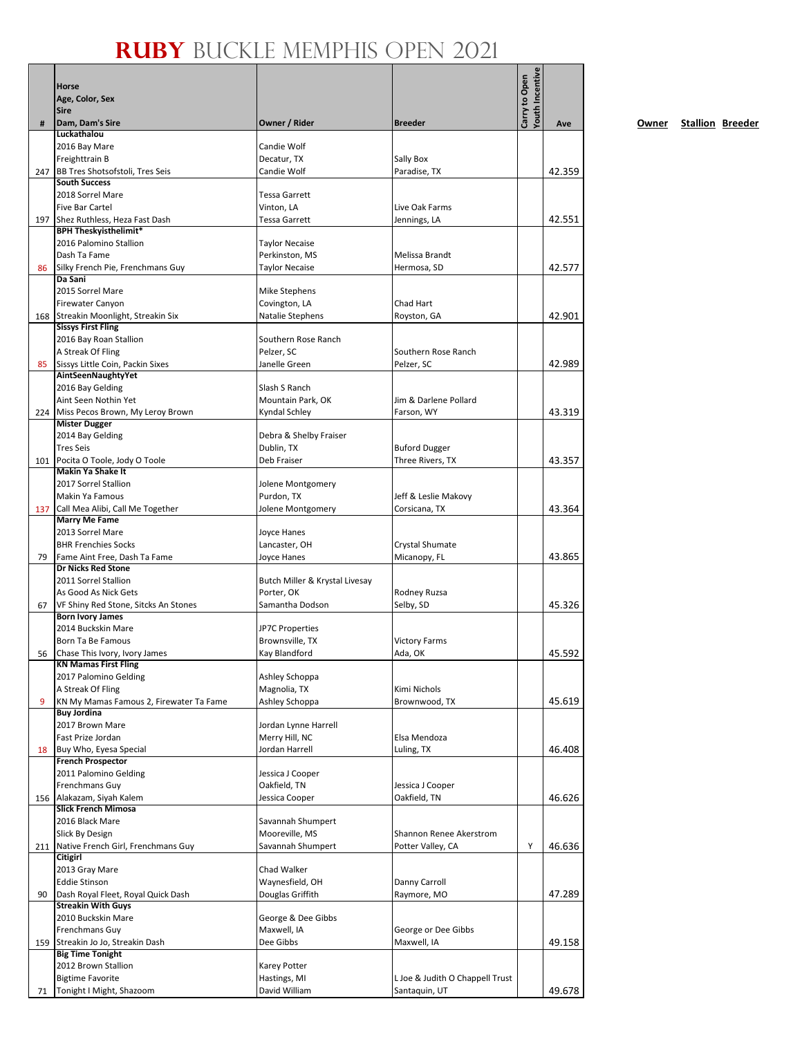# RUBY BUCKLE MEMPHIS OPEN 2021

| # | Horse<br>Age, Color, Sex<br>Sire<br>Dam, Dam's Sire | Owner / Rider | Breeder | Carry to Open | Youth Incentive | Ave |
|---|---|---|---|---|---|---|
| 247 | **Luckathalou**<br>2016 Bay Mare<br>Freighttrain B<br>BB Tres Shotsofstoli, Tres Seis | Candie Wolf<br>Decatur, TX<br>Candie Wolf | Sally Box<br>Paradise, TX | | | 42.359 |
| 197 | **South Success**<br>2018 Sorrel Mare<br>Five Bar Cartel<br>Shez Ruthless, Heza Fast Dash | Tessa Garrett<br>Vinton, LA<br>Tessa Garrett | Live Oak Farms<br>Jennings, LA | | | 42.551 |
| 86 | **BPH Theskyisthelimit***<br>2016 Palomino Stallion<br>Dash Ta Fame<br>Silky French Pie, Frenchmans Guy | Taylor Necaise<br>Perkinston, MS<br>Taylor Necaise | Melissa Brandt<br>Hermosa, SD | | | 42.577 |
| 168 | **Da Sani**<br>2015 Sorrel Mare<br>Firewater Canyon<br>Streakin Moonlight, Streakin Six | Mike Stephens<br>Covington, LA<br>Natalie Stephens | Chad Hart<br>Royston, GA | | | 42.901 |
| 85 | **Sissys First Fling**<br>2016 Bay Roan Stallion<br>A Streak Of Fling<br>Sissys Little Coin, Packin Sixes | Southern Rose Ranch<br>Pelzer, SC<br>Janelle Green | Southern Rose Ranch<br>Pelzer, SC | | | 42.989 |
| 224 | **AintSeenNaughtyYet**<br>2016 Bay Gelding<br>Aint Seen Nothin Yet<br>Miss Pecos Brown, My Leroy Brown | Slash S Ranch<br>Mountain Park, OK<br>Kyndal Schley | Jim & Darlene Pollard<br>Farson, WY | | | 43.319 |
| 101 | **Mister Dugger**<br>2014 Bay Gelding<br>Tres Seis<br>Pocita O Toole, Jody O Toole | Debra & Shelby Fraiser<br>Dublin, TX<br>Deb Fraiser | Buford Dugger<br>Three Rivers, TX | | | 43.357 |
| 137 | **Makin Ya Shake It**<br>2017 Sorrel Stallion<br>Makin Ya Famous<br>Call Mea Alibi, Call Me Together | Jolene Montgomery<br>Purdon, TX<br>Jolene Montgomery | Jeff & Leslie Makovy<br>Corsicana, TX | | | 43.364 |
| 79 | **Marry Me Fame**<br>2013 Sorrel Mare<br>BHR Frenchies Socks<br>Fame Aint Free, Dash Ta Fame | Joyce Hanes<br>Lancaster, OH<br>Joyce Hanes | Crystal Shumate<br>Micanopy, FL | | | 43.865 |
| 67 | **Dr Nicks Red Stone**<br>2011 Sorrel Stallion<br>As Good As Nick Gets<br>VF Shiny Red Stone, Sitcks An Stones | Butch Miller & Krystal Livesay<br>Porter, OK<br>Samantha Dodson | Rodney Ruzsa<br>Selby, SD | | | 45.326 |
| 56 | **Born Ivory James**<br>2014 Buckskin Mare<br>Born Ta Be Famous<br>Chase This Ivory, Ivory James | JP7C Properties<br>Brownsville, TX<br>Kay Blandford | Victory Farms<br>Ada, OK | | | 45.592 |
| 9 | **KN Mamas First Fling**<br>2017 Palomino Gelding<br>A Streak Of Fling<br>KN My Mamas Famous 2, Firewater Ta Fame | Ashley Schoppa<br>Magnolia, TX<br>Ashley Schoppa | Kimi Nichols<br>Brownwood, TX | | | 45.619 |
| 18 | **Buy Jordina**<br>2017 Brown Mare<br>Fast Prize Jordan<br>Buy Who, Eyesa Special | Jordan Lynne Harrell<br>Merry Hill, NC<br>Jordan Harrell | Elsa Mendoza<br>Luling, TX | | | 46.408 |
| 156 | **French Prospector**<br>2011 Palomino Gelding<br>Frenchmans Guy<br>Alakazam, Siyah Kalem | Jessica J Cooper<br>Oakfield, TN<br>Jessica Cooper | Jessica J Cooper<br>Oakfield, TN | | | 46.626 |
| 211 | **Slick French Mimosa**<br>2016 Black Mare<br>Slick By Design<br>Native French Girl, Frenchmans Guy | Savannah Shumpert<br>Mooreville, MS<br>Savannah Shumpert | Shannon Renee Akerstrom<br>Potter Valley, CA | | Y | 46.636 |
| 90 | **Citigirl**<br>2013 Gray Mare<br>Eddie Stinson<br>Dash Royal Fleet, Royal Quick Dash | Chad Walker<br>Waynesfield, OH<br>Douglas Griffith | Danny Carroll<br>Raymore, MO | | | 47.289 |
| 159 | **Streakin With Guys**<br>2010 Buckskin Mare<br>Frenchmans Guy<br>Streakin Jo Jo, Streakin Dash | George & Dee Gibbs<br>Maxwell, IA<br>Dee Gibbs | George or Dee Gibbs<br>Maxwell, IA | | | 49.158 |
| 71 | **Big Time Tonight**<br>2012 Brown Stallion<br>Bigtime Favorite<br>Tonight I Might, Shazoom | Karey Potter<br>Hastings, MI<br>David William | L Joe & Judith O Chappell Trust<br>Santaquin, UT | | | 49.678 |

**Owner** **Stallion** **Breeder**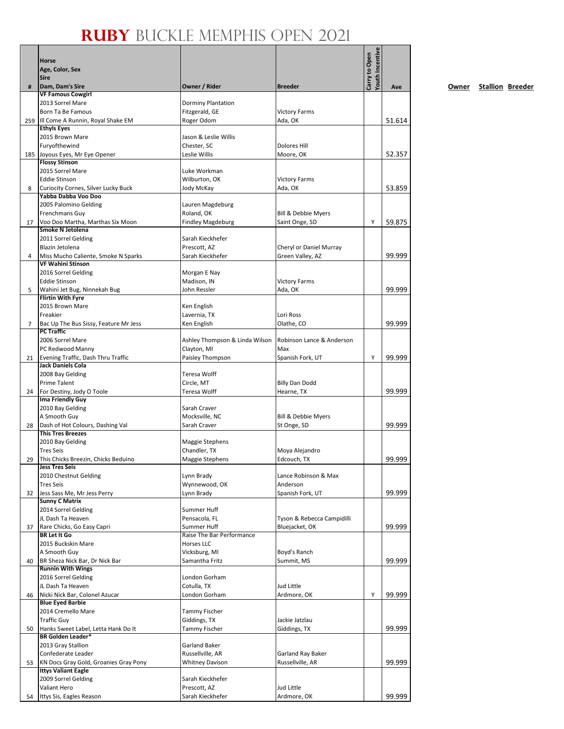# RUBY BUCKLE MEMPHIS OPEN 2021

| # | Horse<br>Age, Color, Sex<br>Sire<br>Dam, Dam's Sire | Owner / Rider | Breeder | Carry to Open | Youth Incentive | Ave | Owner | Stallion | Breeder |
|---|---|---|---|---|---|---|---|---|---|
| 259 | **VF Famous Cowgirl**<br>2013 Sorrel Mare<br>Born Ta Be Famous<br>Ill Come A Runnin, Royal Shake EM | Dorminy Plantation<br>Fitzgerald, GE<br>Roger Odom | Victory Farms<br>Ada, OK | | | 51.614 | | | |
| 185 | **Ethyls Eyes**<br>2015 Brown Mare<br>Furyofthewind<br>Joyous Eyes, Mr Eye Opener | Jason & Leslie Willis<br>Chester, SC<br>Leslie Willis | Dolores Hill<br>Moore, OK | | | 52.357 | | | |
| 8 | **Flossy Stinson**<br>2015 Sorrel Mare<br>Eddie Stinson<br>Curiocity Cornes, Silver Lucky Buck | Luke Workman<br>Wilburton, OK<br>Jody McKay | Victory Farms<br>Ada, OK | | | 53.859 | | | |
| 17 | **Yabba Dabba Voo Doo**<br>2005 Palomino Gelding<br>Frenchmans Guy<br>Voo Doo Martha, Marthas Six Moon | Lauren Magdeburg<br>Roland, OK<br>Findley Magdeburg | Bill & Debbie Myers<br>Saint Onge, SD | | Y | 59.875 | | | |
| 4 | **Smoke N Jetolena**<br>2011 Sorrel Gelding<br>Blazin Jetolena<br>Miss Mucho Caliente, Smoke N Sparks | Sarah Kieckhefer<br>Prescott, AZ<br>Sarah Kieckhefer | Cheryl or Daniel Murray<br>Green Valley, AZ | | | 99.999 | | | |
| 5 | **VF Wahini Stinson**<br>2016 Sorrel Gelding<br>Eddie Stinson<br>Wahini Jet Bug, Ninnekah Bug | Morgan E Nay<br>Madison, IN<br>John Ressler | Victory Farms<br>Ada, OK | | | 99.999 | | | |
| 7 | **Flirtin With Fyre**<br>2015 Brown Mare<br>Freakier<br>Bac Up The Bus Sissy, Feature Mr Jess | Ken English<br>Lavernia, TX<br>Ken English | Lori Ross<br>Olathe, CO | | | 99.999 | | | |
| 21 | **PC Traffic**<br>2006 Sorrel Mare<br>PC Redwood Manny<br>Evening Traffic, Dash Thru Traffic | Ashley Thompson & Linda Wilson<br>Clayton, MI<br>Paisley Thompson | Robinson Lance & Anderson Max<br>Spanish Fork, UT | | Y | 99.999 | | | |
| 24 | **Jack Daniels Cola**<br>2008 Bay Gelding<br>Prime Talent<br>For Destiny, Jody O Toole | Teresa Wolff<br>Circle, MT<br>Teresa Wolff | Billy Dan Dodd<br>Hearne, TX | | | 99.999 | | | |
| 28 | **Ima Friendly Guy**<br>2010 Bay Gelding<br>A Smooth Guy<br>Dash of Hot Colours, Dashing Val | Sarah Craver<br>Mocksville, NC<br>Sarah Craver | Bill & Debbie Myers<br>St Onge, SD | | | 99.999 | | | |
| 29 | **This Tres Breezes**<br>2010 Bay Gelding<br>Tres Seis<br>This Chicks Breezin, Chicks Beduino | Maggie Stephens<br>Chandler, TX<br>Maggie Stephens | Moya Alejandro<br>Edcouch, TX | | | 99.999 | | | |
| 32 | **Jess Tres Seis**<br>2010 Chestnut Gelding<br>Tres Seis<br>Jess Sass Me, Mr Jess Perry | Lynn Brady<br>Wynnewood, OK<br>Lynn Brady | Lance Robinson & Max Anderson<br>Spanish Fork, UT | | | 99.999 | | | |
| 37 | **Sunny C Matrix**<br>2014 Sorrel Gelding<br>JL Dash Ta Heaven<br>Rare Chicks, Go Easy Capri | Summer Huff<br>Pensacola, FL<br>Summer Huff | Tyson & Rebecca Campidilli<br>Bluejacket, OK | | | 99.999 | | | |
| 40 | **BR Let It Go**<br>2015 Buckskin Mare<br>A Smooth Guy<br>BR Sheza Nick Bar, Dr Nick Bar | Raise The Bar Performance Horses LLC<br>Vicksburg, MI<br>Samantha Fritz | Boyd's Ranch<br>Summit, MS | | | 99.999 | | | |
| 46 | **Runnin With Wings**<br>2016 Sorrel Gelding<br>JL Dash Ta Heaven<br>Nicki Nick Bar, Colonel Azucar | London Gorham<br>Cotulla, TX<br>London Gorham | Jud Little<br>Ardmore, OK | | Y | 99.999 | | | |
| 50 | **Blue Eyed Barbie**<br>2014 Cremello Mare<br>Traffic Guy<br>Hanks Sweet Label, Letta Hank Do It | Tammy Fischer<br>Giddings, TX<br>Tammy Fischer | Jackie Jatzlau<br>Giddings, TX | | | 99.999 | | | |
| 53 | **BR Golden Leader***<br>2013 Gray Stallion<br>Confederate Leader<br>KN Docs Gray Gold, Groanies Gray Pony | Garland Baker<br>Russellville, AR<br>Whitney Davison | Garland Ray Baker<br>Russellville, AR | | | 99.999 | | | |
| 54 | **Ittys Valiant Eagle**<br>2009 Sorrel Gelding<br>Valiant Hero<br>Ittys Sis, Eagles Reason | Sarah Kieckhefer<br>Prescott, AZ<br>Sarah Kieckhefer | Jud Little<br>Ardmore, OK | | | 99.999 | | | |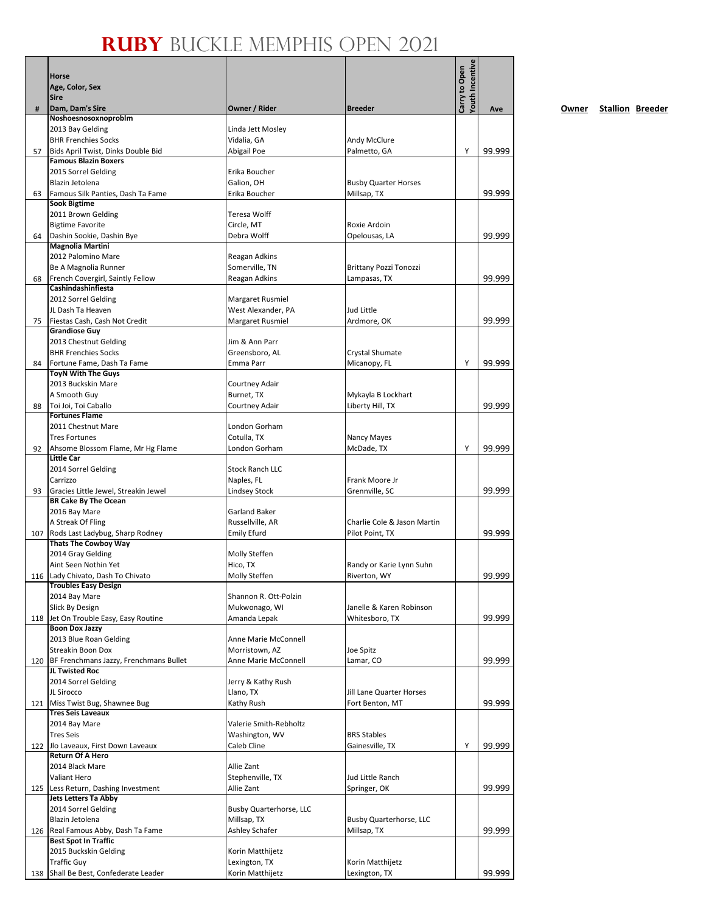# RUBY BUCKLE MEMPHIS OPEN 2021

| # | Horse<br>Age, Color, Sex<br>Sire<br>Dam, Dam's Sire | Owner / Rider | Breeder | Carry to Open | Youth Incentive | Ave | Owner | Stallion | Breeder |
|---|---|---|---|---|---|---|---|---|---|
| 57 | **Noshoesnosoxnoproblm**<br>2013 Bay Gelding<br>BHR Frenchies Socks<br>Bids April Twist, Dinks Double Bid | Linda Jett Mosley<br>Vidalia, GA<br>Abigail Poe | Andy McClure<br>Palmetto, GA | | Y | 99.999 | | | |
| 63 | **Famous Blazin Boxers**<br>2015 Sorrel Gelding<br>Blazin Jetolena<br>Famous Silk Panties, Dash Ta Fame | Erika Boucher<br>Galion, OH<br>Erika Boucher | Busby Quarter Horses<br>Millsap, TX | | | 99.999 | | | |
| 64 | **Sook Bigtime**<br>2011 Brown Gelding<br>Bigtime Favorite<br>Dashin Sookie, Dashin Bye | Teresa Wolff<br>Circle, MT<br>Debra Wolff | Roxie Ardoin<br>Opelousas, LA | | | 99.999 | | | |
| 68 | **Magnolia Martini**<br>2012 Palomino Mare<br>Be A Magnolia Runner<br>French Covergirl, Saintly Fellow | Reagan Adkins<br>Somerville, TN<br>Reagan Adkins | Brittany Pozzi Tonozzi<br>Lampasas, TX | | | 99.999 | | | |
| 75 | **Cashindashinfiesta**<br>2012 Sorrel Gelding<br>JL Dash Ta Heaven<br>Fiestas Cash, Cash Not Credit | Margaret Rusmiel<br>West Alexander, PA<br>Margaret Rusmiel | Jud Little<br>Ardmore, OK | | | 99.999 | | | |
| 84 | **Grandiose Guy**<br>2013 Chestnut Gelding<br>BHR Frenchies Socks<br>Fortune Fame, Dash Ta Fame | Jim & Ann Parr<br>Greensboro, AL<br>Emma Parr | Crystal Shumate<br>Micanopy, FL | | Y | 99.999 | | | |
| 88 | **ToyN With The Guys**<br>2013 Buckskin Mare<br>A Smooth Guy<br>Toi Joi, Toi Caballo | Courtney Adair<br>Burnet, TX<br>Courtney Adair | Mykayla B Lockhart<br>Liberty Hill, TX | | | 99.999 | | | |
| 92 | **Fortunes Flame**<br>2011 Chestnut Mare<br>Tres Fortunes<br>Ahsome Blossom Flame, Mr Hg Flame | London Gorham<br>Cotulla, TX<br>London Gorham | Nancy Mayes<br>McDade, TX | | Y | 99.999 | | | |
| 93 | **Little Car**<br>2014 Sorrel Gelding<br>Carrizzo<br>Gracies Little Jewel, Streakin Jewel | Stock Ranch LLC<br>Naples, FL<br>Lindsey Stock | Frank Moore Jr<br>Grennville, SC | | | 99.999 | | | |
| 107 | **BR Cake By The Ocean**<br>2016 Bay Mare<br>A Streak Of Fling<br>Rods Last Ladybug, Sharp Rodney | Garland Baker<br>Russellville, AR<br>Emily Efurd | Charlie Cole & Jason Martin<br>Pilot Point, TX | | | 99.999 | | | |
| 116 | **Thats The Cowboy Way**<br>2014 Gray Gelding<br>Aint Seen Nothin Yet<br>Lady Chivato, Dash To Chivato | Molly Steffen<br>Hico, TX<br>Molly Steffen | Randy or Karie Lynn Suhn<br>Riverton, WY | | | 99.999 | | | |
| 118 | **Troubles Easy Design**<br>2014 Bay Mare<br>Slick By Design<br>Jet On Trouble Easy, Easy Routine | Shannon R. Ott-Polzin<br>Mukwonago, WI<br>Amanda Lepak | Janelle & Karen Robinson<br>Whitesboro, TX | | | 99.999 | | | |
| 120 | **Boon Dox Jazzy**<br>2013 Blue Roan Gelding<br>Streakin Boon Dox<br>BF Frenchmans Jazzy, Frenchmans Bullet | Anne Marie McConnell<br>Morristown, AZ<br>Anne Marie McConnell | Joe Spitz<br>Lamar, CO | | | 99.999 | | | |
| 121 | **JL Twisted Roc**<br>2014 Sorrel Gelding<br>JL Sirocco<br>Miss Twist Bug, Shawnee Bug | Jerry & Kathy Rush<br>Llano, TX<br>Kathy Rush | Jill Lane Quarter Horses<br>Fort Benton, MT | | | 99.999 | | | |
| 122 | **Tres Seis Laveaux**<br>2014 Bay Mare<br>Tres Seis<br>Jlo Laveaux, First Down Laveaux | Valerie Smith-Rebholtz<br>Washington, WV<br>Caleb Cline | BRS Stables<br>Gainesville, TX | | Y | 99.999 | | | |
| 125 | **Return Of A Hero**<br>2014 Black Mare<br>Valiant Hero<br>Less Return, Dashing Investment | Allie Zant<br>Stephenville, TX<br>Allie Zant | Jud Little Ranch<br>Springer, OK | | | 99.999 | | | |
| 126 | **Jets Letters Ta Abby**<br>2014 Sorrel Gelding<br>Blazin Jetolena<br>Real Famous Abby, Dash Ta Fame | Busby Quarterhorse, LLC<br>Millsap, TX<br>Ashley Schafer | Busby Quarterhorse, LLC<br>Millsap, TX | | | 99.999 | | | |
| 138 | **Best Spot In Traffic**<br>2015 Buckskin Gelding<br>Traffic Guy<br>Shall Be Best, Confederate Leader | Korin Matthijetz<br>Lexington, TX<br>Korin Matthijetz | Korin Matthijetz<br>Lexington, TX | | | 99.999 | | | |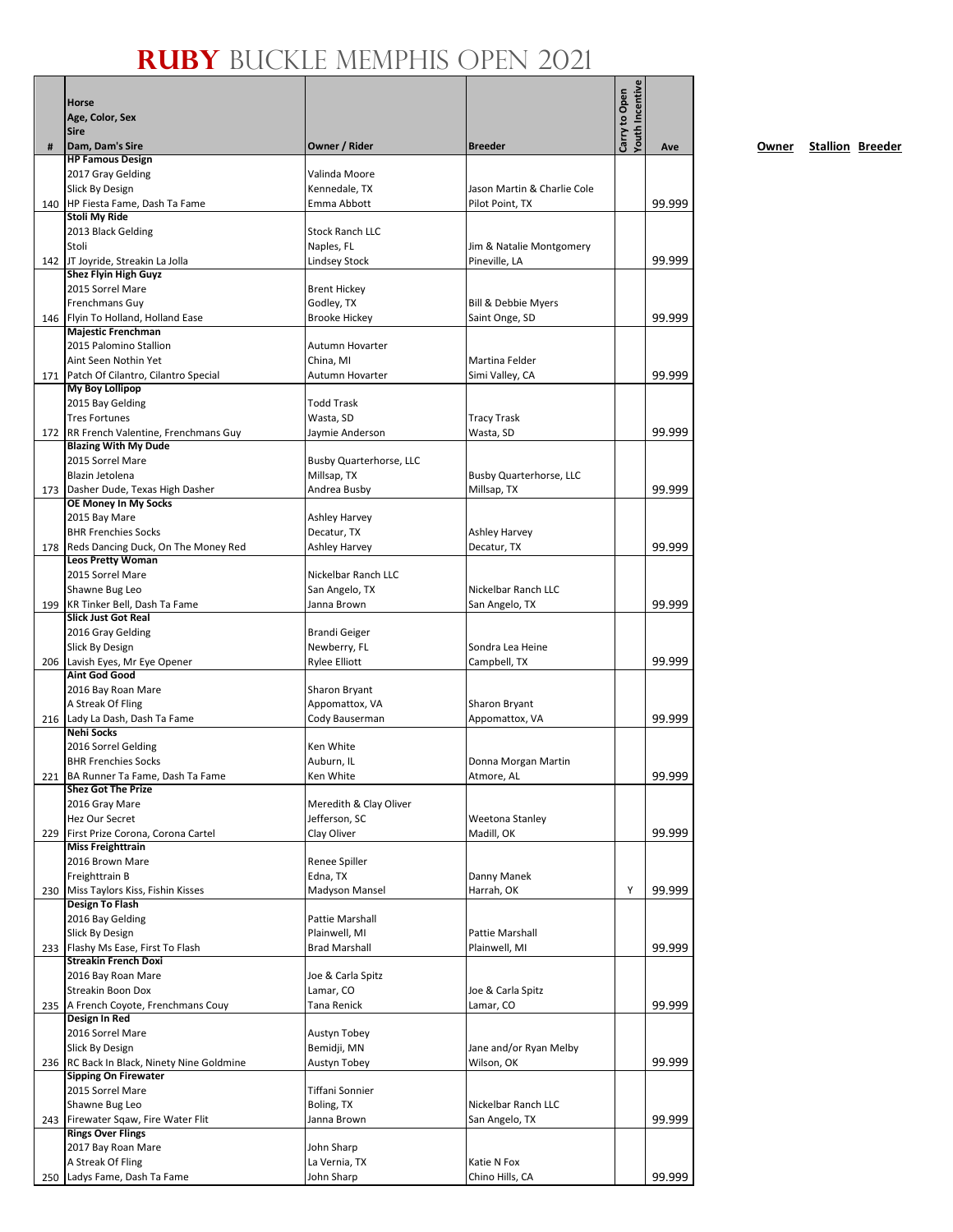# RUBY BUCKLE MEMPHIS OPEN 2021

| # | Horse<br>Age, Color, Sex<br>Sire<br>Dam, Dam's Sire | Owner / Rider | Breeder | Carry to Open | Youth Incentive | Ave |
|---|---|---|---|---|---|---|
| 140 | **HP Famous Design**<br>2017 Gray Gelding<br>Slick By Design<br>HP Fiesta Fame, Dash Ta Fame | Valinda Moore<br>Kennedale, TX<br>Emma Abbott | Jason Martin & Charlie Cole<br>Pilot Point, TX | | | 99.999 |
| 142 | **Stoli My Ride**<br>2013 Black Gelding<br>Stoli<br>JT Joyride, Streakin La Jolla | Stock Ranch LLC<br>Naples, FL<br>Lindsey Stock | Jim & Natalie Montgomery<br>Pineville, LA | | | 99.999 |
| 146 | **Shez Flyin High Guyz**<br>2015 Sorrel Mare<br>Frenchmans Guy<br>Flyin To Holland, Holland Ease | Brent Hickey<br>Godley, TX<br>Brooke Hickey | Bill & Debbie Myers<br>Saint Onge, SD | | | 99.999 |
| 171 | **Majestic Frenchman**<br>2015 Palomino Stallion<br>Aint Seen Nothin Yet<br>Patch Of Cilantro, Cilantro Special | Autumn Hovarter<br>China, MI<br>Autumn Hovarter | Martina Felder<br>Simi Valley, CA | | | 99.999 |
| 172 | **My Boy Lollipop**<br>2015 Bay Gelding<br>Tres Fortunes<br>RR French Valentine, Frenchmans Guy | Todd Trask<br>Wasta, SD<br>Jaymie Anderson | Tracy Trask<br>Wasta, SD | | | 99.999 |
| 173 | **Blazing With My Dude**<br>2015 Sorrel Mare<br>Blazin Jetolena<br>Dasher Dude, Texas High Dasher | Busby Quarterhorse, LLC<br>Millsap, TX<br>Andrea Busby | Busby Quarterhorse, LLC<br>Millsap, TX | | | 99.999 |
| 178 | **OE Money In My Socks**<br>2015 Bay Mare<br>BHR Frenchies Socks<br>Reds Dancing Duck, On The Money Red | Ashley Harvey<br>Decatur, TX<br>Ashley Harvey | Ashley Harvey<br>Decatur, TX | | | 99.999 |
| 199 | **Leos Pretty Woman**<br>2015 Sorrel Mare<br>Shawne Bug Leo<br>KR Tinker Bell, Dash Ta Fame | Nickelbar Ranch LLC<br>San Angelo, TX<br>Janna Brown | Nickelbar Ranch LLC<br>San Angelo, TX | | | 99.999 |
| 206 | **Slick Just Got Real**<br>2016 Gray Gelding<br>Slick By Design<br>Lavish Eyes, Mr Eye Opener | Brandi Geiger<br>Newberry, FL<br>Rylee Elliott | Sondra Lea Heine<br>Campbell, TX | | | 99.999 |
| 216 | **Aint God Good**<br>2016 Bay Roan Mare<br>A Streak Of Fling<br>Lady La Dash, Dash Ta Fame | Sharon Bryant<br>Appomattox, VA<br>Cody Bauserman | Sharon Bryant<br>Appomattox, VA | | | 99.999 |
| 221 | **Nehi Socks**<br>2016 Sorrel Gelding<br>BHR Frenchies Socks<br>BA Runner Ta Fame, Dash Ta Fame | Ken White<br>Auburn, IL<br>Ken White | Donna Morgan Martin<br>Atmore, AL | | | 99.999 |
| 229 | **Shez Got The Prize**<br>2016 Gray Mare<br>Hez Our Secret<br>First Prize Corona, Corona Cartel | Meredith & Clay Oliver<br>Jefferson, SC<br>Clay Oliver | Weetona Stanley<br>Madill, OK | | | 99.999 |
| 230 | **Miss Freighttrain**<br>2016 Brown Mare<br>Freighttrain B<br>Miss Taylors Kiss, Fishin Kisses | Renee Spiller<br>Edna, TX<br>Madyson Mansel | Danny Manek<br>Harrah, OK | | Y | 99.999 |
| 233 | **Design To Flash**<br>2016 Bay Gelding<br>Slick By Design<br>Flashy Ms Ease, First To Flash | Pattie Marshall<br>Plainwell, MI<br>Brad Marshall | Pattie Marshall<br>Plainwell, MI | | | 99.999 |
| 235 | **Streakin French Doxi**<br>2016 Bay Roan Mare<br>Streakin Boon Dox<br>A French Coyote, Frenchmans Couy | Joe & Carla Spitz<br>Lamar, CO<br>Tana Renick | Joe & Carla Spitz<br>Lamar, CO | | | 99.999 |
| 236 | **Design In Red**<br>2016 Sorrel Mare<br>Slick By Design<br>RC Back In Black, Ninety Nine Goldmine | Austyn Tobey<br>Bemidji, MN<br>Austyn Tobey | Jane and/or Ryan Melby<br>Wilson, OK | | | 99.999 |
| 243 | **Sipping On Firewater**<br>2015 Sorrel Mare<br>Shawne Bug Leo<br>Firewater Sqaw, Fire Water Flit | Tiffani Sonnier<br>Boling, TX<br>Janna Brown | Nickelbar Ranch LLC<br>San Angelo, TX | | | 99.999 |
| 250 | **Rings Over Flings**<br>2017 Bay Roan Mare<br>A Streak Of Fling<br>Ladys Fame, Dash Ta Fame | John Sharp<br>La Vernia, TX<br>John Sharp | Katie N Fox<br>Chino Hills, CA | | | 99.999 |

**Owner** **Stallion** **Breeder**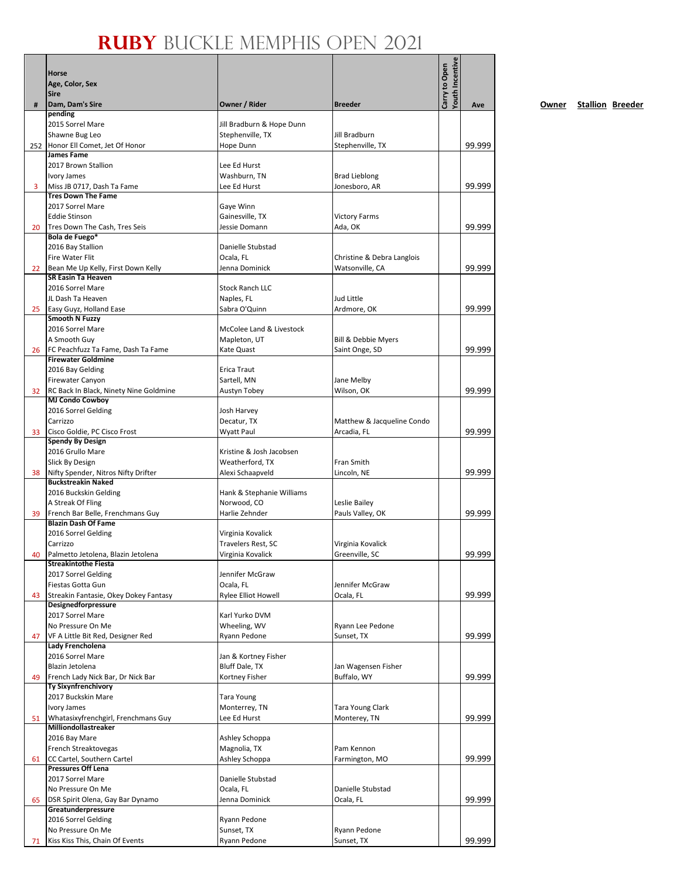# RUBY BUCKLE MEMPHIS OPEN 2021

| # | Horse<br>Age, Color, Sex<br>Sire<br>Dam, Dam's Sire | Owner / Rider | Breeder | Carry to Open | Youth Incentive | Ave | Owner | Stallion | Breeder |
|---|---|---|---|---|---|---|---|---|---|
| 252 | **pending**<br>2015 Sorrel Mare<br>Shawne Bug Leo<br>Honor Ell Comet, Jet Of Honor | Jill Bradburn & Hope Dunn<br>Stephenville, TX<br>Hope Dunn | Jill Bradburn<br>Stephenville, TX | | | 99.999 | | | |
| 3 | **James Fame**<br>2017 Brown Stallion<br>Ivory James<br>Miss JB 0717, Dash Ta Fame | Lee Ed Hurst<br>Washburn, TN<br>Lee Ed Hurst | Brad Lieblong<br>Jonesboro, AR | | | 99.999 | | | |
| 20 | **Tres Down The Fame**<br>2017 Sorrel Mare<br>Eddie Stinson<br>Tres Down The Cash, Tres Seis | Gaye Winn<br>Gainesville, TX<br>Jessie Domann | Victory Farms<br>Ada, OK | | | 99.999 | | | |
| 22 | **Bola de Fuego***<br>2016 Bay Stallion<br>Fire Water Flit<br>Bean Me Up Kelly, First Down Kelly | Danielle Stubstad<br>Ocala, FL<br>Jenna Dominick | Christine & Debra Langlois<br>Watsonville, CA | | | 99.999 | | | |
| 25 | **SR Easin Ta Heaven**<br>2016 Sorrel Mare<br>JL Dash Ta Heaven<br>Easy Guyz, Holland Ease | Stock Ranch LLC<br>Naples, FL<br>Sabra O'Quinn | Jud Little<br>Ardmore, OK | | | 99.999 | | | |
| 26 | **Smooth N Fuzzy**<br>2016 Sorrel Mare<br>A Smooth Guy<br>FC Peachfuzz Ta Fame, Dash Ta Fame | McColee Land & Livestock<br>Mapleton, UT<br>Kate Quast | Bill & Debbie Myers<br>Saint Onge, SD | | | 99.999 | | | |
| 32 | **Firewater Goldmine**<br>2016 Bay Gelding<br>Firewater Canyon<br>RC Back In Black, Ninety Nine Goldmine | Erica Traut<br>Sartell, MN<br>Austyn Tobey | Jane Melby<br>Wilson, OK | | | 99.999 | | | |
| 33 | **MJ Condo Cowboy**<br>2016 Sorrel Gelding<br>Carrizzo<br>Cisco Goldie, PC Cisco Frost | Josh Harvey<br>Decatur, TX<br>Wyatt Paul | Matthew & Jacqueline Condo<br>Arcadia, FL | | | 99.999 | | | |
| 38 | **Spendy By Design**<br>2016 Grullo Mare<br>Slick By Design<br>Nifty Spender, Nitros Nifty Drifter | Kristine & Josh Jacobsen<br>Weatherford, TX<br>Alexi Schaapveld | Fran Smith<br>Lincoln, NE | | | 99.999 | | | |
| 39 | **Buckstreakin Naked**<br>2016 Buckskin Gelding<br>A Streak Of Fling<br>French Bar Belle, Frenchmans Guy | Hank & Stephanie Williams<br>Norwood, CO<br>Harlie Zehnder | Leslie Bailey<br>Pauls Valley, OK | | | 99.999 | | | |
| 40 | **Blazin Dash Of Fame**<br>2016 Sorrel Gelding<br>Carrizzo<br>Palmetto Jetolena, Blazin Jetolena | Virginia Kovalick<br>Travelers Rest, SC<br>Virginia Kovalick | Virginia Kovalick<br>Greenville, SC | | | 99.999 | | | |
| 43 | **Streakintothe Fiesta**<br>2017 Sorrel Gelding<br>Fiestas Gotta Gun<br>Streakin Fantasie, Okey Dokey Fantasy | Jennifer McGraw<br>Ocala, FL<br>Rylee Elliot Howell | Jennifer McGraw<br>Ocala, FL | | | 99.999 | | | |
| 47 | **Designedforpressure**<br>2017 Sorrel Mare<br>No Pressure On Me<br>VF A Little Bit Red, Designer Red | Karl Yurko DVM<br>Wheeling, WV<br>Ryann Pedone | Ryann Lee Pedone<br>Sunset, TX | | | 99.999 | | | |
| 49 | **Lady Frencholena**<br>2016 Sorrel Mare<br>Blazin Jetolena<br>French Lady Nick Bar, Dr Nick Bar | Jan & Kortney Fisher<br>Bluff Dale, TX<br>Kortney Fisher | Jan Wagensen Fisher<br>Buffalo, WY | | | 99.999 | | | |
| 51 | **Ty Sixynfrenchivory**<br>2017 Buckskin Mare<br>Ivory James<br>Whatasixyfrenchgirl, Frenchmans Guy | Tara Young<br>Monterrey, TN<br>Lee Ed Hurst | Tara Young Clark<br>Monterey, TN | | | 99.999 | | | |
| 61 | **Milliondollastreaker**<br>2016 Bay Mare<br>French Streaktovegas<br>CC Cartel, Southern Cartel | Ashley Schoppa<br>Magnolia, TX<br>Ashley Schoppa | Pam Kennon<br>Farmington, MO | | | 99.999 | | | |
| 65 | **Pressures Off Lena**<br>2017 Sorrel Mare<br>No Pressure On Me<br>DSR Spirit Olena, Gay Bar Dynamo | Danielle Stubstad<br>Ocala, FL<br>Jenna Dominick | Danielle Stubstad<br>Ocala, FL | | | 99.999 | | | |
| 71 | **Greatunderpressure**<br>2016 Sorrel Gelding<br>No Pressure On Me<br>Kiss Kiss This, Chain Of Events | Ryann Pedone<br>Sunset, TX<br>Ryann Pedone | Ryann Pedone<br>Sunset, TX | | | 99.999 | | | |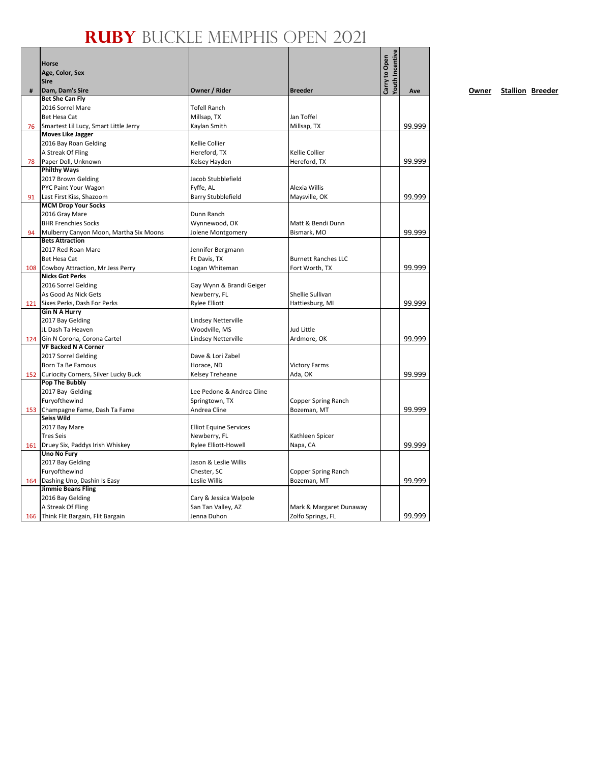# RUBY BUCKLE MEMPHIS OPEN 2021

| # | Horse<br>Age, Color, Sex<br>Sire<br>Dam, Dam's Sire | Owner / Rider | Breeder | Carry to Open | Youth Incentive | Ave |
|---|---|---|---|---|---|---|
| 76 | **Bet She Can Fly**<br>2016 Sorrel Mare<br>Bet Hesa Cat<br>Smartest Lil Lucy, Smart Little Jerry | Tofell Ranch<br>Millsap, TX<br>Kaylan Smith | Jan Toffel<br>Millsap, TX | | | 99.999 |
| 78 | **Moves Like Jagger**<br>2016 Bay Roan Gelding<br>A Streak Of Fling<br>Paper Doll, Unknown | Kellie Collier<br>Hereford, TX<br>Kelsey Hayden | Kellie Collier<br>Hereford, TX | | | 99.999 |
| 91 | **Philthy Ways**<br>2017 Brown Gelding<br>PYC Paint Your Wagon<br>Last First Kiss, Shazoom | Jacob Stubblefield<br>Fyffe, AL<br>Barry Stubblefield | Alexia Willis<br>Maysville, OK | | | 99.999 |
| 94 | **MCM Drop Your Socks**<br>2016 Gray Mare<br>BHR Frenchies Socks<br>Mulberry Canyon Moon, Martha Six Moons | Dunn Ranch<br>Wynnewood, OK<br>Jolene Montgomery | Matt & Bendi Dunn<br>Bismark, MO | | | 99.999 |
| 108 | **Bets Attraction**<br>2017 Red Roan Mare<br>Bet Hesa Cat<br>Cowboy Attraction, Mr Jess Perry | Jennifer Bergmann<br>Ft Davis, TX<br>Logan Whiteman | Burnett Ranches LLC<br>Fort Worth, TX | | | 99.999 |
| 121 | **Nicks Got Perks**<br>2016 Sorrel Gelding<br>As Good As Nick Gets<br>Sixes Perks, Dash For Perks | Gay Wynn & Brandi Geiger<br>Newberry, FL<br>Rylee Elliott | Shellie Sullivan<br>Hattiesburg, MI | | | 99.999 |
| 124 | **Gin N A Hurry**<br>2017 Bay Gelding<br>JL Dash Ta Heaven<br>Gin N Corona, Corona Cartel | Lindsey Netterville<br>Woodville, MS<br>Lindsey Netterville | Jud Little<br>Ardmore, OK | | | 99.999 |
| 152 | **VF Backed N A Corner**<br>2017 Sorrel Gelding<br>Born Ta Be Famous<br>Curiocity Corners, Silver Lucky Buck | Dave & Lori Zabel<br>Horace, ND<br>Kelsey Treheane | Victory Farms<br>Ada, OK | | | 99.999 |
| 153 | **Pop The Bubbly**<br>2017 Bay Gelding<br>Furyofthewind<br>Champagne Fame, Dash Ta Fame | Lee Pedone & Andrea Cline<br>Springtown, TX<br>Andrea Cline | Copper Spring Ranch<br>Bozeman, MT | | | 99.999 |
| 161 | **Seiss Wild**<br>2017 Bay Mare<br>Tres Seis<br>Druey Six, Paddys Irish Whiskey | Elliot Equine Services<br>Newberry, FL<br>Rylee Elliott-Howell | Kathleen Spicer<br>Napa, CA | | | 99.999 |
| 164 | **Uno No Fury**<br>2017 Bay Gelding<br>Furyofthewind<br>Dashing Uno, Dashin Is Easy | Jason & Leslie Willis<br>Chester, SC<br>Leslie Willis | Copper Spring Ranch<br>Bozeman, MT | | | 99.999 |
| 166 | **Jimmie Beans Fling**<br>2016 Bay Gelding<br>A Streak Of Fling<br>Think Flit Bargain, Flit Bargain | Cary & Jessica Walpole<br>San Tan Valley, AZ<br>Jenna Duhon | Mark & Margaret Dunaway<br>Zolfo Springs, FL | | | 99.999 |

Owner Stallion Breeder